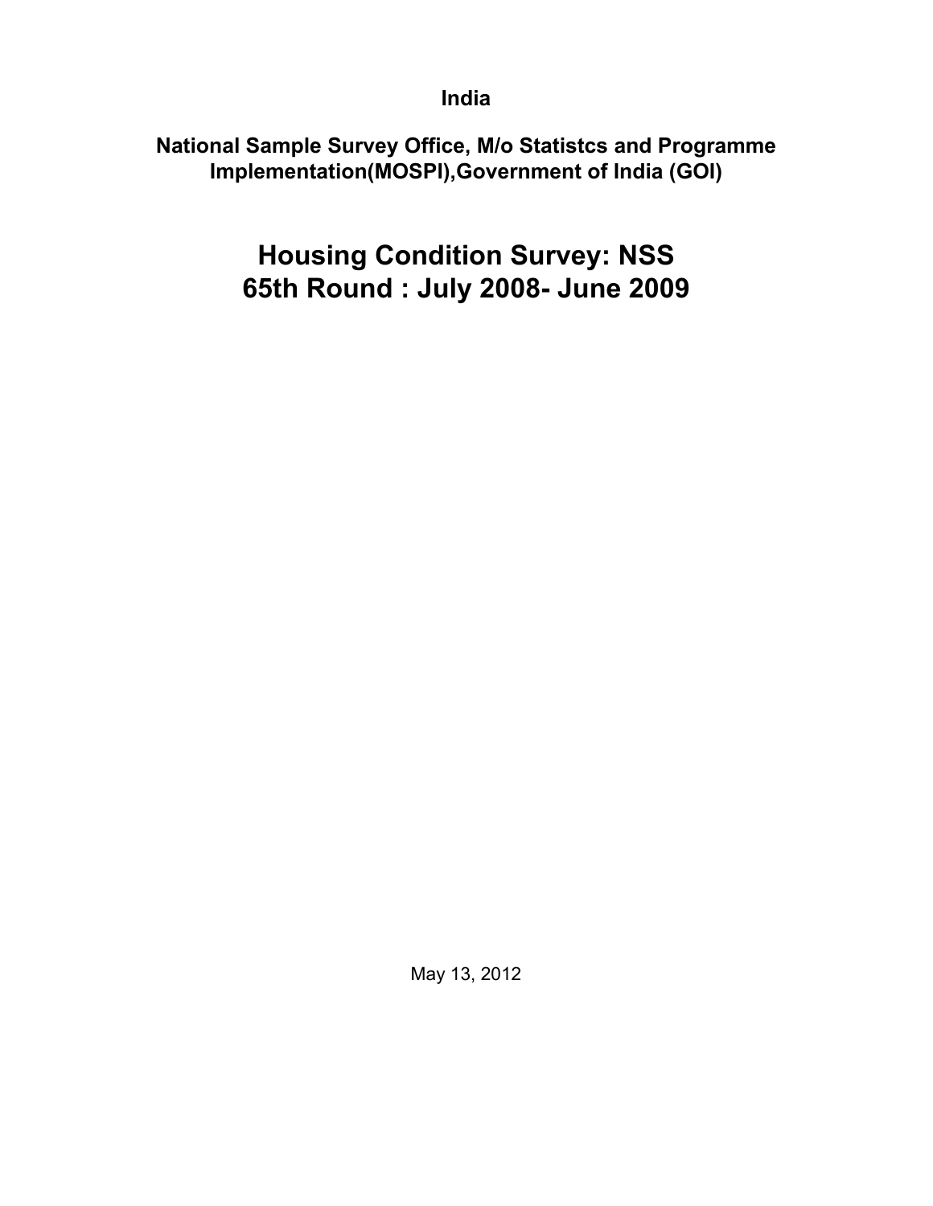**India**

**National Sample Survey Office, M/o Statistcs and Programme Implementation(MOSPI),Government of India (GOI)**

# Housing Condition Survey: NSS 65th Round : July 2008- June 2009

May 13, 2012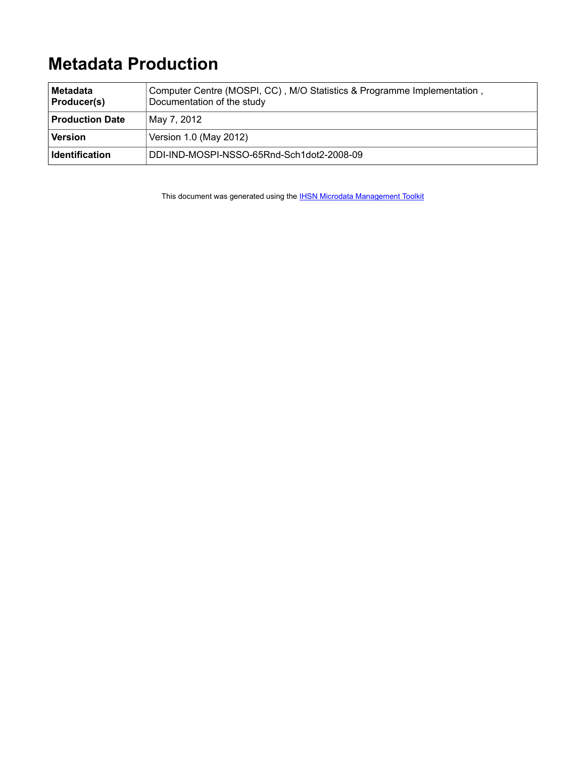# Metadata Production

| | |
|---|---|
| **Metadata Producer(s)** | Computer Centre (MOSPI, CC) , M/O Statistics & Programme Implementation , Documentation of the study |
| **Production Date** | May 7, 2012 |
| **Version** | Version 1.0 (May 2012) |
| **Identification** | DDI-IND-MOSPI-NSSO-65Rnd-Sch1dot2-2008-09 |

This document was generated using the [IHSN Microdata Management Toolkit]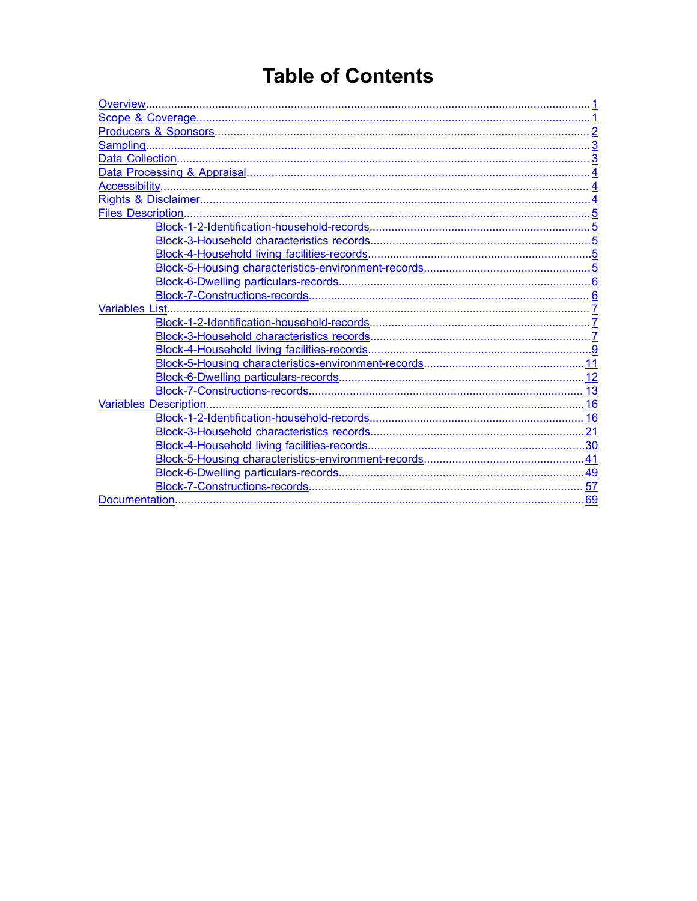# Table of Contents

- Overview ........ 1
- Scope & Coverage ........ 1
- Producers & Sponsors ........ 2
- Sampling ........ 3
- Data Collection ........ 3
- Data Processing & Appraisal ........ 4
- Accessibility ........ 4
- Rights & Disclaimer ........ 4
- Files Description ........ 5
  - Block-1-2-Identification-household-records ........ 5
  - Block-3-Household characteristics records ........ 5
  - Block-4-Household living facilities-records ........ 5
  - Block-5-Housing characteristics-environment-records ........ 5
  - Block-6-Dwelling particulars-records ........ 6
  - Block-7-Constructions-records ........ 6
- Variables List ........ 7
  - Block-1-2-Identification-household-records ........ 7
  - Block-3-Household characteristics records ........ 7
  - Block-4-Household living facilities-records ........ 9
  - Block-5-Housing characteristics-environment-records ........ 11
  - Block-6-Dwelling particulars-records ........ 12
  - Block-7-Constructions-records ........ 13
- Variables Description ........ 16
  - Block-1-2-Identification-household-records ........ 16
  - Block-3-Household characteristics records ........ 21
  - Block-4-Household living facilities-records ........ 30
  - Block-5-Housing characteristics-environment-records ........ 41
  - Block-6-Dwelling particulars-records ........ 49
  - Block-7-Constructions-records ........ 57
- Documentation ........ 69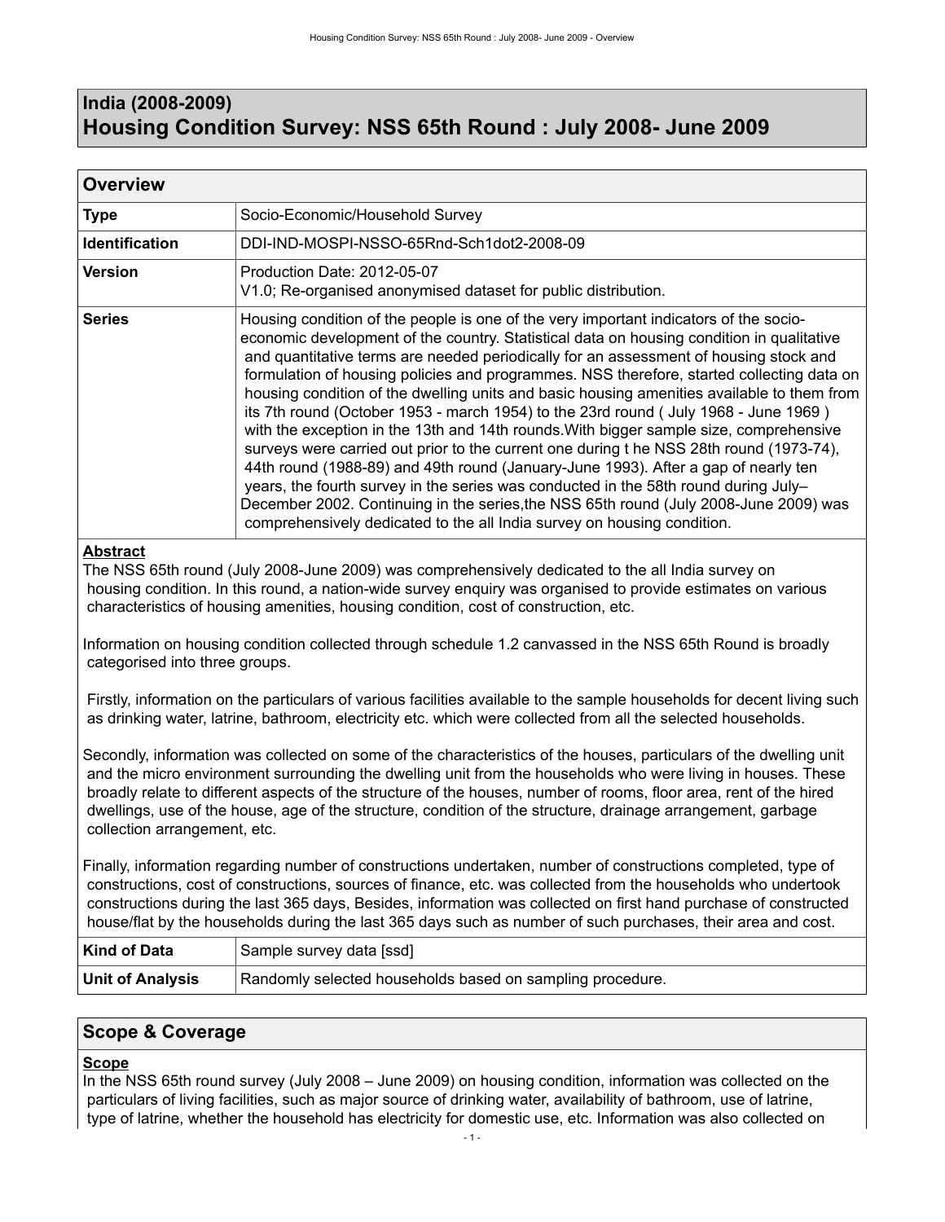# India (2008-2009)
# Housing Condition Survey: NSS 65th Round : July 2008- June 2009

## Overview

| | |
|---|---|
| **Type** | Socio-Economic/Household Survey |
| **Identification** | DDI-IND-MOSPI-NSSO-65Rnd-Sch1dot2-2008-09 |
| **Version** | Production Date: 2012-05-07<br>V1.0; Re-organised anonymised dataset for public distribution. |
| **Series** | Housing condition of the people is one of the very important indicators of the socio-economic development of the country. Statistical data on housing condition in qualitative and quantitative terms are needed periodically for an assessment of housing stock and formulation of housing policies and programmes. NSS therefore, started collecting data on housing condition of the dwelling units and basic housing amenities available to them from its 7th round (October 1953 - march 1954) to the 23rd round ( July 1968 - June 1969 ) with the exception in the 13th and 14th rounds.With bigger sample size, comprehensive surveys were carried out prior to the current one during t he NSS 28th round (1973-74), 44th round (1988-89) and 49th round (January-June 1993). After a gap of nearly ten years, the fourth survey in the series was conducted in the 58th round during July–December 2002. Continuing in the series,the NSS 65th round (July 2008-June 2009) was comprehensively dedicated to the all India survey on housing condition. |

**Abstract**

The NSS 65th round (July 2008-June 2009) was comprehensively dedicated to the all India survey on housing condition. In this round, a nation-wide survey enquiry was organised to provide estimates on various characteristics of housing amenities, housing condition, cost of construction, etc.

Information on housing condition collected through schedule 1.2 canvassed in the NSS 65th Round is broadly categorised into three groups.

Firstly, information on the particulars of various facilities available to the sample households for decent living such as drinking water, latrine, bathroom, electricity etc. which were collected from all the selected households.

Secondly, information was collected on some of the characteristics of the houses, particulars of the dwelling unit and the micro environment surrounding the dwelling unit from the households who were living in houses. These broadly relate to different aspects of the structure of the houses, number of rooms, floor area, rent of the hired dwellings, use of the house, age of the structure, condition of the structure, drainage arrangement, garbage collection arrangement, etc.

Finally, information regarding number of constructions undertaken, number of constructions completed, type of constructions, cost of constructions, sources of finance, etc. was collected from the households who undertook constructions during the last 365 days, Besides, information was collected on first hand purchase of constructed house/flat by the households during the last 365 days such as number of such purchases, their area and cost.

| | |
|---|---|
| **Kind of Data** | Sample survey data [ssd] |
| **Unit of Analysis** | Randomly selected households based on sampling procedure. |

## Scope & Coverage

**Scope**

In the NSS 65th round survey (July 2008 – June 2009) on housing condition, information was collected on the particulars of living facilities, such as major source of drinking water, availability of bathroom, use of latrine, type of latrine, whether the household has electricity for domestic use, etc. Information was also collected on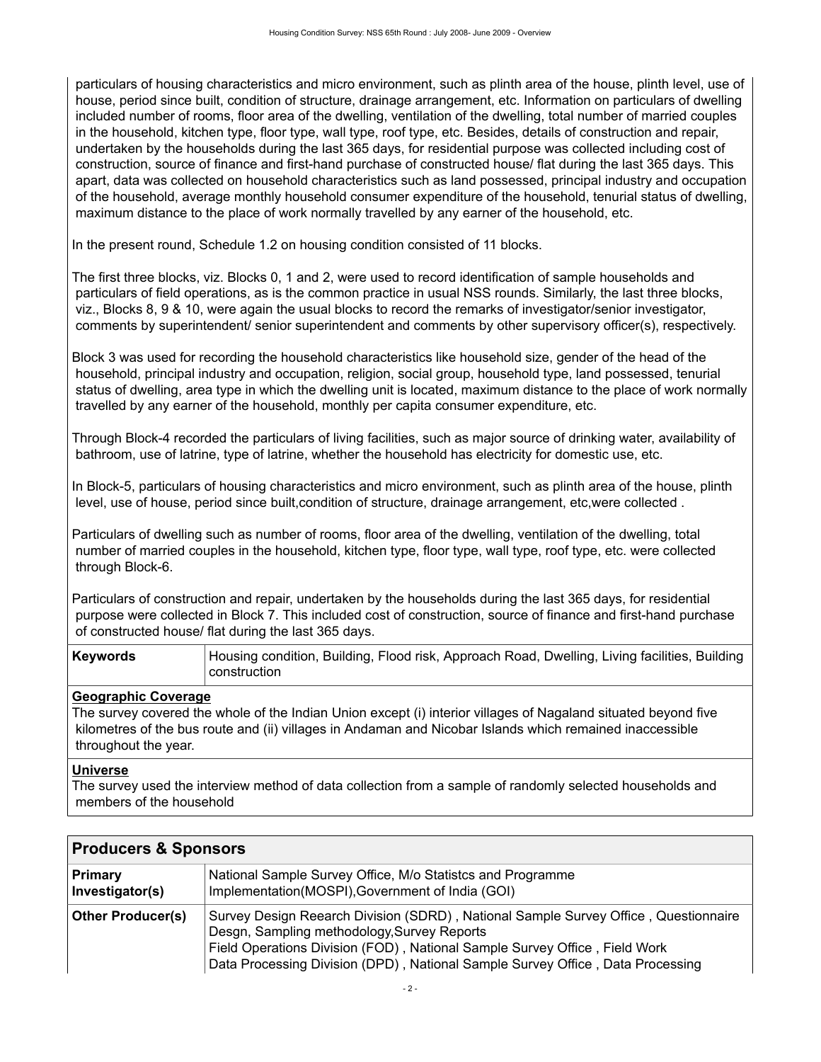particulars of housing characteristics and micro environment, such as plinth area of the house, plinth level, use of house, period since built, condition of structure, drainage arrangement, etc. Information on particulars of dwelling included number of rooms, floor area of the dwelling, ventilation of the dwelling, total number of married couples in the household, kitchen type, floor type, wall type, roof type, etc. Besides, details of construction and repair, undertaken by the households during the last 365 days, for residential purpose was collected including cost of construction, source of finance and first-hand purchase of constructed house/ flat during the last 365 days. This apart, data was collected on household characteristics such as land possessed, principal industry and occupation of the household, average monthly household consumer expenditure of the household, tenurial status of dwelling, maximum distance to the place of work normally travelled by any earner of the household, etc.

In the present round, Schedule 1.2 on housing condition consisted of 11 blocks.

The first three blocks, viz. Blocks 0, 1 and 2, were used to record identification of sample households and particulars of field operations, as is the common practice in usual NSS rounds. Similarly, the last three blocks, viz., Blocks 8, 9 & 10, were again the usual blocks to record the remarks of investigator/senior investigator, comments by superintendent/ senior superintendent and comments by other supervisory officer(s), respectively.

Block 3 was used for recording the household characteristics like household size, gender of the head of the household, principal industry and occupation, religion, social group, household type, land possessed, tenurial status of dwelling, area type in which the dwelling unit is located, maximum distance to the place of work normally travelled by any earner of the household, monthly per capita consumer expenditure, etc.

Through Block-4 recorded the particulars of living facilities, such as major source of drinking water, availability of bathroom, use of latrine, type of latrine, whether the household has electricity for domestic use, etc.

In Block-5, particulars of housing characteristics and micro environment, such as plinth area of the house, plinth level, use of house, period since built,condition of structure, drainage arrangement, etc,were collected .

Particulars of dwelling such as number of rooms, floor area of the dwelling, ventilation of the dwelling, total number of married couples in the household, kitchen type, floor type, wall type, roof type, etc. were collected through Block-6.

Particulars of construction and repair, undertaken by the households during the last 365 days, for residential purpose were collected in Block 7. This included cost of construction, source of finance and first-hand purchase of constructed house/ flat during the last 365 days.

| **Keywords** | Housing condition, Building, Flood risk, Approach Road, Dwelling, Living facilities, Building construction |
|---|---|

**Geographic Coverage**

The survey covered the whole of the Indian Union except (i) interior villages of Nagaland situated beyond five kilometres of the bus route and (ii) villages in Andaman and Nicobar Islands which remained inaccessible throughout the year.

**Universe**

The survey used the interview method of data collection from a sample of randomly selected households and members of the household

## Producers & Sponsors

| | |
|---|---|
| **Primary Investigator(s)** | National Sample Survey Office, M/o Statistcs and Programme Implementation(MOSPI),Government of India (GOI) |
| **Other Producer(s)** | Survey Design Reearch Division (SDRD) , National Sample Survey Office , Questionnaire Desgn, Sampling methodology,Survey Reports<br>Field Operations Division (FOD) , National Sample Survey Office , Field Work<br>Data Processing Division (DPD) , National Sample Survey Office , Data Processing |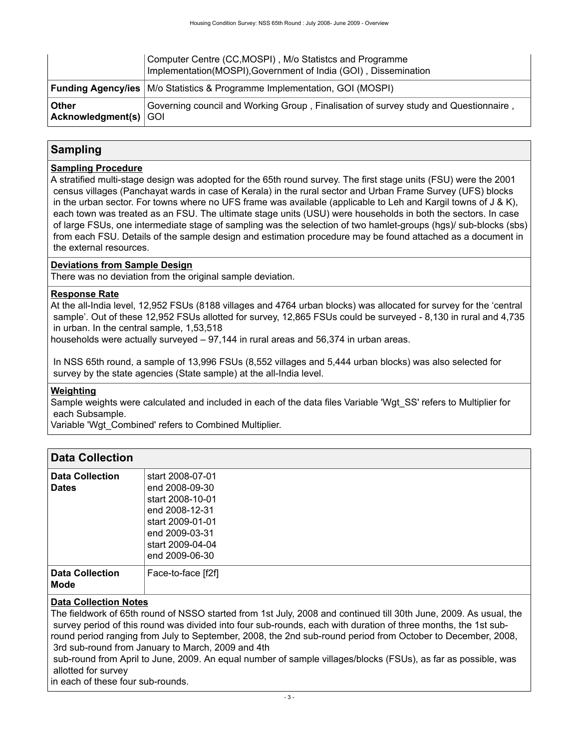| | |
|---|---|
| | Computer Centre (CC,MOSPI) , M/o Statistcs and Programme Implementation(MOSPI),Government of India (GOI) , Dissemination |
| **Funding Agency/ies** | M/o Statistics & Programme Implementation, GOI (MOSPI) |
| **Other Acknowledgment(s)** | Governing council and Working Group , Finalisation of survey study and Questionnaire , GOI |

## Sampling

**Sampling Procedure**

A stratified multi-stage design was adopted for the 65th round survey. The first stage units (FSU) were the 2001 census villages (Panchayat wards in case of Kerala) in the rural sector and Urban Frame Survey (UFS) blocks in the urban sector. For towns where no UFS frame was available (applicable to Leh and Kargil towns of J & K), each town was treated as an FSU. The ultimate stage units (USU) were households in both the sectors. In case of large FSUs, one intermediate stage of sampling was the selection of two hamlet-groups (hgs)/ sub-blocks (sbs) from each FSU. Details of the sample design and estimation procedure may be found attached as a document in the external resources.

**Deviations from Sample Design**

There was no deviation from the original sample deviation.

**Response Rate**

At the all-India level, 12,952 FSUs (8188 villages and 4764 urban blocks) was allocated for survey for the 'central sample'. Out of these 12,952 FSUs allotted for survey, 12,865 FSUs could be surveyed - 8,130 in rural and 4,735 in urban. In the central sample, 1,53,518 households were actually surveyed – 97,144 in rural areas and 56,374 in urban areas.

In NSS 65th round, a sample of 13,996 FSUs (8,552 villages and 5,444 urban blocks) was also selected for survey by the state agencies (State sample) at the all-India level.

**Weighting**

Sample weights were calculated and included in each of the data files Variable 'Wgt_SS' refers to Multiplier for each Subsample.
Variable 'Wgt_Combined' refers to Combined Multiplier.

## Data Collection

| | |
|---|---|
| **Data Collection Dates** | start 2008-07-01<br>end 2008-09-30<br>start 2008-10-01<br>end 2008-12-31<br>start 2009-01-01<br>end 2009-03-31<br>start 2009-04-04<br>end 2009-06-30 |
| **Data Collection Mode** | Face-to-face [f2f] |

**Data Collection Notes**

The fieldwork of 65th round of NSSO started from 1st July, 2008 and continued till 30th June, 2009. As usual, the survey period of this round was divided into four sub-rounds, each with duration of three months, the 1st sub-round period ranging from July to September, 2008, the 2nd sub-round period from October to December, 2008, 3rd sub-round from January to March, 2009 and 4th sub-round from April to June, 2009. An equal number of sample villages/blocks (FSUs), as far as possible, was allotted for survey in each of these four sub-rounds.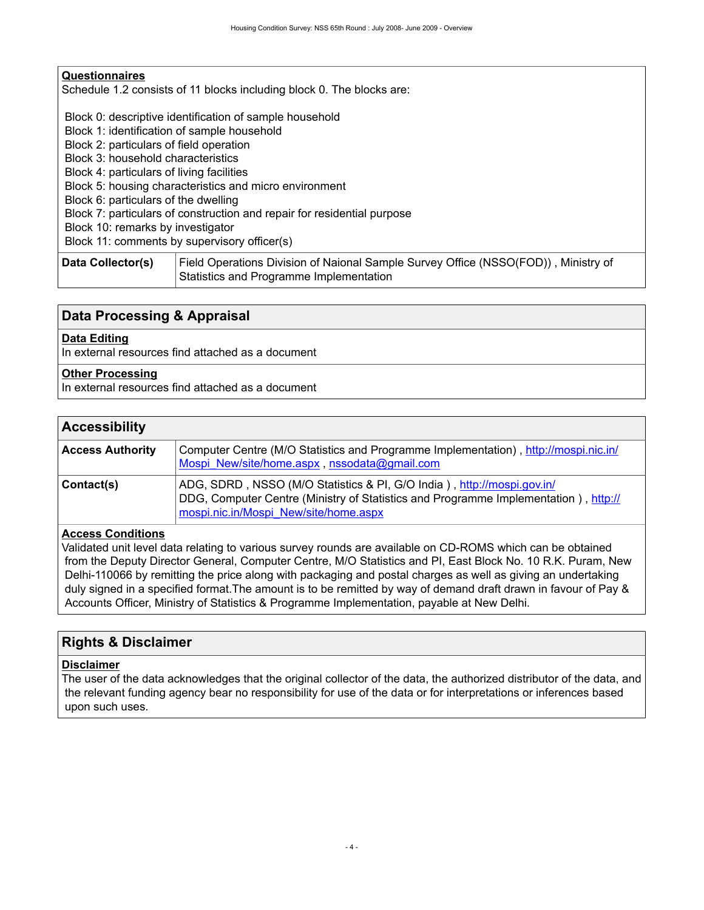### Questionnaires

Schedule 1.2 consists of 11 blocks including block 0. The blocks are:

Block 0: descriptive identification of sample household
Block 1: identification of sample household
Block 2: particulars of field operation
Block 3: household characteristics
Block 4: particulars of living facilities
Block 5: housing characteristics and micro environment
Block 6: particulars of the dwelling
Block 7: particulars of construction and repair for residential purpose
Block 10: remarks by investigator
Block 11: comments by supervisory officer(s)

| | |
|---|---|
| **Data Collector(s)** | Field Operations Division of Naional Sample Survey Office (NSSO(FOD)) , Ministry of Statistics and Programme Implementation |

## Data Processing & Appraisal

### Data Editing

In external resources find attached as a document

### Other Processing

In external resources find attached as a document

## Accessibility

| | |
|---|---|
| **Access Authority** | Computer Centre (M/O Statistics and Programme Implementation) , http://mospi.nic.in/Mospi_New/site/home.aspx , nssodata@gmail.com |
| **Contact(s)** | ADG, SDRD , NSSO (M/O Statistics & PI, G/O India ) , http://mospi.gov.in/<br>DDG, Computer Centre (Ministry of Statistics and Programme Implementation ) , http://mospi.nic.in/Mospi_New/site/home.aspx |

### Access Conditions

Validated unit level data relating to various survey rounds are available on CD-ROMS which can be obtained from the Deputy Director General, Computer Centre, M/O Statistics and PI, East Block No. 10 R.K. Puram, New Delhi-110066 by remitting the price along with packaging and postal charges as well as giving an undertaking duly signed in a specified format.The amount is to be remitted by way of demand draft drawn in favour of Pay & Accounts Officer, Ministry of Statistics & Programme Implementation, payable at New Delhi.

## Rights & Disclaimer

### Disclaimer

The user of the data acknowledges that the original collector of the data, the authorized distributor of the data, and the relevant funding agency bear no responsibility for use of the data or for interpretations or inferences based upon such uses.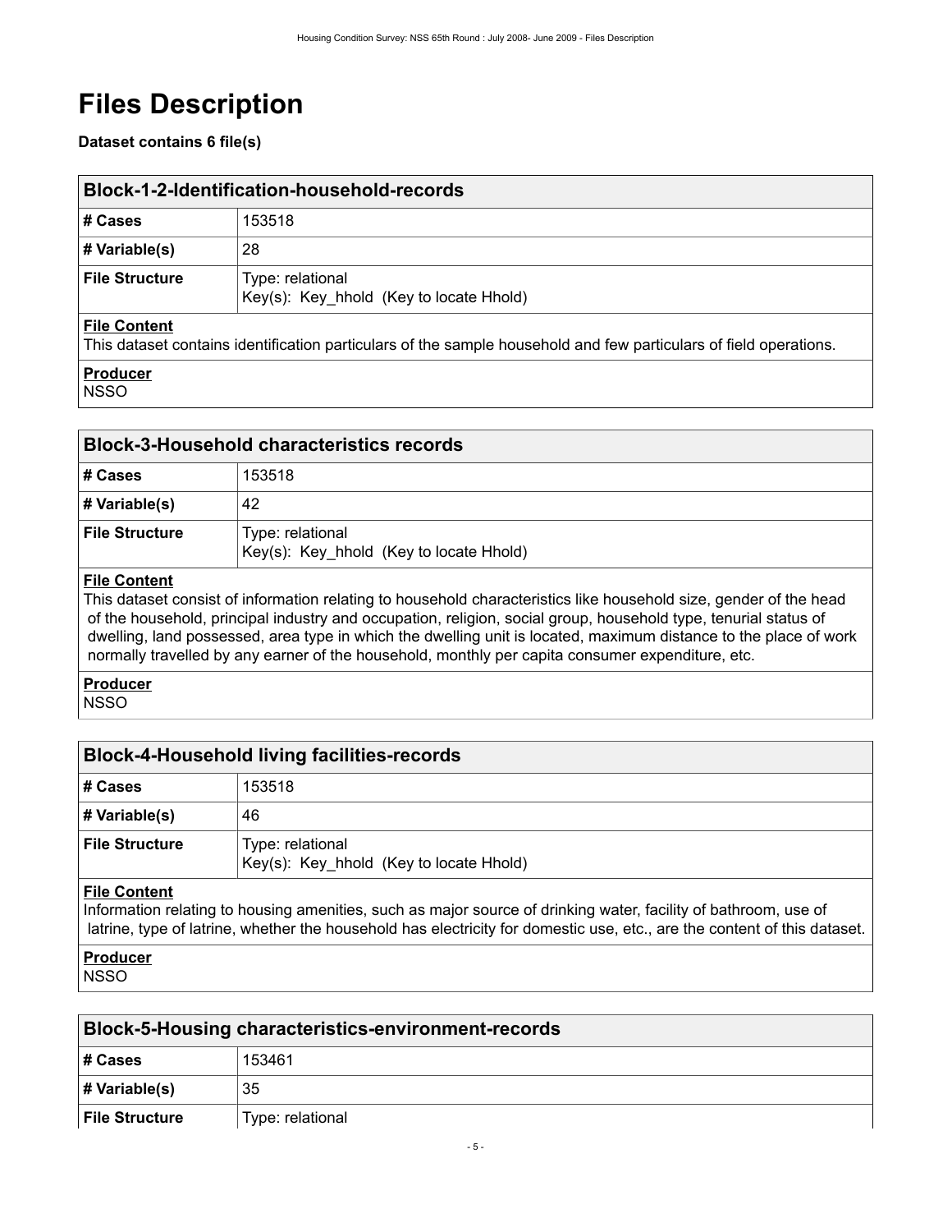# Files Description

**Dataset contains 6 file(s)**

## Block-1-2-Identification-household-records

| | |
|---|---|
| **# Cases** | 153518 |
| **# Variable(s)** | 28 |
| **File Structure** | Type: relational<br>Key(s): Key_hhold (Key to locate Hhold) |

**File Content**
This dataset contains identification particulars of the sample household and few particulars of field operations.

**Producer**
NSSO

## Block-3-Household characteristics records

| | |
|---|---|
| **# Cases** | 153518 |
| **# Variable(s)** | 42 |
| **File Structure** | Type: relational<br>Key(s): Key_hhold (Key to locate Hhold) |

**File Content**
This dataset consist of information relating to household characteristics like household size, gender of the head of the household, principal industry and occupation, religion, social group, household type, tenurial status of dwelling, land possessed, area type in which the dwelling unit is located, maximum distance to the place of work normally travelled by any earner of the household, monthly per capita consumer expenditure, etc.

**Producer**
NSSO

## Block-4-Household living facilities-records

| | |
|---|---|
| **# Cases** | 153518 |
| **# Variable(s)** | 46 |
| **File Structure** | Type: relational<br>Key(s): Key_hhold (Key to locate Hhold) |

**File Content**
Information relating to housing amenities, such as major source of drinking water, facility of bathroom, use of latrine, type of latrine, whether the household has electricity for domestic use, etc., are the content of this dataset.

**Producer**
NSSO

## Block-5-Housing characteristics-environment-records

| | |
|---|---|
| **# Cases** | 153461 |
| **# Variable(s)** | 35 |
| **File Structure** | Type: relational |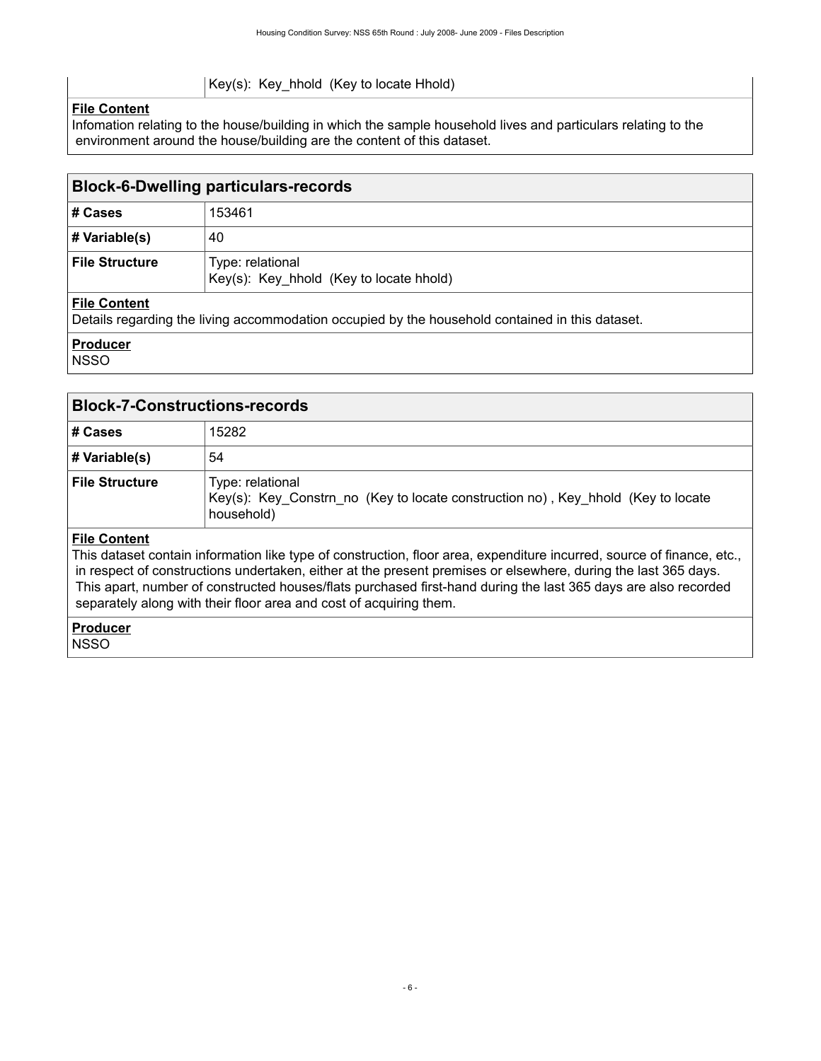| | Key(s): Key_hhold (Key to locate Hhold) |
|---|---|

**File Content**

Infomation relating to the house/building in which the sample household lives and particulars relating to the environment around the house/building are the content of this dataset.

## Block-6-Dwelling particulars-records

| | |
|---|---|
| **# Cases** | 153461 |
| **# Variable(s)** | 40 |
| **File Structure** | Type: relational<br>Key(s): Key_hhold (Key to locate hhold) |

**File Content**

Details regarding the living accommodation occupied by the household contained in this dataset.

**Producer**

NSSO

## Block-7-Constructions-records

| | |
|---|---|
| **# Cases** | 15282 |
| **# Variable(s)** | 54 |
| **File Structure** | Type: relational<br>Key(s): Key_Constrn_no (Key to locate construction no) , Key_hhold (Key to locate household) |

**File Content**

This dataset contain information like type of construction, floor area, expenditure incurred, source of finance, etc., in respect of constructions undertaken, either at the present premises or elsewhere, during the last 365 days. This apart, number of constructed houses/flats purchased first-hand during the last 365 days are also recorded separately along with their floor area and cost of acquiring them.

**Producer**

NSSO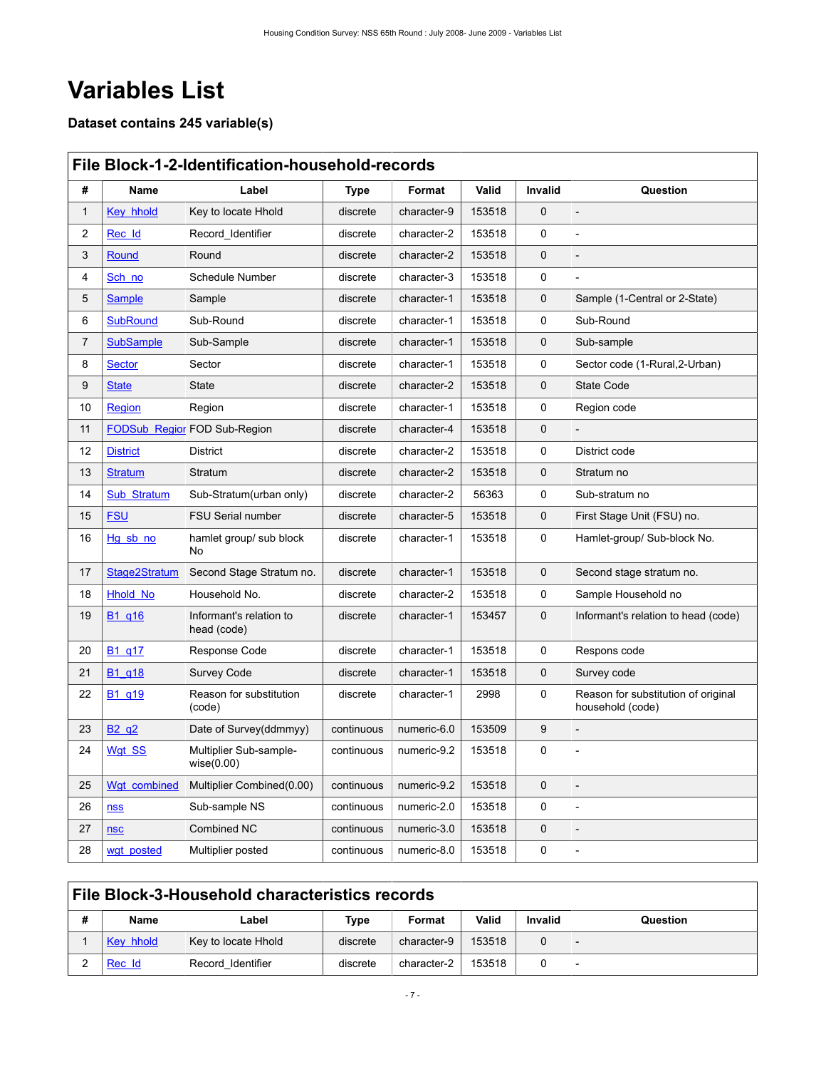# Variables List

### Dataset contains 245 variable(s)

## File Block-1-2-Identification-household-records

| # | Name | Label | Type | Format | Valid | Invalid | Question |
|---|---|---|---|---|---|---|---|
| 1 | Key_hhold | Key to locate Hhold | discrete | character-9 | 153518 | 0 | - |
| 2 | Rec_Id | Record_Identifier | discrete | character-2 | 153518 | 0 | - |
| 3 | Round | Round | discrete | character-2 | 153518 | 0 | - |
| 4 | Sch_no | Schedule Number | discrete | character-3 | 153518 | 0 | - |
| 5 | Sample | Sample | discrete | character-1 | 153518 | 0 | Sample (1-Central or 2-State) |
| 6 | SubRound | Sub-Round | discrete | character-1 | 153518 | 0 | Sub-Round |
| 7 | SubSample | Sub-Sample | discrete | character-1 | 153518 | 0 | Sub-sample |
| 8 | Sector | Sector | discrete | character-1 | 153518 | 0 | Sector code (1-Rural,2-Urban) |
| 9 | State | State | discrete | character-2 | 153518 | 0 | State Code |
| 10 | Region | Region | discrete | character-1 | 153518 | 0 | Region code |
| 11 | FODSub_Region | FOD Sub-Region | discrete | character-4 | 153518 | 0 | - |
| 12 | District | District | discrete | character-2 | 153518 | 0 | District code |
| 13 | Stratum | Stratum | discrete | character-2 | 153518 | 0 | Stratum no |
| 14 | Sub_Stratum | Sub-Stratum(urban only) | discrete | character-2 | 56363 | 0 | Sub-stratum no |
| 15 | FSU | FSU Serial number | discrete | character-5 | 153518 | 0 | First Stage Unit (FSU) no. |
| 16 | Hg_sb_no | hamlet group/ sub block No | discrete | character-1 | 153518 | 0 | Hamlet-group/ Sub-block No. |
| 17 | Stage2Stratum | Second Stage Stratum no. | discrete | character-1 | 153518 | 0 | Second stage stratum no. |
| 18 | Hhold_No | Household No. | discrete | character-2 | 153518 | 0 | Sample Household no |
| 19 | B1_q16 | Informant's relation to head (code) | discrete | character-1 | 153457 | 0 | Informant's relation to head (code) |
| 20 | B1_q17 | Response Code | discrete | character-1 | 153518 | 0 | Respons code |
| 21 | B1_q18 | Survey Code | discrete | character-1 | 153518 | 0 | Survey code |
| 22 | B1_q19 | Reason for substitution (code) | discrete | character-1 | 2998 | 0 | Reason for substitution of original household (code) |
| 23 | B2_q2 | Date of Survey(ddmmyy) | continuous | numeric-6.0 | 153509 | 9 | - |
| 24 | Wgt_SS | Multiplier Sub-sample-wise(0.00) | continuous | numeric-9.2 | 153518 | 0 | - |
| 25 | Wgt_combined | Multiplier Combined(0.00) | continuous | numeric-9.2 | 153518 | 0 | - |
| 26 | nss | Sub-sample NS | continuous | numeric-2.0 | 153518 | 0 | - |
| 27 | nsc | Combined NC | continuous | numeric-3.0 | 153518 | 0 | - |
| 28 | wgt_posted | Multiplier posted | continuous | numeric-8.0 | 153518 | 0 | - |

## File Block-3-Household characteristics records

| # | Name | Label | Type | Format | Valid | Invalid | Question |
|---|---|---|---|---|---|---|---|
| 1 | Key_hhold | Key to locate Hhold | discrete | character-9 | 153518 | 0 | - |
| 2 | Rec_Id | Record_Identifier | discrete | character-2 | 153518 | 0 | - |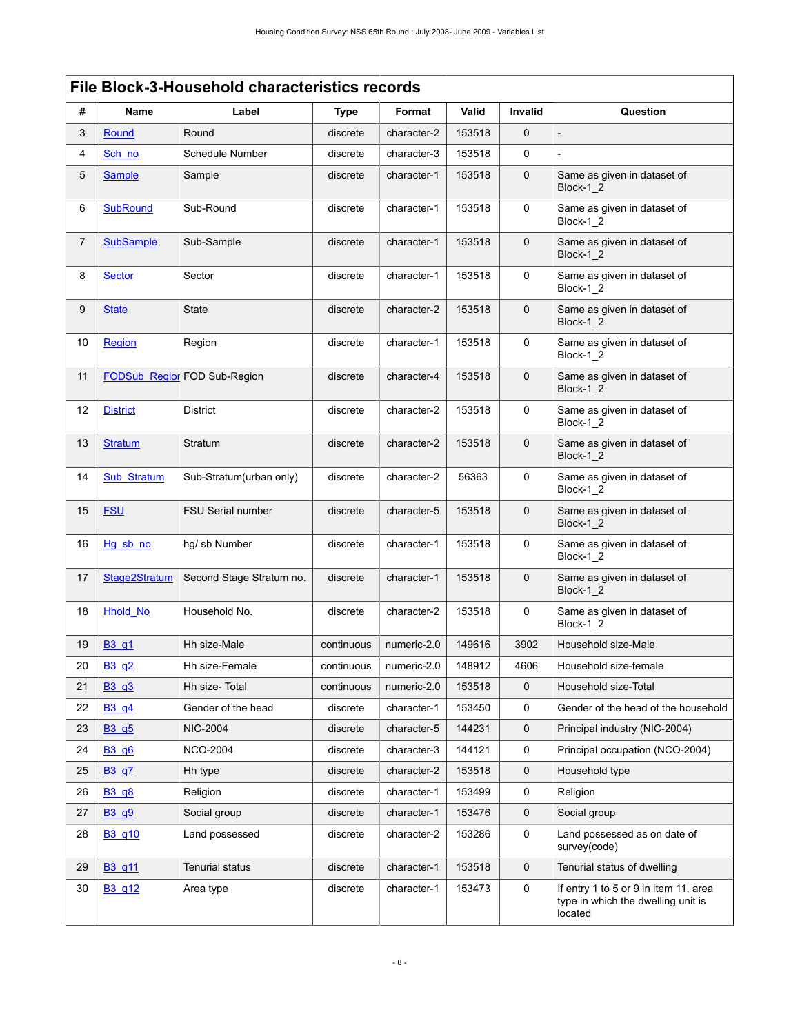## File Block-3-Household characteristics records

| # | Name | Label | Type | Format | Valid | Invalid | Question |
|---|---|---|---|---|---|---|---|
| 3 | Round | Round | discrete | character-2 | 153518 | 0 | - |
| 4 | Sch_no | Schedule Number | discrete | character-3 | 153518 | 0 | - |
| 5 | Sample | Sample | discrete | character-1 | 153518 | 0 | Same as given in dataset of Block-1_2 |
| 6 | SubRound | Sub-Round | discrete | character-1 | 153518 | 0 | Same as given in dataset of Block-1_2 |
| 7 | SubSample | Sub-Sample | discrete | character-1 | 153518 | 0 | Same as given in dataset of Block-1_2 |
| 8 | Sector | Sector | discrete | character-1 | 153518 | 0 | Same as given in dataset of Block-1_2 |
| 9 | State | State | discrete | character-2 | 153518 | 0 | Same as given in dataset of Block-1_2 |
| 10 | Region | Region | discrete | character-1 | 153518 | 0 | Same as given in dataset of Block-1_2 |
| 11 | FODSub_Regior | FOD Sub-Region | discrete | character-4 | 153518 | 0 | Same as given in dataset of Block-1_2 |
| 12 | District | District | discrete | character-2 | 153518 | 0 | Same as given in dataset of Block-1_2 |
| 13 | Stratum | Stratum | discrete | character-2 | 153518 | 0 | Same as given in dataset of Block-1_2 |
| 14 | Sub_Stratum | Sub-Stratum(urban only) | discrete | character-2 | 56363 | 0 | Same as given in dataset of Block-1_2 |
| 15 | FSU | FSU Serial number | discrete | character-5 | 153518 | 0 | Same as given in dataset of Block-1_2 |
| 16 | Hg_sb_no | hg/ sb Number | discrete | character-1 | 153518 | 0 | Same as given in dataset of Block-1_2 |
| 17 | Stage2Stratum | Second Stage Stratum no. | discrete | character-1 | 153518 | 0 | Same as given in dataset of Block-1_2 |
| 18 | Hhold_No | Household No. | discrete | character-2 | 153518 | 0 | Same as given in dataset of Block-1_2 |
| 19 | B3_q1 | Hh size-Male | continuous | numeric-2.0 | 149616 | 3902 | Household size-Male |
| 20 | B3_q2 | Hh size-Female | continuous | numeric-2.0 | 148912 | 4606 | Household size-female |
| 21 | B3_q3 | Hh size- Total | continuous | numeric-2.0 | 153518 | 0 | Household size-Total |
| 22 | B3_q4 | Gender of the head | discrete | character-1 | 153450 | 0 | Gender of the head of the household |
| 23 | B3_q5 | NIC-2004 | discrete | character-5 | 144231 | 0 | Principal industry (NIC-2004) |
| 24 | B3_q6 | NCO-2004 | discrete | character-3 | 144121 | 0 | Principal occupation (NCO-2004) |
| 25 | B3_q7 | Hh type | discrete | character-2 | 153518 | 0 | Household type |
| 26 | B3_q8 | Religion | discrete | character-1 | 153499 | 0 | Religion |
| 27 | B3_q9 | Social group | discrete | character-1 | 153476 | 0 | Social group |
| 28 | B3_q10 | Land possessed | discrete | character-2 | 153286 | 0 | Land possessed as on date of survey(code) |
| 29 | B3_q11 | Tenurial status | discrete | character-1 | 153518 | 0 | Tenurial status of dwelling |
| 30 | B3_q12 | Area type | discrete | character-1 | 153473 | 0 | If entry 1 to 5 or 9 in item 11, area type in which the dwelling unit is located |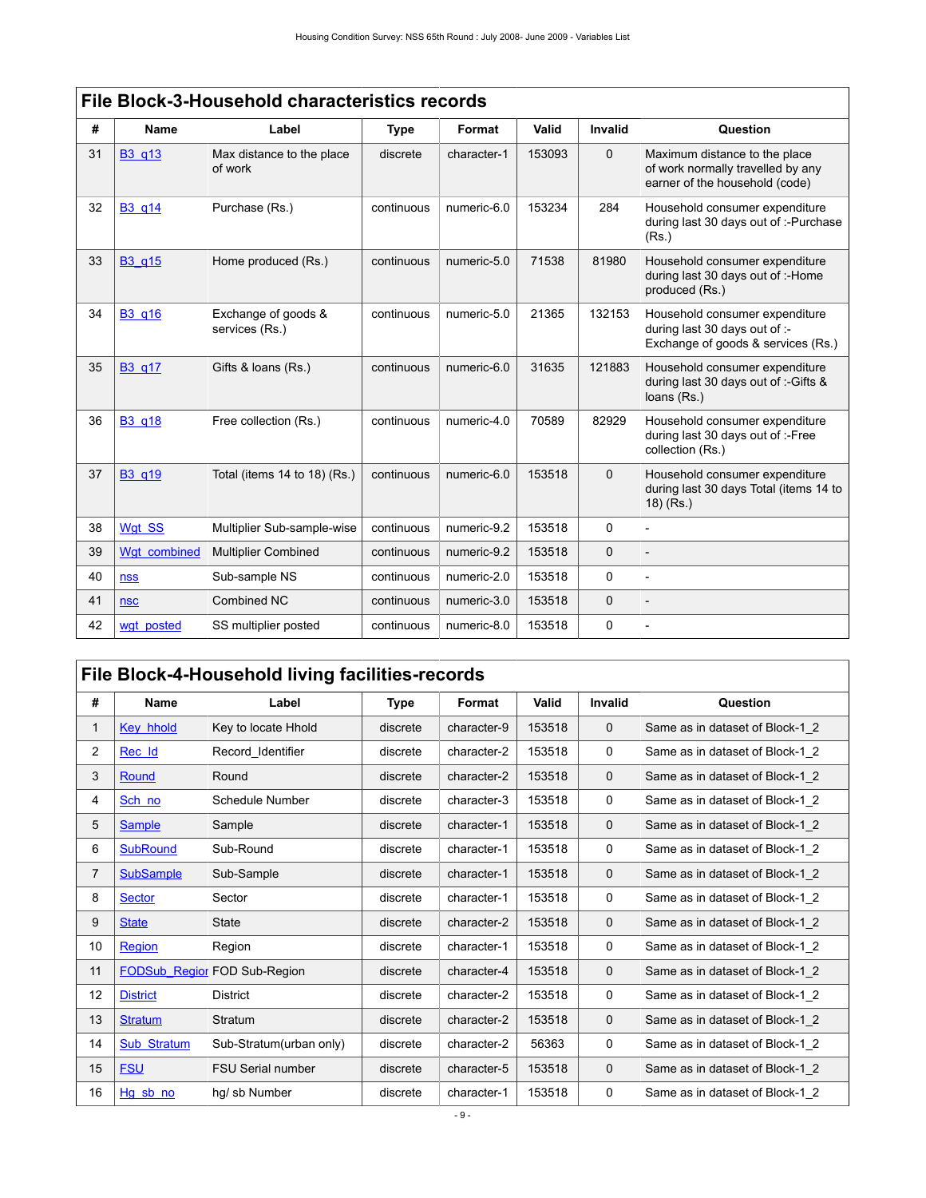## File Block-3-Household characteristics records

| # | Name | Label | Type | Format | Valid | Invalid | Question |
|---|---|---|---|---|---|---|---|
| 31 | B3_q13 | Max distance to the place of work | discrete | character-1 | 153093 | 0 | Maximum distance to the place of work normally travelled by any earner of the household (code) |
| 32 | B3_q14 | Purchase (Rs.) | continuous | numeric-6.0 | 153234 | 284 | Household consumer expenditure during last 30 days out of :-Purchase (Rs.) |
| 33 | B3_q15 | Home produced (Rs.) | continuous | numeric-5.0 | 71538 | 81980 | Household consumer expenditure during last 30 days out of :-Home produced (Rs.) |
| 34 | B3_q16 | Exchange of goods & services (Rs.) | continuous | numeric-5.0 | 21365 | 132153 | Household consumer expenditure during last 30 days out of :- Exchange of goods & services (Rs.) |
| 35 | B3_q17 | Gifts & loans (Rs.) | continuous | numeric-6.0 | 31635 | 121883 | Household consumer expenditure during last 30 days out of :-Gifts & loans (Rs.) |
| 36 | B3_q18 | Free collection (Rs.) | continuous | numeric-4.0 | 70589 | 82929 | Household consumer expenditure during last 30 days out of :-Free collection (Rs.) |
| 37 | B3_q19 | Total (items 14 to 18) (Rs.) | continuous | numeric-6.0 | 153518 | 0 | Household consumer expenditure during last 30 days Total (items 14 to 18) (Rs.) |
| 38 | Wgt_SS | Multiplier Sub-sample-wise | continuous | numeric-9.2 | 153518 | 0 | - |
| 39 | Wgt_combined | Multiplier Combined | continuous | numeric-9.2 | 153518 | 0 | - |
| 40 | nss | Sub-sample NS | continuous | numeric-2.0 | 153518 | 0 | - |
| 41 | nsc | Combined NC | continuous | numeric-3.0 | 153518 | 0 | - |
| 42 | wgt_posted | SS multiplier posted | continuous | numeric-8.0 | 153518 | 0 | - |

## File Block-4-Household living facilities-records

| # | Name | Label | Type | Format | Valid | Invalid | Question |
|---|---|---|---|---|---|---|---|
| 1 | Key_hhold | Key to locate Hhold | discrete | character-9 | 153518 | 0 | Same as in dataset of Block-1_2 |
| 2 | Rec_Id | Record_Identifier | discrete | character-2 | 153518 | 0 | Same as in dataset of Block-1_2 |
| 3 | Round | Round | discrete | character-2 | 153518 | 0 | Same as in dataset of Block-1_2 |
| 4 | Sch_no | Schedule Number | discrete | character-3 | 153518 | 0 | Same as in dataset of Block-1_2 |
| 5 | Sample | Sample | discrete | character-1 | 153518 | 0 | Same as in dataset of Block-1_2 |
| 6 | SubRound | Sub-Round | discrete | character-1 | 153518 | 0 | Same as in dataset of Block-1_2 |
| 7 | SubSample | Sub-Sample | discrete | character-1 | 153518 | 0 | Same as in dataset of Block-1_2 |
| 8 | Sector | Sector | discrete | character-1 | 153518 | 0 | Same as in dataset of Block-1_2 |
| 9 | State | State | discrete | character-2 | 153518 | 0 | Same as in dataset of Block-1_2 |
| 10 | Region | Region | discrete | character-1 | 153518 | 0 | Same as in dataset of Block-1_2 |
| 11 | FODSub_Regior | FOD Sub-Region | discrete | character-4 | 153518 | 0 | Same as in dataset of Block-1_2 |
| 12 | District | District | discrete | character-2 | 153518 | 0 | Same as in dataset of Block-1_2 |
| 13 | Stratum | Stratum | discrete | character-2 | 153518 | 0 | Same as in dataset of Block-1_2 |
| 14 | Sub_Stratum | Sub-Stratum(urban only) | discrete | character-2 | 56363 | 0 | Same as in dataset of Block-1_2 |
| 15 | FSU | FSU Serial number | discrete | character-5 | 153518 | 0 | Same as in dataset of Block-1_2 |
| 16 | Hg_sb_no | hg/ sb Number | discrete | character-1 | 153518 | 0 | Same as in dataset of Block-1_2 |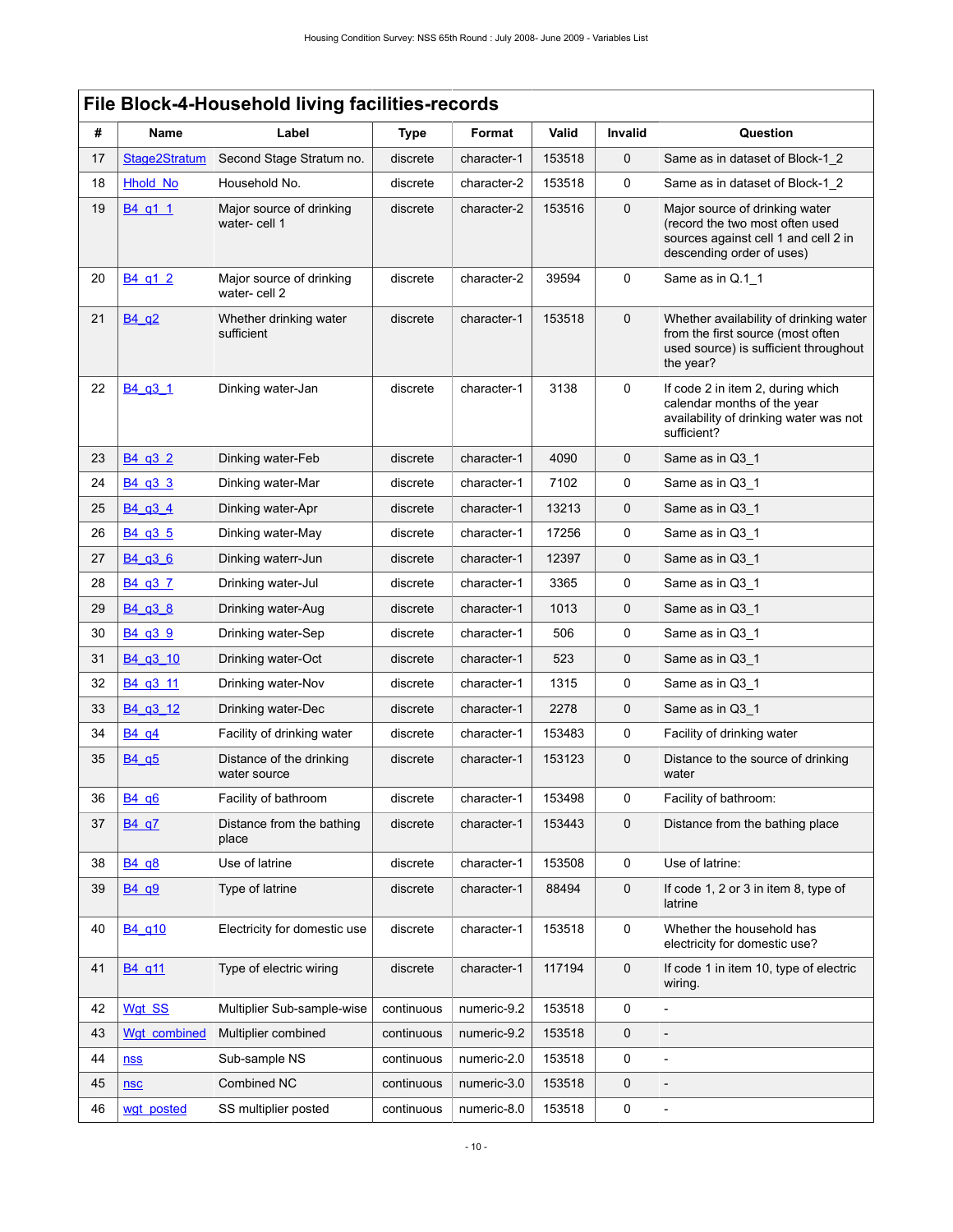## File Block-4-Household living facilities-records

| # | Name | Label | Type | Format | Valid | Invalid | Question |
|---|---|---|---|---|---|---|---|
| 17 | Stage2Stratum | Second Stage Stratum no. | discrete | character-1 | 153518 | 0 | Same as in dataset of Block-1_2 |
| 18 | Hhold_No | Household No. | discrete | character-2 | 153518 | 0 | Same as in dataset of Block-1_2 |
| 19 | B4_q1_1 | Major source of drinking water- cell 1 | discrete | character-2 | 153516 | 0 | Major source of drinking water (record the two most often used sources against cell 1 and cell 2 in descending order of uses) |
| 20 | B4_q1_2 | Major source of drinking water- cell 2 | discrete | character-2 | 39594 | 0 | Same as in Q.1_1 |
| 21 | B4_q2 | Whether drinking water sufficient | discrete | character-1 | 153518 | 0 | Whether availability of drinking water from the first source (most often used source) is sufficient throughout the year? |
| 22 | B4_q3_1 | Dinking water-Jan | discrete | character-1 | 3138 | 0 | If code 2 in item 2, during which calendar months of the year availability of drinking water was not sufficient? |
| 23 | B4_q3_2 | Dinking water-Feb | discrete | character-1 | 4090 | 0 | Same as in Q3_1 |
| 24 | B4_q3_3 | Dinking water-Mar | discrete | character-1 | 7102 | 0 | Same as in Q3_1 |
| 25 | B4_q3_4 | Dinking water-Apr | discrete | character-1 | 13213 | 0 | Same as in Q3_1 |
| 26 | B4_q3_5 | Dinking water-May | discrete | character-1 | 17256 | 0 | Same as in Q3_1 |
| 27 | B4_q3_6 | Dinking waterr-Jun | discrete | character-1 | 12397 | 0 | Same as in Q3_1 |
| 28 | B4_q3_7 | Drinking water-Jul | discrete | character-1 | 3365 | 0 | Same as in Q3_1 |
| 29 | B4_q3_8 | Drinking water-Aug | discrete | character-1 | 1013 | 0 | Same as in Q3_1 |
| 30 | B4_q3_9 | Drinking water-Sep | discrete | character-1 | 506 | 0 | Same as in Q3_1 |
| 31 | B4_q3_10 | Drinking water-Oct | discrete | character-1 | 523 | 0 | Same as in Q3_1 |
| 32 | B4_q3_11 | Drinking water-Nov | discrete | character-1 | 1315 | 0 | Same as in Q3_1 |
| 33 | B4_q3_12 | Drinking water-Dec | discrete | character-1 | 2278 | 0 | Same as in Q3_1 |
| 34 | B4_q4 | Facility of drinking water | discrete | character-1 | 153483 | 0 | Facility of drinking water |
| 35 | B4_q5 | Distance of the drinking water source | discrete | character-1 | 153123 | 0 | Distance to the source of drinking water |
| 36 | B4_q6 | Facility of bathroom | discrete | character-1 | 153498 | 0 | Facility of bathroom: |
| 37 | B4_q7 | Distance from the bathing place | discrete | character-1 | 153443 | 0 | Distance from the bathing place |
| 38 | B4_q8 | Use of latrine | discrete | character-1 | 153508 | 0 | Use of latrine: |
| 39 | B4_q9 | Type of latrine | discrete | character-1 | 88494 | 0 | If code 1, 2 or 3 in item 8, type of latrine |
| 40 | B4_q10 | Electricity for domestic use | discrete | character-1 | 153518 | 0 | Whether the household has electricity for domestic use? |
| 41 | B4_q11 | Type of electric wiring | discrete | character-1 | 117194 | 0 | If code 1 in item 10, type of electric wiring. |
| 42 | Wgt_SS | Multiplier Sub-sample-wise | continuous | numeric-9.2 | 153518 | 0 | - |
| 43 | Wgt_combined | Multiplier combined | continuous | numeric-9.2 | 153518 | 0 | - |
| 44 | nss | Sub-sample NS | continuous | numeric-2.0 | 153518 | 0 | - |
| 45 | nsc | Combined NC | continuous | numeric-3.0 | 153518 | 0 | - |
| 46 | wgt_posted | SS multiplier posted | continuous | numeric-8.0 | 153518 | 0 | - |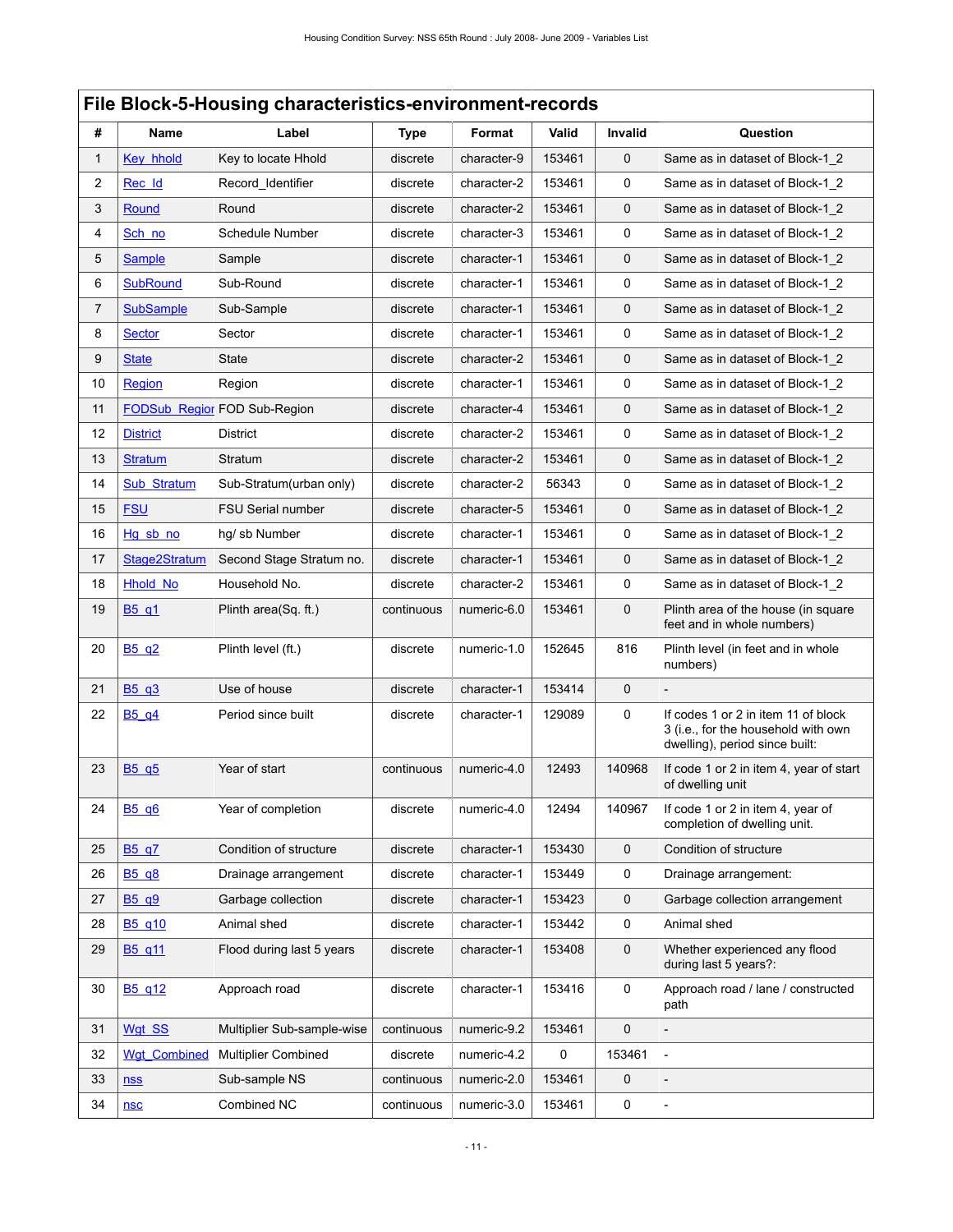## File Block-5-Housing characteristics-environment-records

| # | Name | Label | Type | Format | Valid | Invalid | Question |
|---|---|---|---|---|---|---|---|
| 1 | Key_hhold | Key to locate Hhold | discrete | character-9 | 153461 | 0 | Same as in dataset of Block-1_2 |
| 2 | Rec_Id | Record_Identifier | discrete | character-2 | 153461 | 0 | Same as in dataset of Block-1_2 |
| 3 | Round | Round | discrete | character-2 | 153461 | 0 | Same as in dataset of Block-1_2 |
| 4 | Sch_no | Schedule Number | discrete | character-3 | 153461 | 0 | Same as in dataset of Block-1_2 |
| 5 | Sample | Sample | discrete | character-1 | 153461 | 0 | Same as in dataset of Block-1_2 |
| 6 | SubRound | Sub-Round | discrete | character-1 | 153461 | 0 | Same as in dataset of Block-1_2 |
| 7 | SubSample | Sub-Sample | discrete | character-1 | 153461 | 0 | Same as in dataset of Block-1_2 |
| 8 | Sector | Sector | discrete | character-1 | 153461 | 0 | Same as in dataset of Block-1_2 |
| 9 | State | State | discrete | character-2 | 153461 | 0 | Same as in dataset of Block-1_2 |
| 10 | Region | Region | discrete | character-1 | 153461 | 0 | Same as in dataset of Block-1_2 |
| 11 | FODSub_Region | FOD Sub-Region | discrete | character-4 | 153461 | 0 | Same as in dataset of Block-1_2 |
| 12 | District | District | discrete | character-2 | 153461 | 0 | Same as in dataset of Block-1_2 |
| 13 | Stratum | Stratum | discrete | character-2 | 153461 | 0 | Same as in dataset of Block-1_2 |
| 14 | Sub_Stratum | Sub-Stratum(urban only) | discrete | character-2 | 56343 | 0 | Same as in dataset of Block-1_2 |
| 15 | FSU | FSU Serial number | discrete | character-5 | 153461 | 0 | Same as in dataset of Block-1_2 |
| 16 | Hg_sb_no | hg/ sb Number | discrete | character-1 | 153461 | 0 | Same as in dataset of Block-1_2 |
| 17 | Stage2Stratum | Second Stage Stratum no. | discrete | character-1 | 153461 | 0 | Same as in dataset of Block-1_2 |
| 18 | Hhold_No | Household No. | discrete | character-2 | 153461 | 0 | Same as in dataset of Block-1_2 |
| 19 | B5_q1 | Plinth area(Sq. ft.) | continuous | numeric-6.0 | 153461 | 0 | Plinth area of the house (in square feet and in whole numbers) |
| 20 | B5_q2 | Plinth level (ft.) | discrete | numeric-1.0 | 152645 | 816 | Plinth level (in feet and in whole numbers) |
| 21 | B5_q3 | Use of house | discrete | character-1 | 153414 | 0 | - |
| 22 | B5_q4 | Period since built | discrete | character-1 | 129089 | 0 | If codes 1 or 2 in item 11 of block 3 (i.e., for the household with own dwelling), period since built: |
| 23 | B5_q5 | Year of start | continuous | numeric-4.0 | 12493 | 140968 | If code 1 or 2 in item 4, year of start of dwelling unit |
| 24 | B5_q6 | Year of completion | discrete | numeric-4.0 | 12494 | 140967 | If code 1 or 2 in item 4, year of completion of dwelling unit. |
| 25 | B5_q7 | Condition of structure | discrete | character-1 | 153430 | 0 | Condition of structure |
| 26 | B5_q8 | Drainage arrangement | discrete | character-1 | 153449 | 0 | Drainage arrangement: |
| 27 | B5_q9 | Garbage collection | discrete | character-1 | 153423 | 0 | Garbage collection arrangement |
| 28 | B5_q10 | Animal shed | discrete | character-1 | 153442 | 0 | Animal shed |
| 29 | B5_q11 | Flood during last 5 years | discrete | character-1 | 153408 | 0 | Whether experienced any flood during last 5 years?: |
| 30 | B5_q12 | Approach road | discrete | character-1 | 153416 | 0 | Approach road / lane / constructed path |
| 31 | Wgt_SS | Multiplier Sub-sample-wise | continuous | numeric-9.2 | 153461 | 0 | - |
| 32 | Wgt_Combined | Multiplier Combined | discrete | numeric-4.2 | 0 | 153461 | - |
| 33 | nss | Sub-sample NS | continuous | numeric-2.0 | 153461 | 0 | - |
| 34 | nsc | Combined NC | continuous | numeric-3.0 | 153461 | 0 | - |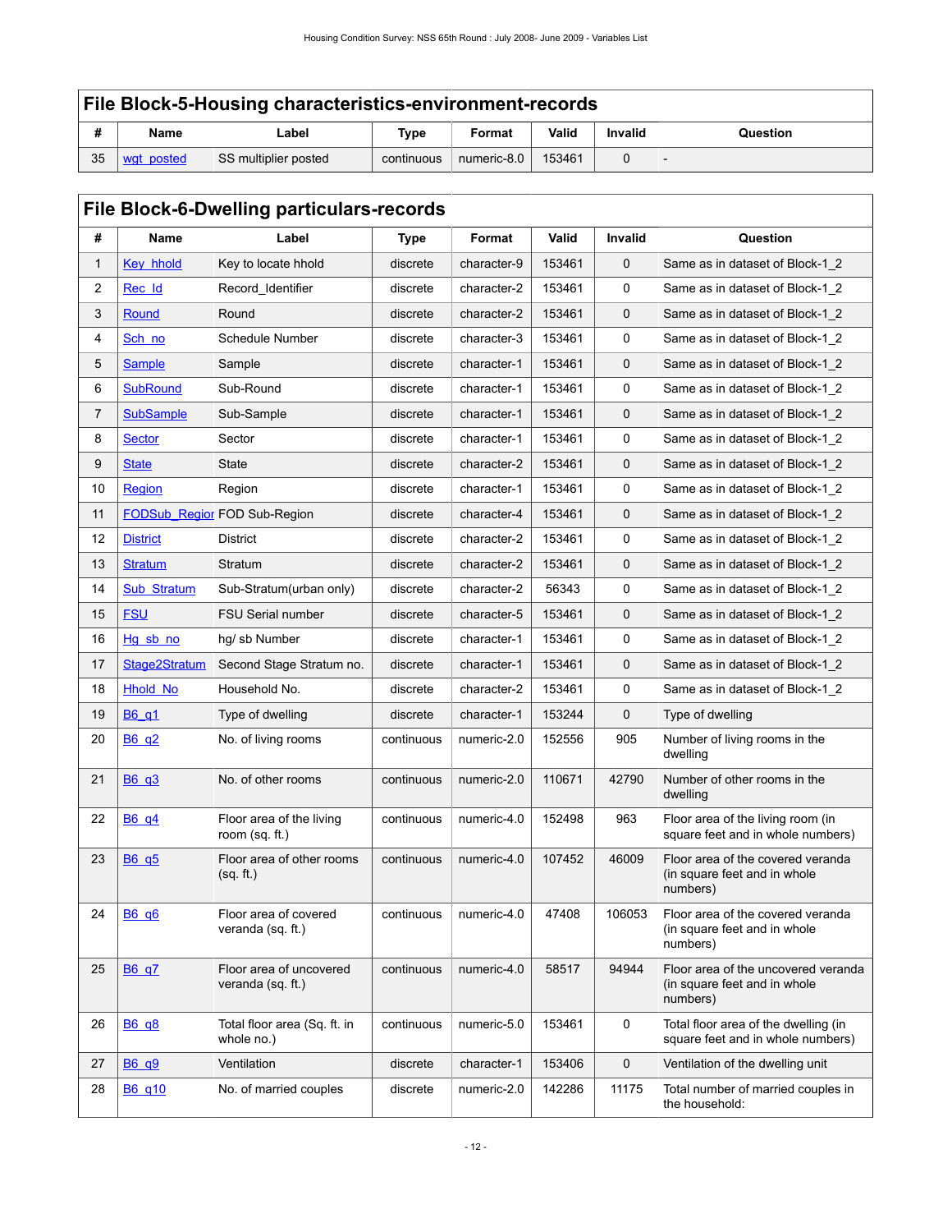## File Block-5-Housing characteristics-environment-records

| # | Name | Label | Type | Format | Valid | Invalid | Question |
|---|---|---|---|---|---|---|---|
| 35 | wgt_posted | SS multiplier posted | continuous | numeric-8.0 | 153461 | 0 | - |

## File Block-6-Dwelling particulars-records

| # | Name | Label | Type | Format | Valid | Invalid | Question |
|---|---|---|---|---|---|---|---|
| 1 | Key_hhold | Key to locate hhold | discrete | character-9 | 153461 | 0 | Same as in dataset of Block-1_2 |
| 2 | Rec_Id | Record_Identifier | discrete | character-2 | 153461 | 0 | Same as in dataset of Block-1_2 |
| 3 | Round | Round | discrete | character-2 | 153461 | 0 | Same as in dataset of Block-1_2 |
| 4 | Sch_no | Schedule Number | discrete | character-3 | 153461 | 0 | Same as in dataset of Block-1_2 |
| 5 | Sample | Sample | discrete | character-1 | 153461 | 0 | Same as in dataset of Block-1_2 |
| 6 | SubRound | Sub-Round | discrete | character-1 | 153461 | 0 | Same as in dataset of Block-1_2 |
| 7 | SubSample | Sub-Sample | discrete | character-1 | 153461 | 0 | Same as in dataset of Block-1_2 |
| 8 | Sector | Sector | discrete | character-1 | 153461 | 0 | Same as in dataset of Block-1_2 |
| 9 | State | State | discrete | character-2 | 153461 | 0 | Same as in dataset of Block-1_2 |
| 10 | Region | Region | discrete | character-1 | 153461 | 0 | Same as in dataset of Block-1_2 |
| 11 | FODSub_Regior | FOD Sub-Region | discrete | character-4 | 153461 | 0 | Same as in dataset of Block-1_2 |
| 12 | District | District | discrete | character-2 | 153461 | 0 | Same as in dataset of Block-1_2 |
| 13 | Stratum | Stratum | discrete | character-2 | 153461 | 0 | Same as in dataset of Block-1_2 |
| 14 | Sub_Stratum | Sub-Stratum(urban only) | discrete | character-2 | 56343 | 0 | Same as in dataset of Block-1_2 |
| 15 | FSU | FSU Serial number | discrete | character-5 | 153461 | 0 | Same as in dataset of Block-1_2 |
| 16 | Hg_sb_no | hg/ sb Number | discrete | character-1 | 153461 | 0 | Same as in dataset of Block-1_2 |
| 17 | Stage2Stratum | Second Stage Stratum no. | discrete | character-1 | 153461 | 0 | Same as in dataset of Block-1_2 |
| 18 | Hhold_No | Household No. | discrete | character-2 | 153461 | 0 | Same as in dataset of Block-1_2 |
| 19 | B6_q1 | Type of dwelling | discrete | character-1 | 153244 | 0 | Type of dwelling |
| 20 | B6_q2 | No. of living rooms | continuous | numeric-2.0 | 152556 | 905 | Number of living rooms in the dwelling |
| 21 | B6_q3 | No. of other rooms | continuous | numeric-2.0 | 110671 | 42790 | Number of other rooms in the dwelling |
| 22 | B6_q4 | Floor area of the living room (sq. ft.) | continuous | numeric-4.0 | 152498 | 963 | Floor area of the living room (in square feet and in whole numbers) |
| 23 | B6_q5 | Floor area of other rooms (sq. ft.) | continuous | numeric-4.0 | 107452 | 46009 | Floor area of the covered veranda (in square feet and in whole numbers) |
| 24 | B6_q6 | Floor area of covered veranda (sq. ft.) | continuous | numeric-4.0 | 47408 | 106053 | Floor area of the covered veranda (in square feet and in whole numbers) |
| 25 | B6_q7 | Floor area of uncovered veranda (sq. ft.) | continuous | numeric-4.0 | 58517 | 94944 | Floor area of the uncovered veranda (in square feet and in whole numbers) |
| 26 | B6_q8 | Total floor area (Sq. ft. in whole no.) | continuous | numeric-5.0 | 153461 | 0 | Total floor area of the dwelling (in square feet and in whole numbers) |
| 27 | B6_q9 | Ventilation | discrete | character-1 | 153406 | 0 | Ventilation of the dwelling unit |
| 28 | B6_q10 | No. of married couples | discrete | numeric-2.0 | 142286 | 11175 | Total number of married couples in the household: |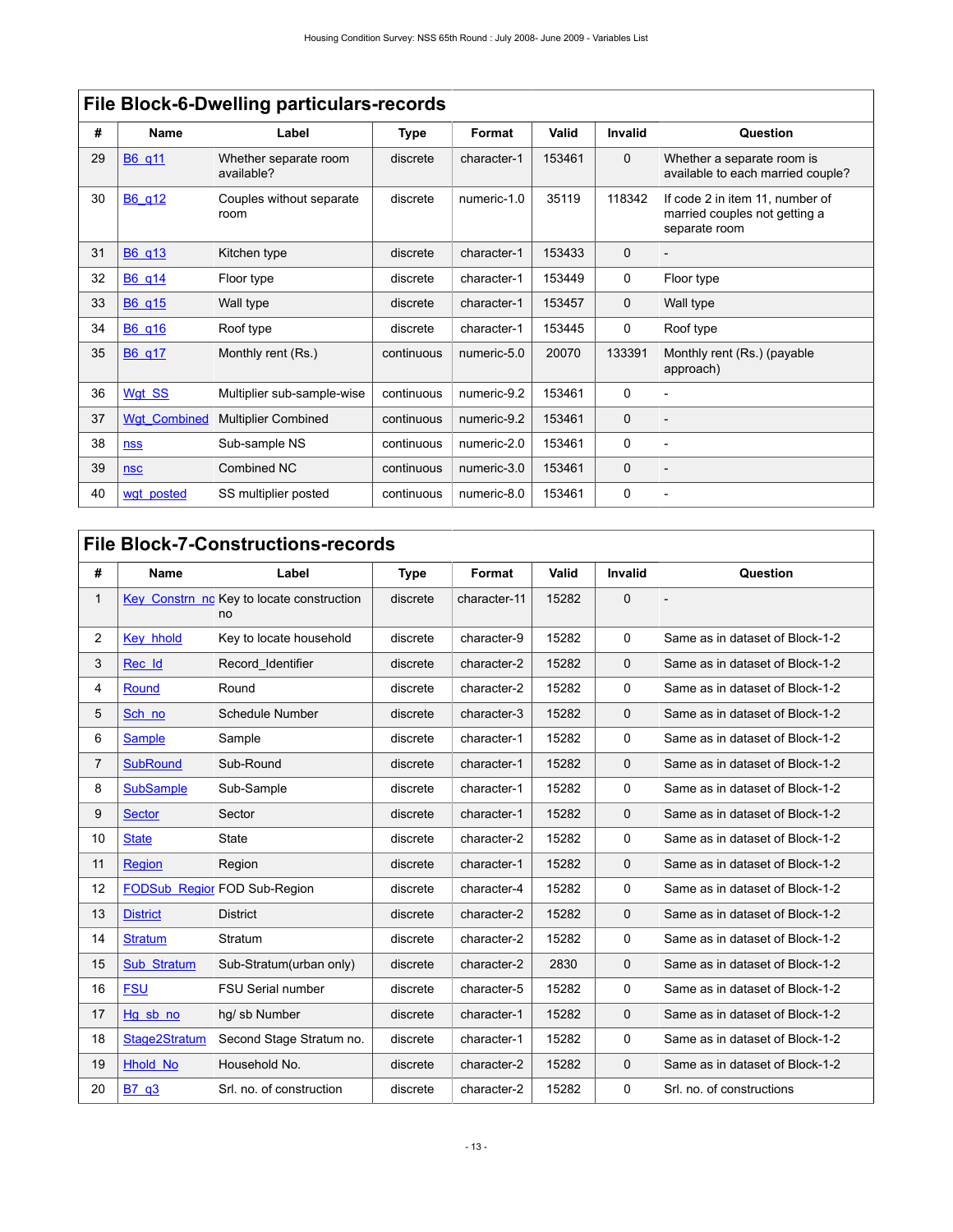## File Block-6-Dwelling particulars-records

| # | Name | Label | Type | Format | Valid | Invalid | Question |
|---|---|---|---|---|---|---|---|
| 29 | B6_q11 | Whether separate room available? | discrete | character-1 | 153461 | 0 | Whether a separate room is available to each married couple? |
| 30 | B6_q12 | Couples without separate room | discrete | numeric-1.0 | 35119 | 118342 | If code 2 in item 11, number of married couples not getting a separate room |
| 31 | B6_q13 | Kitchen type | discrete | character-1 | 153433 | 0 | - |
| 32 | B6_q14 | Floor type | discrete | character-1 | 153449 | 0 | Floor type |
| 33 | B6_q15 | Wall type | discrete | character-1 | 153457 | 0 | Wall type |
| 34 | B6_q16 | Roof type | discrete | character-1 | 153445 | 0 | Roof type |
| 35 | B6_q17 | Monthly rent (Rs.) | continuous | numeric-5.0 | 20070 | 133391 | Monthly rent (Rs.) (payable approach) |
| 36 | Wgt_SS | Multiplier sub-sample-wise | continuous | numeric-9.2 | 153461 | 0 | - |
| 37 | Wgt_Combined | Multiplier Combined | continuous | numeric-9.2 | 153461 | 0 | - |
| 38 | nss | Sub-sample NS | continuous | numeric-2.0 | 153461 | 0 | - |
| 39 | nsc | Combined NC | continuous | numeric-3.0 | 153461 | 0 | - |
| 40 | wgt_posted | SS multiplier posted | continuous | numeric-8.0 | 153461 | 0 | - |

## File Block-7-Constructions-records

| # | Name | Label | Type | Format | Valid | Invalid | Question |
|---|---|---|---|---|---|---|---|
| 1 | Key_Constrn_nc | Key to locate construction no | discrete | character-11 | 15282 | 0 | - |
| 2 | Key_hhold | Key to locate household | discrete | character-9 | 15282 | 0 | Same as in dataset of Block-1-2 |
| 3 | Rec_Id | Record_Identifier | discrete | character-2 | 15282 | 0 | Same as in dataset of Block-1-2 |
| 4 | Round | Round | discrete | character-2 | 15282 | 0 | Same as in dataset of Block-1-2 |
| 5 | Sch_no | Schedule Number | discrete | character-3 | 15282 | 0 | Same as in dataset of Block-1-2 |
| 6 | Sample | Sample | discrete | character-1 | 15282 | 0 | Same as in dataset of Block-1-2 |
| 7 | SubRound | Sub-Round | discrete | character-1 | 15282 | 0 | Same as in dataset of Block-1-2 |
| 8 | SubSample | Sub-Sample | discrete | character-1 | 15282 | 0 | Same as in dataset of Block-1-2 |
| 9 | Sector | Sector | discrete | character-1 | 15282 | 0 | Same as in dataset of Block-1-2 |
| 10 | State | State | discrete | character-2 | 15282 | 0 | Same as in dataset of Block-1-2 |
| 11 | Region | Region | discrete | character-1 | 15282 | 0 | Same as in dataset of Block-1-2 |
| 12 | FODSub_Regior | FOD Sub-Region | discrete | character-4 | 15282 | 0 | Same as in dataset of Block-1-2 |
| 13 | District | District | discrete | character-2 | 15282 | 0 | Same as in dataset of Block-1-2 |
| 14 | Stratum | Stratum | discrete | character-2 | 15282 | 0 | Same as in dataset of Block-1-2 |
| 15 | Sub_Stratum | Sub-Stratum(urban only) | discrete | character-2 | 2830 | 0 | Same as in dataset of Block-1-2 |
| 16 | FSU | FSU Serial number | discrete | character-5 | 15282 | 0 | Same as in dataset of Block-1-2 |
| 17 | Hg_sb_no | hg/ sb Number | discrete | character-1 | 15282 | 0 | Same as in dataset of Block-1-2 |
| 18 | Stage2Stratum | Second Stage Stratum no. | discrete | character-1 | 15282 | 0 | Same as in dataset of Block-1-2 |
| 19 | Hhold_No | Household No. | discrete | character-2 | 15282 | 0 | Same as in dataset of Block-1-2 |
| 20 | B7_q3 | Srl. no. of construction | discrete | character-2 | 15282 | 0 | Srl. no. of constructions |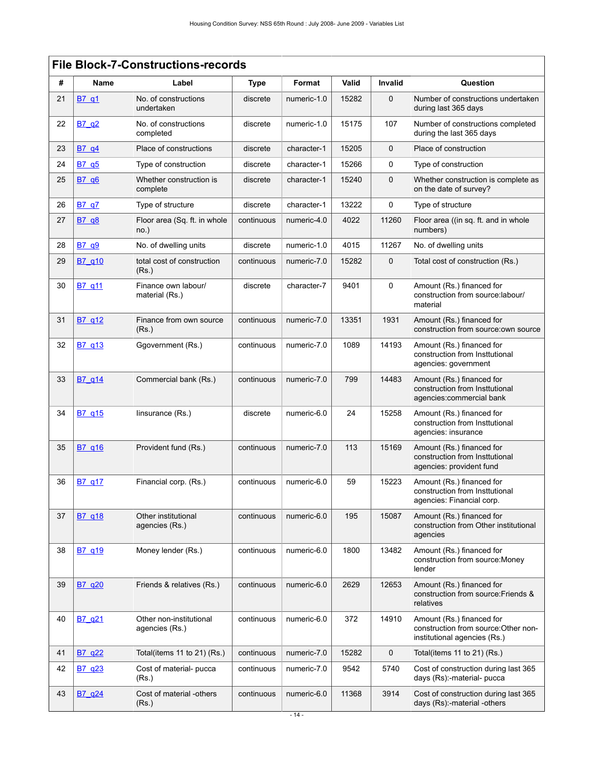## File Block-7-Constructions-records

| # | Name | Label | Type | Format | Valid | Invalid | Question |
|---|---|---|---|---|---|---|---|
| 21 | B7_q1 | No. of constructions undertaken | discrete | numeric-1.0 | 15282 | 0 | Number of constructions undertaken during last 365 days |
| 22 | B7_q2 | No. of constructions completed | discrete | numeric-1.0 | 15175 | 107 | Number of constructions completed during the last 365 days |
| 23 | B7_q4 | Place of constructions | discrete | character-1 | 15205 | 0 | Place of construction |
| 24 | B7_q5 | Type of construction | discrete | character-1 | 15266 | 0 | Type of construction |
| 25 | B7_q6 | Whether construction is complete | discrete | character-1 | 15240 | 0 | Whether construction is complete as on the date of survey? |
| 26 | B7_q7 | Type of structure | discrete | character-1 | 13222 | 0 | Type of structure |
| 27 | B7_q8 | Floor area (Sq. ft. in whole no.) | continuous | numeric-4.0 | 4022 | 11260 | Floor area ((in sq. ft. and in whole numbers) |
| 28 | B7_q9 | No. of dwelling units | discrete | numeric-1.0 | 4015 | 11267 | No. of dwelling units |
| 29 | B7_q10 | total cost of construction (Rs.) | continuous | numeric-7.0 | 15282 | 0 | Total cost of construction (Rs.) |
| 30 | B7_q11 | Finance own labour/ material (Rs.) | discrete | character-7 | 9401 | 0 | Amount (Rs.) financed for construction from source:labour/ material |
| 31 | B7_q12 | Finance from own source (Rs.) | continuous | numeric-7.0 | 13351 | 1931 | Amount (Rs.) financed for construction from source:own source |
| 32 | B7_q13 | Ggovernment (Rs.) | continuous | numeric-7.0 | 1089 | 14193 | Amount (Rs.) financed for construction from Insttutional agencies: government |
| 33 | B7_q14 | Commercial bank (Rs.) | continuous | numeric-7.0 | 799 | 14483 | Amount (Rs.) financed for construction from Insttutional agencies:commercial bank |
| 34 | B7_q15 | Iinsurance (Rs.) | discrete | numeric-6.0 | 24 | 15258 | Amount (Rs.) financed for construction from Insttutional agencies: insurance |
| 35 | B7_q16 | Provident fund (Rs.) | continuous | numeric-7.0 | 113 | 15169 | Amount (Rs.) financed for construction from Insttutional agencies: provident fund |
| 36 | B7_q17 | Financial corp. (Rs.) | continuous | numeric-6.0 | 59 | 15223 | Amount (Rs.) financed for construction from Insttutional agencies: Financial corp. |
| 37 | B7_q18 | Other institutional agencies (Rs.) | continuous | numeric-6.0 | 195 | 15087 | Amount (Rs.) financed for construction from Other institutional agencies |
| 38 | B7_q19 | Money lender (Rs.) | continuous | numeric-6.0 | 1800 | 13482 | Amount (Rs.) financed for construction from source:Money lender |
| 39 | B7_q20 | Friends & relatives (Rs.) | continuous | numeric-6.0 | 2629 | 12653 | Amount (Rs.) financed for construction from source:Friends & relatives |
| 40 | B7_q21 | Other non-institutional agencies (Rs.) | continuous | numeric-6.0 | 372 | 14910 | Amount (Rs.) financed for construction from source:Other non-institutional agencies (Rs.) |
| 41 | B7_q22 | Total(items 11 to 21) (Rs.) | continuous | numeric-7.0 | 15282 | 0 | Total(items 11 to 21) (Rs.) |
| 42 | B7_q23 | Cost of material- pucca (Rs.) | continuous | numeric-7.0 | 9542 | 5740 | Cost of construction during last 365 days (Rs):-material- pucca |
| 43 | B7_q24 | Cost of material -others (Rs.) | continuous | numeric-6.0 | 11368 | 3914 | Cost of construction during last 365 days (Rs):-material -others |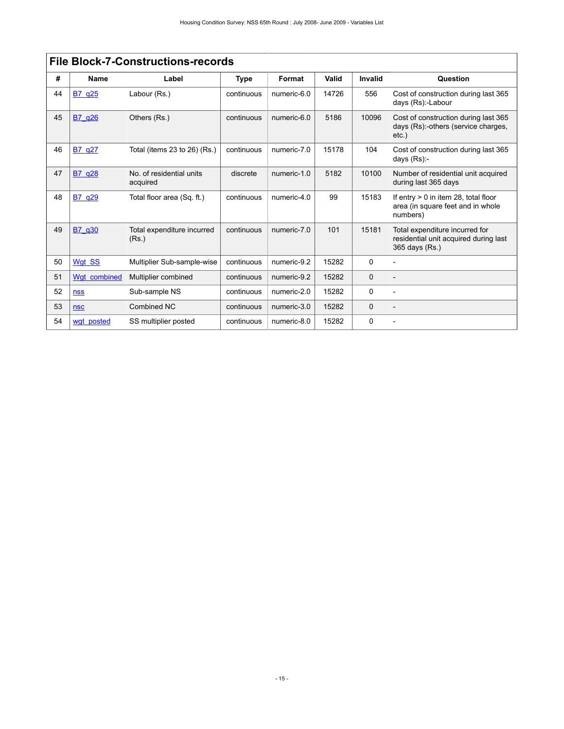## File Block-7-Constructions-records

| # | Name | Label | Type | Format | Valid | Invalid | Question |
|---|---|---|---|---|---|---|---|
| 44 | B7_q25 | Labour (Rs.) | continuous | numeric-6.0 | 14726 | 556 | Cost of construction during last 365 days (Rs):-Labour |
| 45 | B7_q26 | Others (Rs.) | continuous | numeric-6.0 | 5186 | 10096 | Cost of construction during last 365 days (Rs):-others (service charges, etc.) |
| 46 | B7_q27 | Total (items 23 to 26) (Rs.) | continuous | numeric-7.0 | 15178 | 104 | Cost of construction during last 365 days (Rs):- |
| 47 | B7_q28 | No. of residential units acquired | discrete | numeric-1.0 | 5182 | 10100 | Number of residential unit acquired during last 365 days |
| 48 | B7_q29 | Total floor area (Sq. ft.) | continuous | numeric-4.0 | 99 | 15183 | If entry > 0 in item 28, total floor area (in square feet and in whole numbers) |
| 49 | B7_q30 | Total expenditure incurred (Rs.) | continuous | numeric-7.0 | 101 | 15181 | Total expenditure incurred for residential unit acquired during last 365 days (Rs.) |
| 50 | Wgt_SS | Multiplier Sub-sample-wise | continuous | numeric-9.2 | 15282 | 0 | - |
| 51 | Wgt_combined | Multiplier combined | continuous | numeric-9.2 | 15282 | 0 | - |
| 52 | nss | Sub-sample NS | continuous | numeric-2.0 | 15282 | 0 | - |
| 53 | nsc | Combined NC | continuous | numeric-3.0 | 15282 | 0 | - |
| 54 | wgt_posted | SS multiplier posted | continuous | numeric-8.0 | 15282 | 0 | - |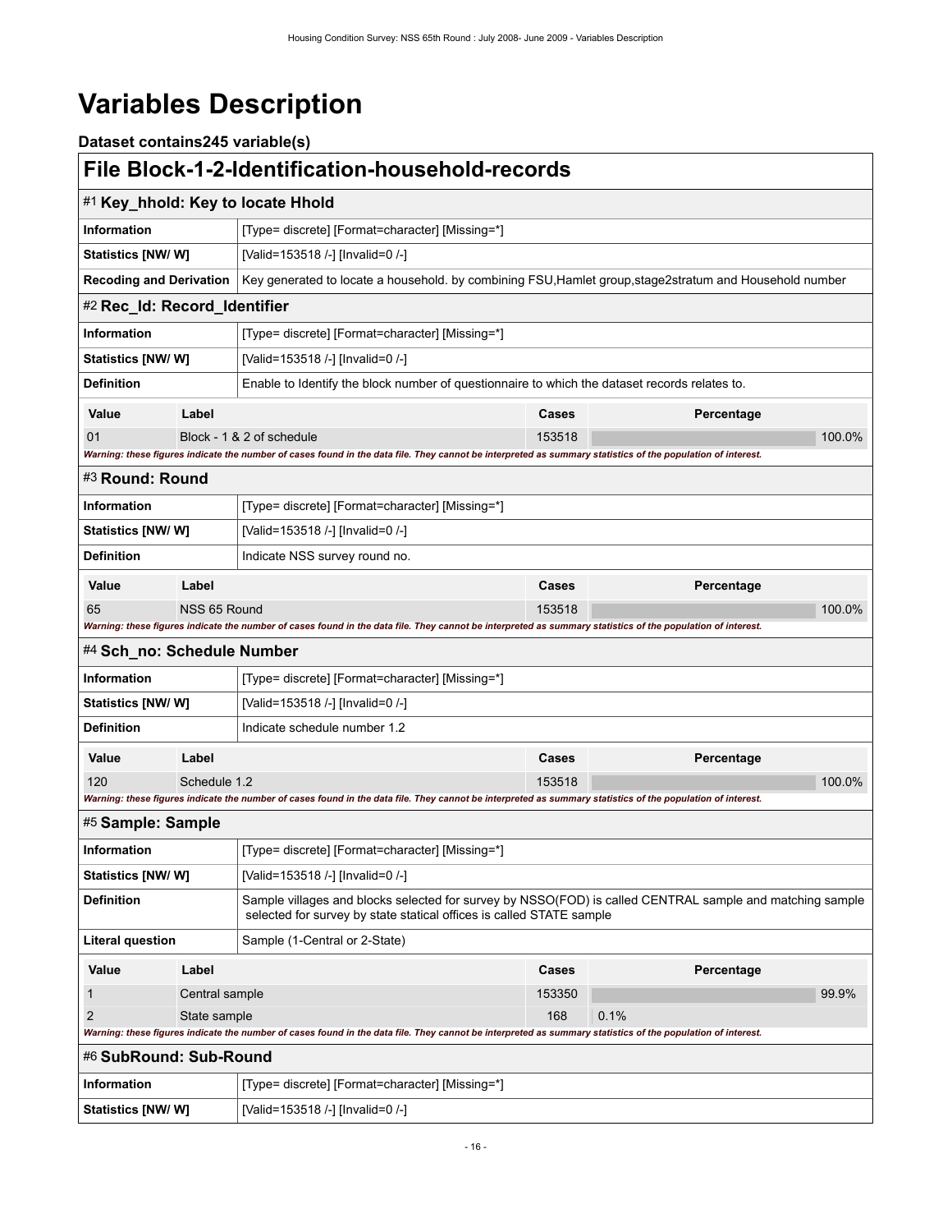# Variables Description

### Dataset contains245 variable(s)

## File Block-1-2-Identification-household-records

### #1 Key_hhold: Key to locate Hhold

| | |
|---|---|
| **Information** | [Type= discrete] [Format=character] [Missing=*] |
| **Statistics [NW/ W]** | [Valid=153518 /-] [Invalid=0 /-] |
| **Recoding and Derivation** | Key generated to locate a household. by combining FSU,Hamlet group,stage2stratum and Household number |

### #2 Rec_Id: Record_Identifier

| | |
|---|---|
| **Information** | [Type= discrete] [Format=character] [Missing=*] |
| **Statistics [NW/ W]** | [Valid=153518 /-] [Invalid=0 /-] |
| **Definition** | Enable to Identify the block number of questionnaire to which the dataset records relates to. |

| Value | Label | Cases | Percentage |
|---|---|---|---|
| 01 | Block - 1 & 2 of schedule | 153518 | 100.0% |

*Warning: these figures indicate the number of cases found in the data file. They cannot be interpreted as summary statistics of the population of interest.*

### #3 Round: Round

| | |
|---|---|
| **Information** | [Type= discrete] [Format=character] [Missing=*] |
| **Statistics [NW/ W]** | [Valid=153518 /-] [Invalid=0 /-] |
| **Definition** | Indicate NSS survey round no. |

| Value | Label | Cases | Percentage |
|---|---|---|---|
| 65 | NSS 65 Round | 153518 | 100.0% |

*Warning: these figures indicate the number of cases found in the data file. They cannot be interpreted as summary statistics of the population of interest.*

### #4 Sch_no: Schedule Number

| | |
|---|---|
| **Information** | [Type= discrete] [Format=character] [Missing=*] |
| **Statistics [NW/ W]** | [Valid=153518 /-] [Invalid=0 /-] |
| **Definition** | Indicate schedule number 1.2 |

| Value | Label | Cases | Percentage |
|---|---|---|---|
| 120 | Schedule 1.2 | 153518 | 100.0% |

*Warning: these figures indicate the number of cases found in the data file. They cannot be interpreted as summary statistics of the population of interest.*

### #5 Sample: Sample

| | |
|---|---|
| **Information** | [Type= discrete] [Format=character] [Missing=*] |
| **Statistics [NW/ W]** | [Valid=153518 /-] [Invalid=0 /-] |
| **Definition** | Sample villages and blocks selected for survey by NSSO(FOD) is called CENTRAL sample and matching sample selected for survey by state statical offices is called STATE sample |
| **Literal question** | Sample (1-Central or 2-State) |

| Value | Label | Cases | Percentage |
|---|---|---|---|
| 1 | Central sample | 153350 | 99.9% |
| 2 | State sample | 168 | 0.1% |

*Warning: these figures indicate the number of cases found in the data file. They cannot be interpreted as summary statistics of the population of interest.*

### #6 SubRound: Sub-Round

| | |
|---|---|
| **Information** | [Type= discrete] [Format=character] [Missing=*] |
| **Statistics [NW/ W]** | [Valid=153518 /-] [Invalid=0 /-] |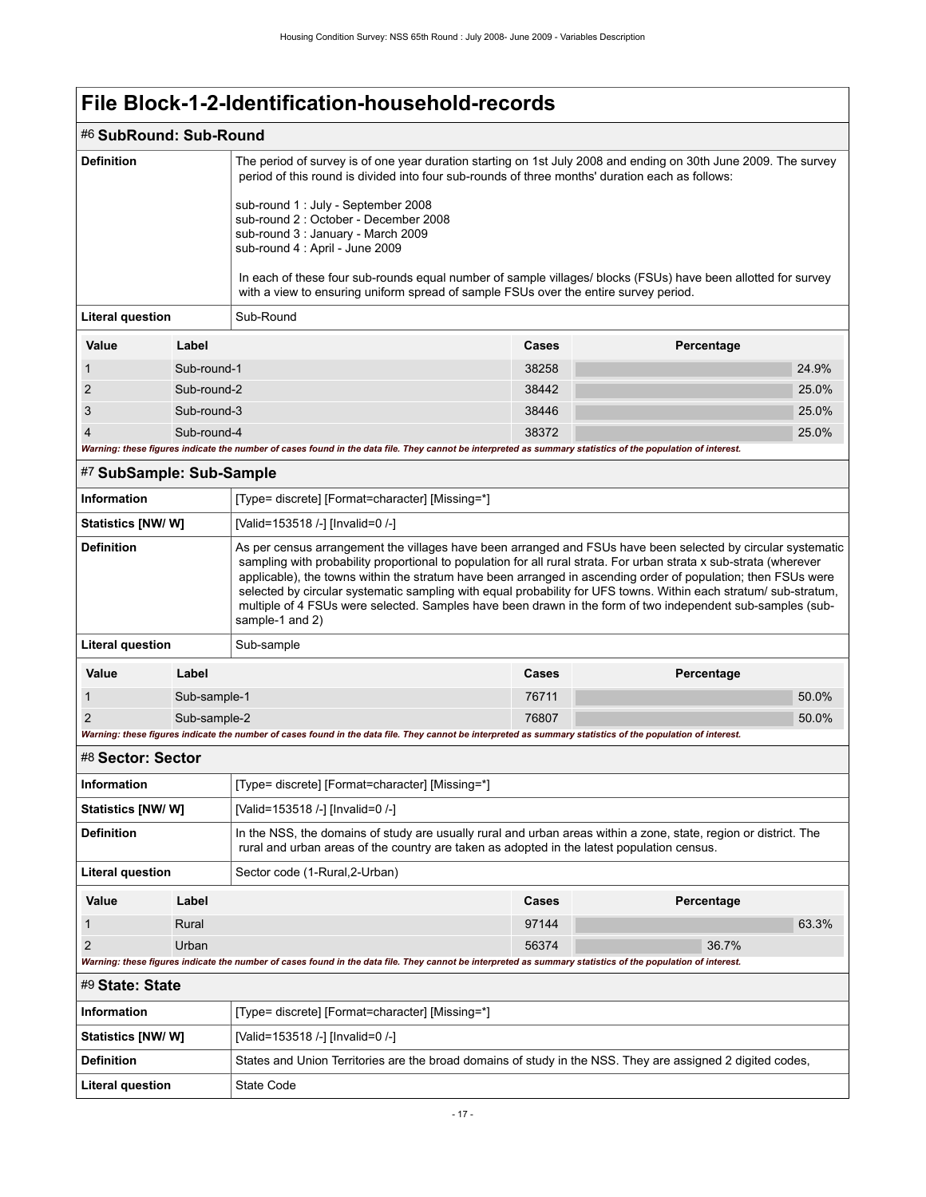# File Block-1-2-Identification-household-records

## #6 SubRound: Sub-Round

| | |
|---|---|
| **Definition** | The period of survey is of one year duration starting on 1st July 2008 and ending on 30th June 2009. The survey period of this round is divided into four sub-rounds of three months' duration each as follows:<br><br>sub-round 1 : July - September 2008<br>sub-round 2 : October - December 2008<br>sub-round 3 : January - March 2009<br>sub-round 4 : April - June 2009<br><br>In each of these four sub-rounds equal number of sample villages/ blocks (FSUs) have been allotted for survey with a view to ensuring uniform spread of sample FSUs over the entire survey period. |
| **Literal question** | Sub-Round |

| Value | Label | Cases | Percentage |
|---|---|---|---|
| 1 | Sub-round-1 | 38258 | 24.9% |
| 2 | Sub-round-2 | 38442 | 25.0% |
| 3 | Sub-round-3 | 38446 | 25.0% |
| 4 | Sub-round-4 | 38372 | 25.0% |

***Warning: these figures indicate the number of cases found in the data file. They cannot be interpreted as summary statistics of the population of interest.***

## #7 SubSample: Sub-Sample

| | |
|---|---|
| **Information** | [Type= discrete] [Format=character] [Missing=*] |
| **Statistics [NW/ W]** | [Valid=153518 /-] [Invalid=0 /-] |
| **Definition** | As per census arrangement the villages have been arranged and FSUs have been selected by circular systematic sampling with probability proportional to population for all rural strata. For urban strata x sub-strata (wherever applicable), the towns within the stratum have been arranged in ascending order of population; then FSUs were selected by circular systematic sampling with equal probability for UFS towns. Within each stratum/ sub-stratum, multiple of 4 FSUs were selected. Samples have been drawn in the form of two independent sub-samples (sub-sample-1 and 2) |
| **Literal question** | Sub-sample |

| Value | Label | Cases | Percentage |
|---|---|---|---|
| 1 | Sub-sample-1 | 76711 | 50.0% |
| 2 | Sub-sample-2 | 76807 | 50.0% |

***Warning: these figures indicate the number of cases found in the data file. They cannot be interpreted as summary statistics of the population of interest.***

## #8 Sector: Sector

| | |
|---|---|
| **Information** | [Type= discrete] [Format=character] [Missing=*] |
| **Statistics [NW/ W]** | [Valid=153518 /-] [Invalid=0 /-] |
| **Definition** | In the NSS, the domains of study are usually rural and urban areas within a zone, state, region or district. The rural and urban areas of the country are taken as adopted in the latest population census. |
| **Literal question** | Sector code (1-Rural,2-Urban) |

| Value | Label | Cases | Percentage |
|---|---|---|---|
| 1 | Rural | 97144 | 63.3% |
| 2 | Urban | 56374 | 36.7% |

***Warning: these figures indicate the number of cases found in the data file. They cannot be interpreted as summary statistics of the population of interest.***

## #9 State: State

| | |
|---|---|
| **Information** | [Type= discrete] [Format=character] [Missing=*] |
| **Statistics [NW/ W]** | [Valid=153518 /-] [Invalid=0 /-] |
| **Definition** | States and Union Territories are the broad domains of study in the NSS. They are assigned 2 digited codes, |
| **Literal question** | State Code |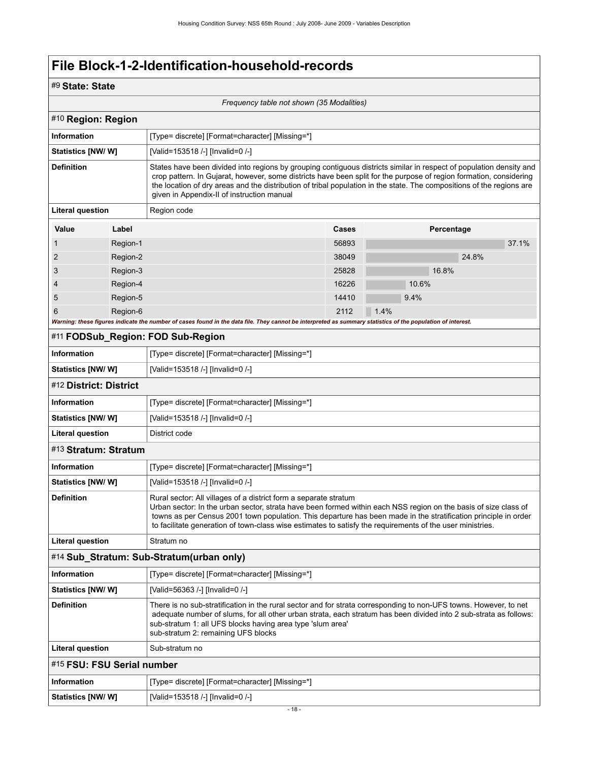# File Block-1-2-Identification-household-records

## #9 State: State

*Frequency table not shown (35 Modalities)*

## #10 Region: Region

| | |
|---|---|
| **Information** | [Type= discrete] [Format=character] [Missing=*] |
| **Statistics [NW/ W]** | [Valid=153518 /-] [Invalid=0 /-] |
| **Definition** | States have been divided into regions by grouping contiguous districts similar in respect of population density and crop pattern. In Gujarat, however, some districts have been split for the purpose of region formation, considering the location of dry areas and the distribution of tribal population in the state. The compositions of the regions are given in Appendix-II of instruction manual |
| **Literal question** | Region code |

| Value | Label | Cases | Percentage |
|---|---|---|---|
| 1 | Region-1 | 56893 | 37.1% |
| 2 | Region-2 | 38049 | 24.8% |
| 3 | Region-3 | 25828 | 16.8% |
| 4 | Region-4 | 16226 | 10.6% |
| 5 | Region-5 | 14410 | 9.4% |
| 6 | Region-6 | 2112 | 1.4% |

***Warning: these figures indicate the number of cases found in the data file. They cannot be interpreted as summary statistics of the population of interest.***

## #11 FODSub_Region: FOD Sub-Region

| | |
|---|---|
| **Information** | [Type= discrete] [Format=character] [Missing=*] |
| **Statistics [NW/ W]** | [Valid=153518 /-] [Invalid=0 /-] |

## #12 District: District

| | |
|---|---|
| **Information** | [Type= discrete] [Format=character] [Missing=*] |
| **Statistics [NW/ W]** | [Valid=153518 /-] [Invalid=0 /-] |
| **Literal question** | District code |

## #13 Stratum: Stratum

| | |
|---|---|
| **Information** | [Type= discrete] [Format=character] [Missing=*] |
| **Statistics [NW/ W]** | [Valid=153518 /-] [Invalid=0 /-] |
| **Definition** | Rural sector: All villages of a district form a separate stratum<br>Urban sector: In the urban sector, strata have been formed within each NSS region on the basis of size class of towns as per Census 2001 town population. This departure has been made in the stratification principle in order to facilitate generation of town-class wise estimates to satisfy the requirements of the user ministries. |
| **Literal question** | Stratum no |

## #14 Sub_Stratum: Sub-Stratum(urban only)

| | |
|---|---|
| **Information** | [Type= discrete] [Format=character] [Missing=*] |
| **Statistics [NW/ W]** | [Valid=56363 /-] [Invalid=0 /-] |
| **Definition** | There is no sub-stratification in the rural sector and for strata corresponding to non-UFS towns. However, to net adequate number of slums, for all other urban strata, each stratum has been divided into 2 sub-strata as follows:<br>sub-stratum 1: all UFS blocks having area type 'slum area'<br>sub-stratum 2: remaining UFS blocks |
| **Literal question** | Sub-stratum no |

## #15 FSU: FSU Serial number

| | |
|---|---|
| **Information** | [Type= discrete] [Format=character] [Missing=*] |
| **Statistics [NW/ W]** | [Valid=153518 /-] [Invalid=0 /-] |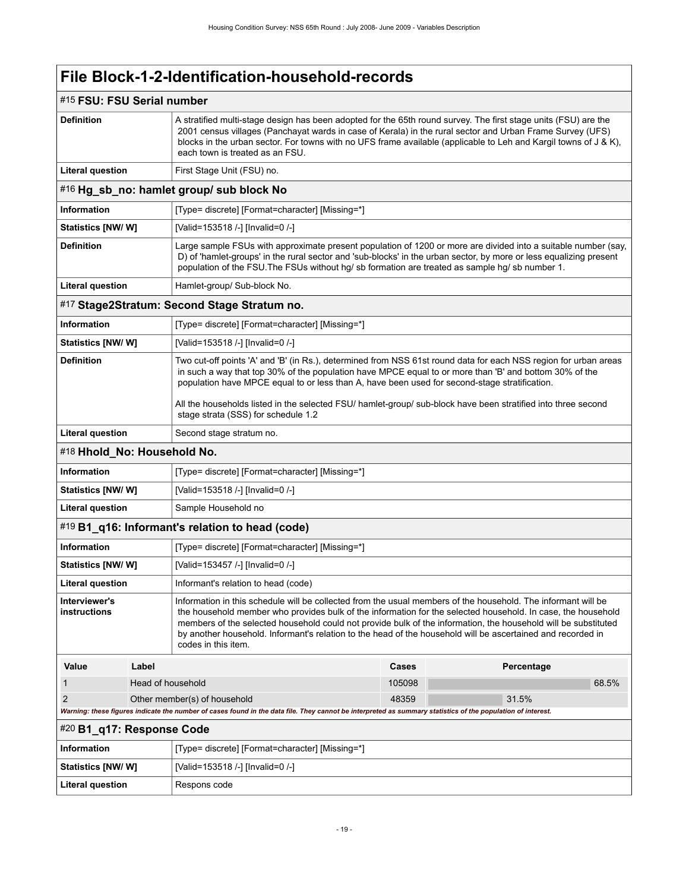# File Block-1-2-Identification-household-records

## #15 FSU: FSU Serial number

| | |
|---|---|
| **Definition** | A stratified multi-stage design has been adopted for the 65th round survey. The first stage units (FSU) are the 2001 census villages (Panchayat wards in case of Kerala) in the rural sector and Urban Frame Survey (UFS) blocks in the urban sector. For towns with no UFS frame available (applicable to Leh and Kargil towns of J & K), each town is treated as an FSU. |
| **Literal question** | First Stage Unit (FSU) no. |

## #16 Hg_sb_no: hamlet group/ sub block No

| | |
|---|---|
| **Information** | [Type= discrete] [Format=character] [Missing=*] |
| **Statistics [NW/ W]** | [Valid=153518 /-] [Invalid=0 /-] |
| **Definition** | Large sample FSUs with approximate present population of 1200 or more are divided into a suitable number (say, D) of 'hamlet-groups' in the rural sector and 'sub-blocks' in the urban sector, by more or less equalizing present population of the FSU.The FSUs without hg/ sb formation are treated as sample hg/ sb number 1. |
| **Literal question** | Hamlet-group/ Sub-block No. |

## #17 Stage2Stratum: Second Stage Stratum no.

| | |
|---|---|
| **Information** | [Type= discrete] [Format=character] [Missing=*] |
| **Statistics [NW/ W]** | [Valid=153518 /-] [Invalid=0 /-] |
| **Definition** | Two cut-off points 'A' and 'B' (in Rs.), determined from NSS 61st round data for each NSS region for urban areas in such a way that top 30% of the population have MPCE equal to or more than 'B' and bottom 30% of the population have MPCE equal to or less than A, have been used for second-stage stratification.<br><br>All the households listed in the selected FSU/ hamlet-group/ sub-block have been stratified into three second stage strata (SSS) for schedule 1.2 |
| **Literal question** | Second stage stratum no. |

## #18 Hhold_No: Household No.

| | |
|---|---|
| **Information** | [Type= discrete] [Format=character] [Missing=*] |
| **Statistics [NW/ W]** | [Valid=153518 /-] [Invalid=0 /-] |
| **Literal question** | Sample Household no |

## #19 B1_q16: Informant's relation to head (code)

| | |
|---|---|
| **Information** | [Type= discrete] [Format=character] [Missing=*] |
| **Statistics [NW/ W]** | [Valid=153457 /-] [Invalid=0 /-] |
| **Literal question** | Informant's relation to head (code) |
| **Interviewer's instructions** | Information in this schedule will be collected from the usual members of the household. The informant will be the household member who provides bulk of the information for the selected household. In case, the household members of the selected household could not provide bulk of the information, the household will be substituted by another household. Informant's relation to the head of the household will be ascertained and recorded in codes in this item. |

| Value | Label | Cases | Percentage |
|---|---|---|---|
| 1 | Head of household | 105098 | 68.5% |
| 2 | Other member(s) of household | 48359 | 31.5% |

*Warning: these figures indicate the number of cases found in the data file. They cannot be interpreted as summary statistics of the population of interest.*

## #20 B1_q17: Response Code

| | |
|---|---|
| **Information** | [Type= discrete] [Format=character] [Missing=*] |
| **Statistics [NW/ W]** | [Valid=153518 /-] [Invalid=0 /-] |
| **Literal question** | Respons code |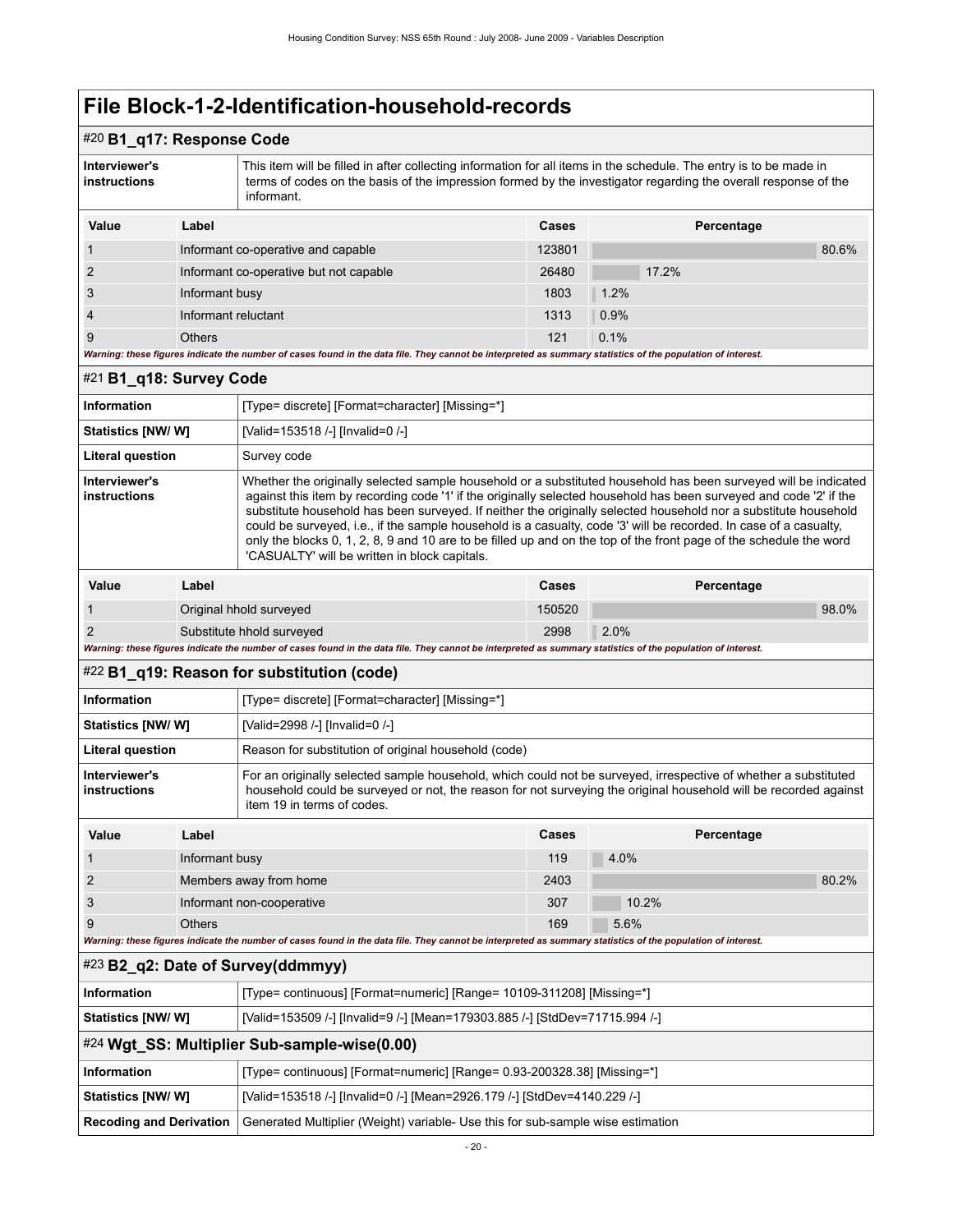# File Block-1-2-Identification-household-records

## #20 B1_q17: Response Code

| | |
|---|---|
| **Interviewer's instructions** | This item will be filled in after collecting information for all items in the schedule. The entry is to be made in terms of codes on the basis of the impression formed by the investigator regarding the overall response of the informant. |

| Value | Label | Cases | Percentage |
|---|---|---|---|
| 1 | Informant co-operative and capable | 123801 | 80.6% |
| 2 | Informant co-operative but not capable | 26480 | 17.2% |
| 3 | Informant busy | 1803 | 1.2% |
| 4 | Informant reluctant | 1313 | 0.9% |
| 9 | Others | 121 | 0.1% |

*Warning: these figures indicate the number of cases found in the data file. They cannot be interpreted as summary statistics of the population of interest.*

## #21 B1_q18: Survey Code

| | |
|---|---|
| **Information** | [Type= discrete] [Format=character] [Missing=*] |
| **Statistics [NW/ W]** | [Valid=153518 /-] [Invalid=0 /-] |
| **Literal question** | Survey code |
| **Interviewer's instructions** | Whether the originally selected sample household or a substituted household has been surveyed will be indicated against this item by recording code '1' if the originally selected household has been surveyed and code '2' if the substitute household has been surveyed. If neither the originally selected household nor a substitute household could be surveyed, i.e., if the sample household is a casualty, code '3' will be recorded. In case of a casualty, only the blocks 0, 1, 2, 8, 9 and 10 are to be filled up and on the top of the front page of the schedule the word 'CASUALTY' will be written in block capitals. |

| Value | Label | Cases | Percentage |
|---|---|---|---|
| 1 | Original hhold surveyed | 150520 | 98.0% |
| 2 | Substitute hhold surveyed | 2998 | 2.0% |

*Warning: these figures indicate the number of cases found in the data file. They cannot be interpreted as summary statistics of the population of interest.*

## #22 B1_q19: Reason for substitution (code)

| | |
|---|---|
| **Information** | [Type= discrete] [Format=character] [Missing=*] |
| **Statistics [NW/ W]** | [Valid=2998 /-] [Invalid=0 /-] |
| **Literal question** | Reason for substitution of original household (code) |
| **Interviewer's instructions** | For an originally selected sample household, which could not be surveyed, irrespective of whether a substituted household could be surveyed or not, the reason for not surveying the original household will be recorded against item 19 in terms of codes. |

| Value | Label | Cases | Percentage |
|---|---|---|---|
| 1 | Informant busy | 119 | 4.0% |
| 2 | Members away from home | 2403 | 80.2% |
| 3 | Informant non-cooperative | 307 | 10.2% |
| 9 | Others | 169 | 5.6% |

*Warning: these figures indicate the number of cases found in the data file. They cannot be interpreted as summary statistics of the population of interest.*

## #23 B2_q2: Date of Survey(ddmmyy)

| | |
|---|---|
| **Information** | [Type= continuous] [Format=numeric] [Range= 10109-311208] [Missing=*] |
| **Statistics [NW/ W]** | [Valid=153509 /-] [Invalid=9 /-] [Mean=179303.885 /-] [StdDev=71715.994 /-] |

## #24 Wgt_SS: Multiplier Sub-sample-wise(0.00)

| | |
|---|---|
| **Information** | [Type= continuous] [Format=numeric] [Range= 0.93-200328.38] [Missing=*] |
| **Statistics [NW/ W]** | [Valid=153518 /-] [Invalid=0 /-] [Mean=2926.179 /-] [StdDev=4140.229 /-] |
| **Recoding and Derivation** | Generated Multiplier (Weight) variable- Use this for sub-sample wise estimation |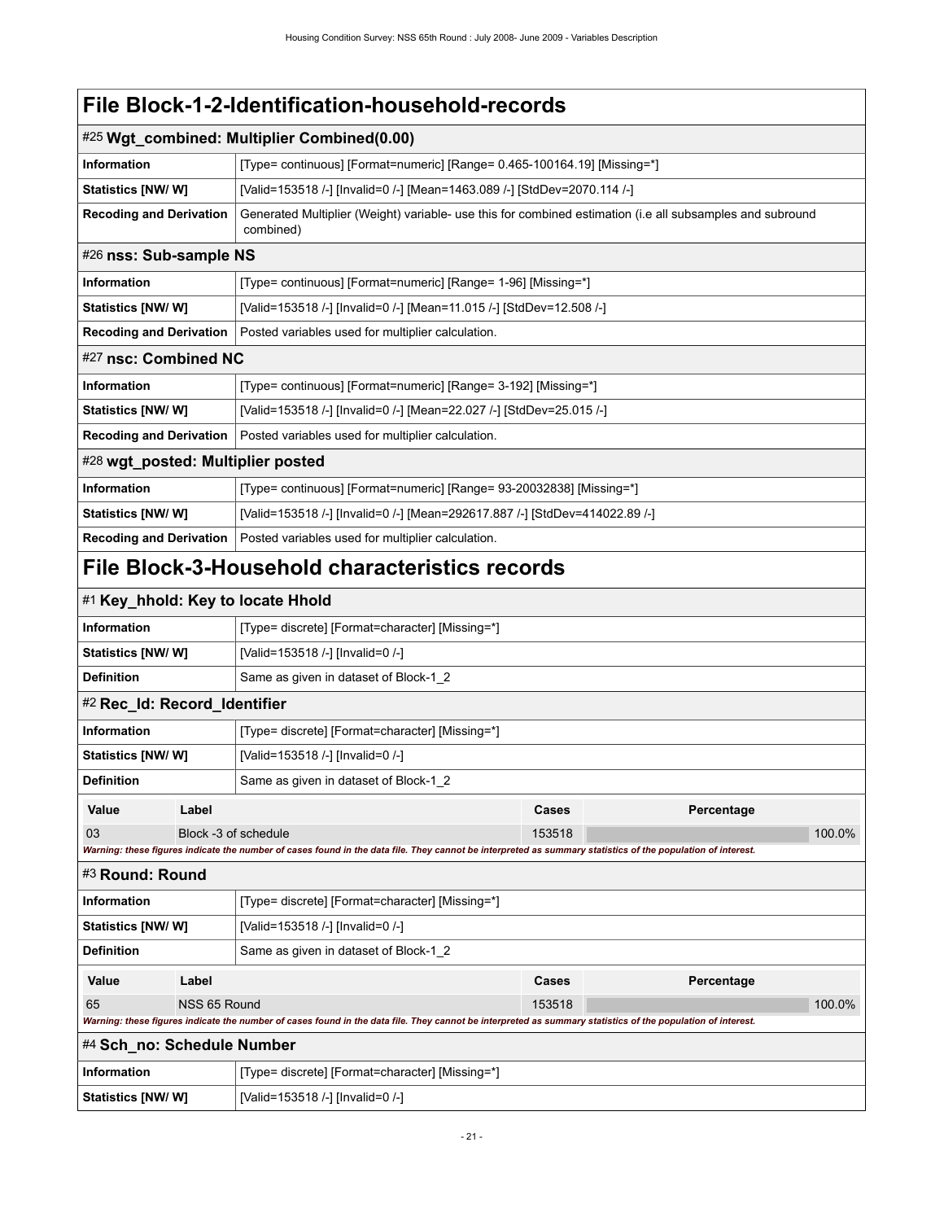# File Block-1-2-Identification-household-records

## #25 Wgt_combined: Multiplier Combined(0.00)

| | |
|---|---|
| **Information** | [Type= continuous] [Format=numeric] [Range= 0.465-100164.19] [Missing=*] |
| **Statistics [NW/ W]** | [Valid=153518 /-] [Invalid=0 /-] [Mean=1463.089 /-] [StdDev=2070.114 /-] |
| **Recoding and Derivation** | Generated Multiplier (Weight) variable- use this for combined estimation (i.e all subsamples and subround combined) |

## #26 nss: Sub-sample NS

| | |
|---|---|
| **Information** | [Type= continuous] [Format=numeric] [Range= 1-96] [Missing=*] |
| **Statistics [NW/ W]** | [Valid=153518 /-] [Invalid=0 /-] [Mean=11.015 /-] [StdDev=12.508 /-] |
| **Recoding and Derivation** | Posted variables used for multiplier calculation. |

## #27 nsc: Combined NC

| | |
|---|---|
| **Information** | [Type= continuous] [Format=numeric] [Range= 3-192] [Missing=*] |
| **Statistics [NW/ W]** | [Valid=153518 /-] [Invalid=0 /-] [Mean=22.027 /-] [StdDev=25.015 /-] |
| **Recoding and Derivation** | Posted variables used for multiplier calculation. |

## #28 wgt_posted: Multiplier posted

| | |
|---|---|
| **Information** | [Type= continuous] [Format=numeric] [Range= 93-20032838] [Missing=*] |
| **Statistics [NW/ W]** | [Valid=153518 /-] [Invalid=0 /-] [Mean=292617.887 /-] [StdDev=414022.89 /-] |
| **Recoding and Derivation** | Posted variables used for multiplier calculation. |

# File Block-3-Household characteristics records

## #1 Key_hhold: Key to locate Hhold

| | |
|---|---|
| **Information** | [Type= discrete] [Format=character] [Missing=*] |
| **Statistics [NW/ W]** | [Valid=153518 /-] [Invalid=0 /-] |
| **Definition** | Same as given in dataset of Block-1_2 |

## #2 Rec_Id: Record_Identifier

| | |
|---|---|
| **Information** | [Type= discrete] [Format=character] [Missing=*] |
| **Statistics [NW/ W]** | [Valid=153518 /-] [Invalid=0 /-] |
| **Definition** | Same as given in dataset of Block-1_2 |

| Value | Label | Cases | Percentage |
|---|---|---|---|
| 03 | Block -3 of schedule | 153518 | 100.0% |

*Warning: these figures indicate the number of cases found in the data file. They cannot be interpreted as summary statistics of the population of interest.*

## #3 Round: Round

| | |
|---|---|
| **Information** | [Type= discrete] [Format=character] [Missing=*] |
| **Statistics [NW/ W]** | [Valid=153518 /-] [Invalid=0 /-] |
| **Definition** | Same as given in dataset of Block-1_2 |

| Value | Label | Cases | Percentage |
|---|---|---|---|
| 65 | NSS 65 Round | 153518 | 100.0% |

*Warning: these figures indicate the number of cases found in the data file. They cannot be interpreted as summary statistics of the population of interest.*

## #4 Sch_no: Schedule Number

| | |
|---|---|
| **Information** | [Type= discrete] [Format=character] [Missing=*] |
| **Statistics [NW/ W]** | [Valid=153518 /-] [Invalid=0 /-] |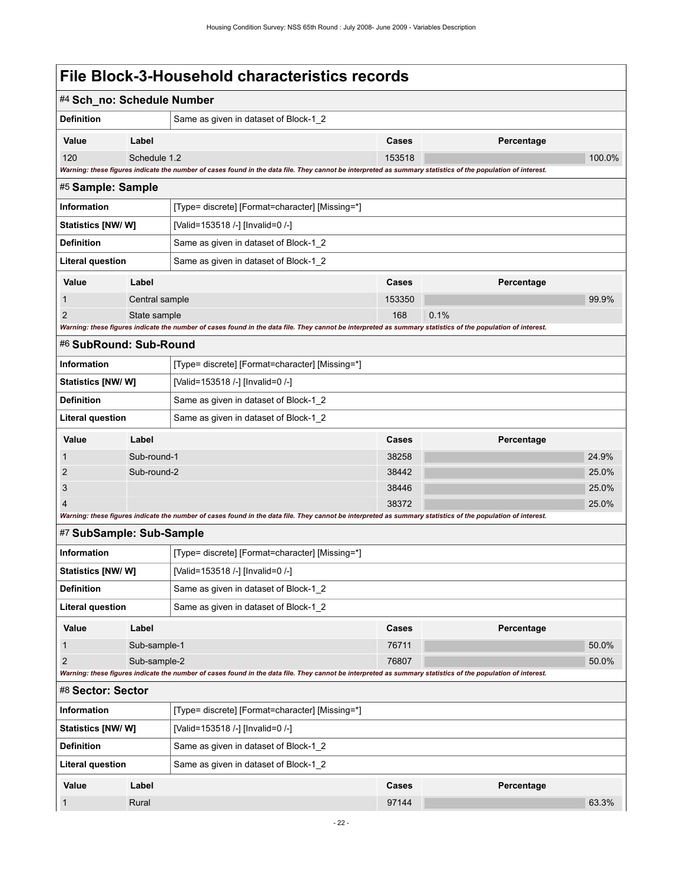# File Block-3-Household characteristics records

## #4 Sch_no: Schedule Number

| | |
|---|---|
| **Definition** | Same as given in dataset of Block-1_2 |

| Value | Label | Cases | Percentage |
|---|---|---|---|
| 120 | Schedule 1.2 | 153518 | 100.0% |

*Warning: these figures indicate the number of cases found in the data file. They cannot be interpreted as summary statistics of the population of interest.*

## #5 Sample: Sample

| | |
|---|---|
| **Information** | [Type= discrete] [Format=character] [Missing=*] |
| **Statistics [NW/ W]** | [Valid=153518 /-] [Invalid=0 /-] |
| **Definition** | Same as given in dataset of Block-1_2 |
| **Literal question** | Same as given in dataset of Block-1_2 |

| Value | Label | Cases | Percentage |
|---|---|---|---|
| 1 | Central sample | 153350 | 99.9% |
| 2 | State sample | 168 | 0.1% |

*Warning: these figures indicate the number of cases found in the data file. They cannot be interpreted as summary statistics of the population of interest.*

## #6 SubRound: Sub-Round

| | |
|---|---|
| **Information** | [Type= discrete] [Format=character] [Missing=*] |
| **Statistics [NW/ W]** | [Valid=153518 /-] [Invalid=0 /-] |
| **Definition** | Same as given in dataset of Block-1_2 |
| **Literal question** | Same as given in dataset of Block-1_2 |

| Value | Label | Cases | Percentage |
|---|---|---|---|
| 1 | Sub-round-1 | 38258 | 24.9% |
| 2 | Sub-round-2 | 38442 | 25.0% |
| 3 | | 38446 | 25.0% |
| 4 | | 38372 | 25.0% |

*Warning: these figures indicate the number of cases found in the data file. They cannot be interpreted as summary statistics of the population of interest.*

## #7 SubSample: Sub-Sample

| | |
|---|---|
| **Information** | [Type= discrete] [Format=character] [Missing=*] |
| **Statistics [NW/ W]** | [Valid=153518 /-] [Invalid=0 /-] |
| **Definition** | Same as given in dataset of Block-1_2 |
| **Literal question** | Same as given in dataset of Block-1_2 |

| Value | Label | Cases | Percentage |
|---|---|---|---|
| 1 | Sub-sample-1 | 76711 | 50.0% |
| 2 | Sub-sample-2 | 76807 | 50.0% |

*Warning: these figures indicate the number of cases found in the data file. They cannot be interpreted as summary statistics of the population of interest.*

## #8 Sector: Sector

| | |
|---|---|
| **Information** | [Type= discrete] [Format=character] [Missing=*] |
| **Statistics [NW/ W]** | [Valid=153518 /-] [Invalid=0 /-] |
| **Definition** | Same as given in dataset of Block-1_2 |
| **Literal question** | Same as given in dataset of Block-1_2 |

| Value | Label | Cases | Percentage |
|---|---|---|---|
| 1 | Rural | 97144 | 63.3% |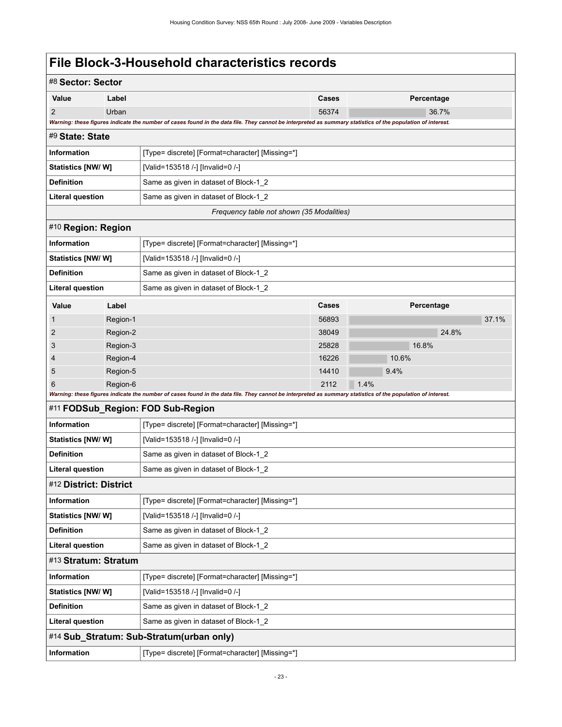# File Block-3-Household characteristics records

## #8 Sector: Sector

| Value | Label | Cases | Percentage |
|---|---|---|---|
| 2 | Urban | 56374 | 36.7% |

*Warning: these figures indicate the number of cases found in the data file. They cannot be interpreted as summary statistics of the population of interest.*

## #9 State: State

| | |
|---|---|
| **Information** | [Type= discrete] [Format=character] [Missing=*] |
| **Statistics [NW/ W]** | [Valid=153518 /-] [Invalid=0 /-] |
| **Definition** | Same as given in dataset of Block-1_2 |
| **Literal question** | Same as given in dataset of Block-1_2 |

*Frequency table not shown (35 Modalities)*

## #10 Region: Region

| | |
|---|---|
| **Information** | [Type= discrete] [Format=character] [Missing=*] |
| **Statistics [NW/ W]** | [Valid=153518 /-] [Invalid=0 /-] |
| **Definition** | Same as given in dataset of Block-1_2 |
| **Literal question** | Same as given in dataset of Block-1_2 |

| Value | Label | Cases | Percentage |
|---|---|---|---|
| 1 | Region-1 | 56893 | 37.1% |
| 2 | Region-2 | 38049 | 24.8% |
| 3 | Region-3 | 25828 | 16.8% |
| 4 | Region-4 | 16226 | 10.6% |
| 5 | Region-5 | 14410 | 9.4% |
| 6 | Region-6 | 2112 | 1.4% |

*Warning: these figures indicate the number of cases found in the data file. They cannot be interpreted as summary statistics of the population of interest.*

## #11 FODSub_Region: FOD Sub-Region

| | |
|---|---|
| **Information** | [Type= discrete] [Format=character] [Missing=*] |
| **Statistics [NW/ W]** | [Valid=153518 /-] [Invalid=0 /-] |
| **Definition** | Same as given in dataset of Block-1_2 |
| **Literal question** | Same as given in dataset of Block-1_2 |

## #12 District: District

| | |
|---|---|
| **Information** | [Type= discrete] [Format=character] [Missing=*] |
| **Statistics [NW/ W]** | [Valid=153518 /-] [Invalid=0 /-] |
| **Definition** | Same as given in dataset of Block-1_2 |
| **Literal question** | Same as given in dataset of Block-1_2 |

## #13 Stratum: Stratum

| | |
|---|---|
| **Information** | [Type= discrete] [Format=character] [Missing=*] |
| **Statistics [NW/ W]** | [Valid=153518 /-] [Invalid=0 /-] |
| **Definition** | Same as given in dataset of Block-1_2 |
| **Literal question** | Same as given in dataset of Block-1_2 |

## #14 Sub_Stratum: Sub-Stratum(urban only)

| | |
|---|---|
| **Information** | [Type= discrete] [Format=character] [Missing=*] |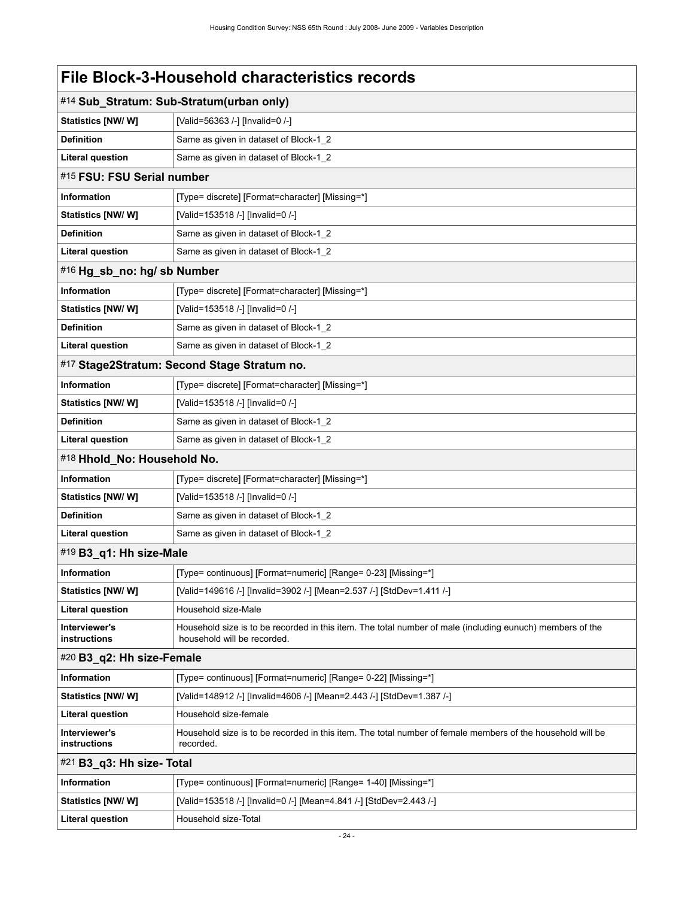# File Block-3-Household characteristics records

## #14 Sub_Stratum: Sub-Stratum(urban only)

| | |
|---|---|
| **Statistics [NW/ W]** | [Valid=56363 /-] [Invalid=0 /-] |
| **Definition** | Same as given in dataset of Block-1_2 |
| **Literal question** | Same as given in dataset of Block-1_2 |

## #15 FSU: FSU Serial number

| | |
|---|---|
| **Information** | [Type= discrete] [Format=character] [Missing=*] |
| **Statistics [NW/ W]** | [Valid=153518 /-] [Invalid=0 /-] |
| **Definition** | Same as given in dataset of Block-1_2 |
| **Literal question** | Same as given in dataset of Block-1_2 |

## #16 Hg_sb_no: hg/ sb Number

| | |
|---|---|
| **Information** | [Type= discrete] [Format=character] [Missing=*] |
| **Statistics [NW/ W]** | [Valid=153518 /-] [Invalid=0 /-] |
| **Definition** | Same as given in dataset of Block-1_2 |
| **Literal question** | Same as given in dataset of Block-1_2 |

## #17 Stage2Stratum: Second Stage Stratum no.

| | |
|---|---|
| **Information** | [Type= discrete] [Format=character] [Missing=*] |
| **Statistics [NW/ W]** | [Valid=153518 /-] [Invalid=0 /-] |
| **Definition** | Same as given in dataset of Block-1_2 |
| **Literal question** | Same as given in dataset of Block-1_2 |

## #18 Hhold_No: Household No.

| | |
|---|---|
| **Information** | [Type= discrete] [Format=character] [Missing=*] |
| **Statistics [NW/ W]** | [Valid=153518 /-] [Invalid=0 /-] |
| **Definition** | Same as given in dataset of Block-1_2 |
| **Literal question** | Same as given in dataset of Block-1_2 |

## #19 B3_q1: Hh size-Male

| | |
|---|---|
| **Information** | [Type= continuous] [Format=numeric] [Range= 0-23] [Missing=*] |
| **Statistics [NW/ W]** | [Valid=149616 /-] [Invalid=3902 /-] [Mean=2.537 /-] [StdDev=1.411 /-] |
| **Literal question** | Household size-Male |
| **Interviewer's instructions** | Household size is to be recorded in this item. The total number of male (including eunuch) members of the household will be recorded. |

## #20 B3_q2: Hh size-Female

| | |
|---|---|
| **Information** | [Type= continuous] [Format=numeric] [Range= 0-22] [Missing=*] |
| **Statistics [NW/ W]** | [Valid=148912 /-] [Invalid=4606 /-] [Mean=2.443 /-] [StdDev=1.387 /-] |
| **Literal question** | Household size-female |
| **Interviewer's instructions** | Household size is to be recorded in this item. The total number of female members of the household will be recorded. |

## #21 B3_q3: Hh size- Total

| | |
|---|---|
| **Information** | [Type= continuous] [Format=numeric] [Range= 1-40] [Missing=*] |
| **Statistics [NW/ W]** | [Valid=153518 /-] [Invalid=0 /-] [Mean=4.841 /-] [StdDev=2.443 /-] |
| **Literal question** | Household size-Total |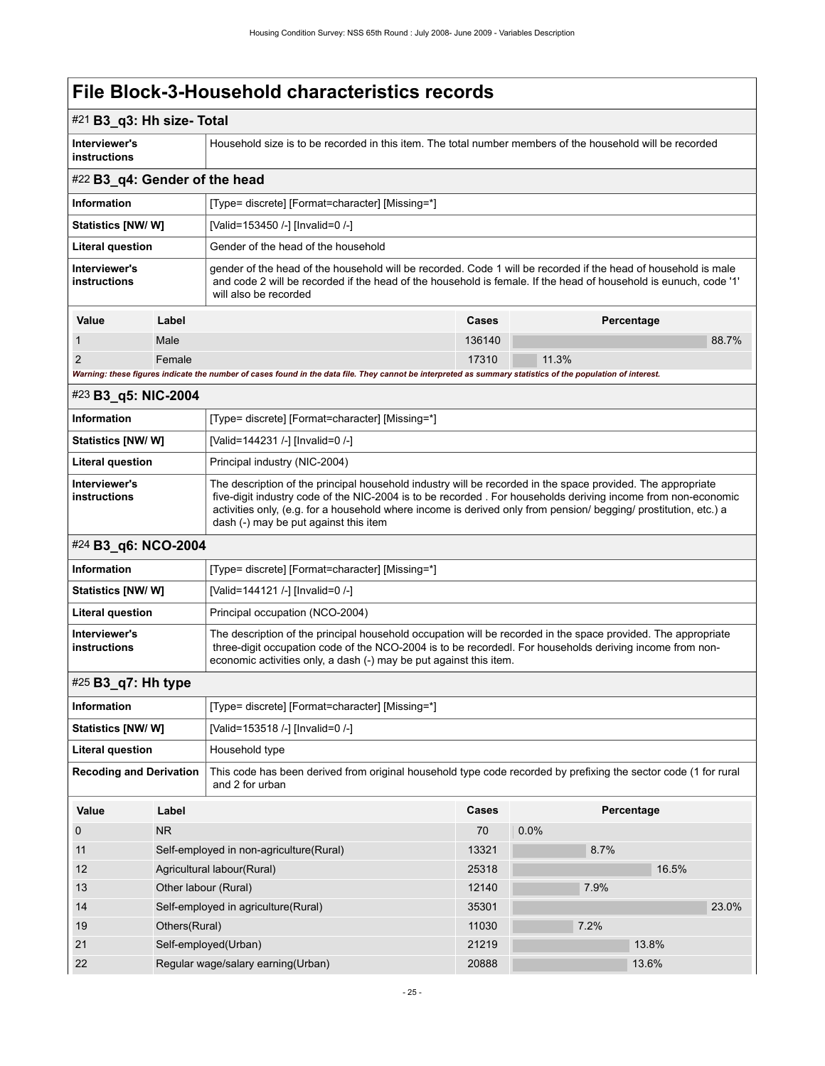# File Block-3-Household characteristics records

## #21 B3_q3: Hh size- Total

| | |
|---|---|
| Interviewer's instructions | Household size is to be recorded in this item. The total number members of the household will be recorded |

## #22 B3_q4: Gender of the head

| | |
|---|---|
| Information | [Type= discrete] [Format=character] [Missing=*] |
| Statistics [NW/ W] | [Valid=153450 /-] [Invalid=0 /-] |
| Literal question | Gender of the head of the household |
| Interviewer's instructions | gender of the head of the household will be recorded. Code 1 will be recorded if the head of household is male and code 2 will be recorded if the head of the household is female. If the head of household is eunuch, code '1' will also be recorded |

| Value | Label | Cases | Percentage |
|---|---|---|---|
| 1 | Male | 136140 | 88.7% |
| 2 | Female | 17310 | 11.3% |

*Warning: these figures indicate the number of cases found in the data file. They cannot be interpreted as summary statistics of the population of interest.*

## #23 B3_q5: NIC-2004

| | |
|---|---|
| Information | [Type= discrete] [Format=character] [Missing=*] |
| Statistics [NW/ W] | [Valid=144231 /-] [Invalid=0 /-] |
| Literal question | Principal industry (NIC-2004) |
| Interviewer's instructions | The description of the principal household industry will be recorded in the space provided. The appropriate five-digit industry code of the NIC-2004 is to be recorded . For households deriving income from non-economic activities only, (e.g. for a household where income is derived only from pension/ begging/ prostitution, etc.) a dash (-) may be put against this item |

## #24 B3_q6: NCO-2004

| | |
|---|---|
| Information | [Type= discrete] [Format=character] [Missing=*] |
| Statistics [NW/ W] | [Valid=144121 /-] [Invalid=0 /-] |
| Literal question | Principal occupation (NCO-2004) |
| Interviewer's instructions | The description of the principal household occupation will be recorded in the space provided. The appropriate three-digit occupation code of the NCO-2004 is to be recordedl. For households deriving income from non-economic activities only, a dash (-) may be put against this item. |

## #25 B3_q7: Hh type

| | |
|---|---|
| Information | [Type= discrete] [Format=character] [Missing=*] |
| Statistics [NW/ W] | [Valid=153518 /-] [Invalid=0 /-] |
| Literal question | Household type |
| Recoding and Derivation | This code has been derived from original household type code recorded by prefixing the sector code (1 for rural and 2 for urban |

| Value | Label | Cases | Percentage |
|---|---|---|---|
| 0 | NR | 70 | 0.0% |
| 11 | Self-employed in non-agriculture(Rural) | 13321 | 8.7% |
| 12 | Agricultural labour(Rural) | 25318 | 16.5% |
| 13 | Other labour (Rural) | 12140 | 7.9% |
| 14 | Self-employed in agriculture(Rural) | 35301 | 23.0% |
| 19 | Others(Rural) | 11030 | 7.2% |
| 21 | Self-employed(Urban) | 21219 | 13.8% |
| 22 | Regular wage/salary earning(Urban) | 20888 | 13.6% |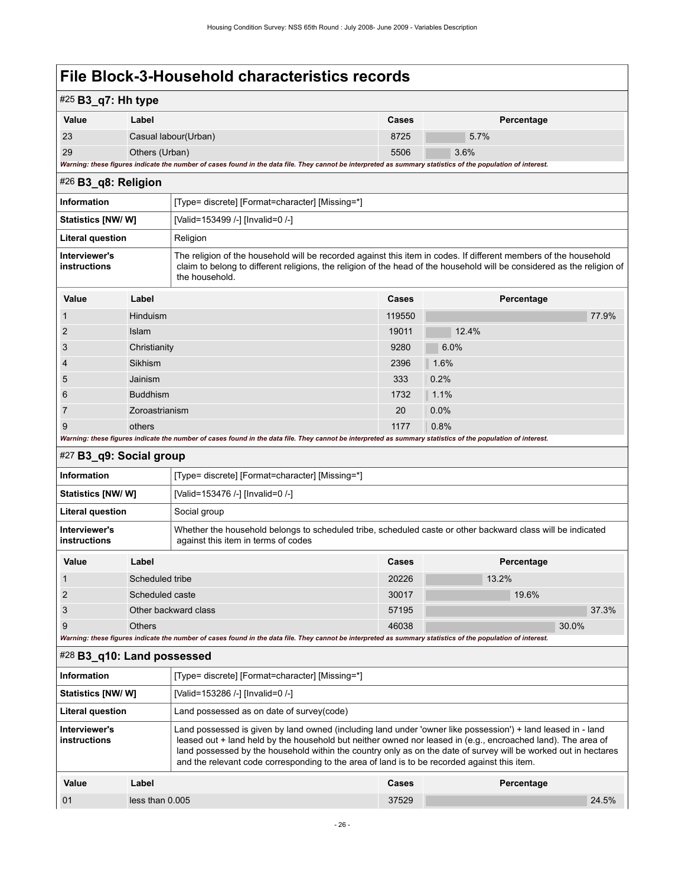# File Block-3-Household characteristics records

## #25 B3_q7: Hh type

| Value | Label | Cases | Percentage |
|---|---|---|---|
| 23 | Casual labour(Urban) | 8725 | 5.7% |
| 29 | Others (Urban) | 5506 | 3.6% |

*Warning: these figures indicate the number of cases found in the data file. They cannot be interpreted as summary statistics of the population of interest.*

## #26 B3_q8: Religion

| | |
|---|---|
| **Information** | [Type= discrete] [Format=character] [Missing=*] |
| **Statistics [NW/ W]** | [Valid=153499 /-] [Invalid=0 /-] |
| **Literal question** | Religion |
| **Interviewer's instructions** | The religion of the household will be recorded against this item in codes. If different members of the household claim to belong to different religions, the religion of the head of the household will be considered as the religion of the household. |

| Value | Label | Cases | Percentage |
|---|---|---|---|
| 1 | Hinduism | 119550 | 77.9% |
| 2 | Islam | 19011 | 12.4% |
| 3 | Christianity | 9280 | 6.0% |
| 4 | Sikhism | 2396 | 1.6% |
| 5 | Jainism | 333 | 0.2% |
| 6 | Buddhism | 1732 | 1.1% |
| 7 | Zoroastrianism | 20 | 0.0% |
| 9 | others | 1177 | 0.8% |

*Warning: these figures indicate the number of cases found in the data file. They cannot be interpreted as summary statistics of the population of interest.*

## #27 B3_q9: Social group

| | |
|---|---|
| **Information** | [Type= discrete] [Format=character] [Missing=*] |
| **Statistics [NW/ W]** | [Valid=153476 /-] [Invalid=0 /-] |
| **Literal question** | Social group |
| **Interviewer's instructions** | Whether the household belongs to scheduled tribe, scheduled caste or other backward class will be indicated against this item in terms of codes |

| Value | Label | Cases | Percentage |
|---|---|---|---|
| 1 | Scheduled tribe | 20226 | 13.2% |
| 2 | Scheduled caste | 30017 | 19.6% |
| 3 | Other backward class | 57195 | 37.3% |
| 9 | Others | 46038 | 30.0% |

*Warning: these figures indicate the number of cases found in the data file. They cannot be interpreted as summary statistics of the population of interest.*

## #28 B3_q10: Land possessed

| | |
|---|---|
| **Information** | [Type= discrete] [Format=character] [Missing=*] |
| **Statistics [NW/ W]** | [Valid=153286 /-] [Invalid=0 /-] |
| **Literal question** | Land possessed as on date of survey(code) |
| **Interviewer's instructions** | Land possessed is given by land owned (including land under 'owner like possession') + land leased in - land leased out + land held by the household but neither owned nor leased in (e.g., encroached land). The area of land possessed by the household within the country only as on the date of survey will be worked out in hectares and the relevant code corresponding to the area of land is to be recorded against this item. |

| Value | Label | Cases | Percentage |
|---|---|---|---|
| 01 | less than 0.005 | 37529 | 24.5% |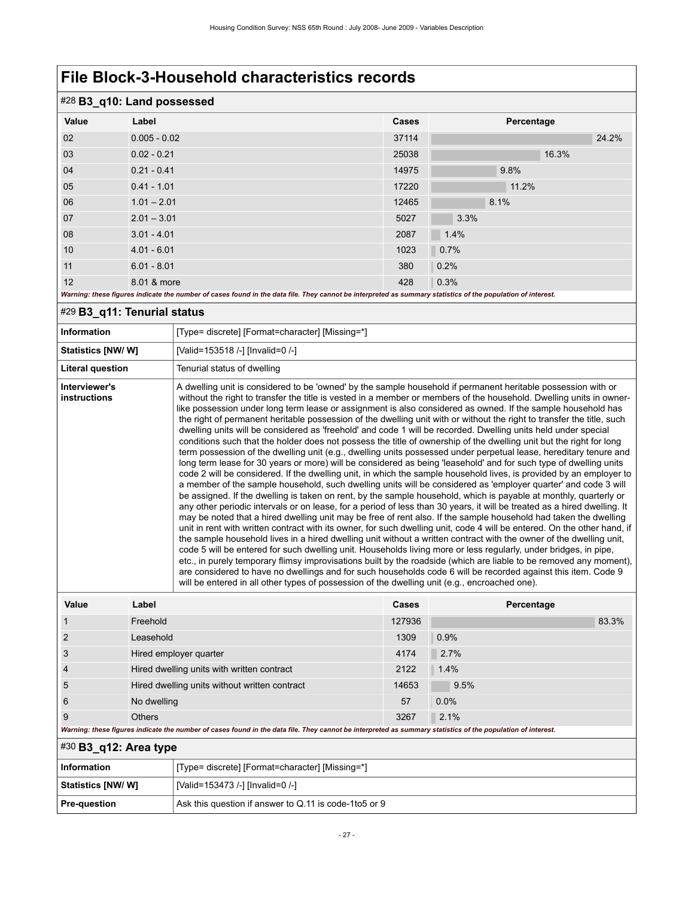# File Block-3-Household characteristics records

## #28 B3_q10: Land possessed

| Value | Label | Cases | Percentage |
|---|---|---|---|
| 02 | 0.005 - 0.02 | 37114 | 24.2% |
| 03 | 0.02 - 0.21 | 25038 | 16.3% |
| 04 | 0.21 - 0.41 | 14975 | 9.8% |
| 05 | 0.41 - 1.01 | 17220 | 11.2% |
| 06 | 1.01 – 2.01 | 12465 | 8.1% |
| 07 | 2.01 – 3.01 | 5027 | 3.3% |
| 08 | 3.01 - 4.01 | 2087 | 1.4% |
| 10 | 4.01 - 6.01 | 1023 | 0.7% |
| 11 | 6.01 - 8.01 | 380 | 0.2% |
| 12 | 8.01 & more | 428 | 0.3% |

*Warning: these figures indicate the number of cases found in the data file. They cannot be interpreted as summary statistics of the population of interest.*

## #29 B3_q11: Tenurial status

| Information | [Type= discrete] [Format=character] [Missing=*] |
|---|---|
| Statistics [NW/ W] | [Valid=153518 /-] [Invalid=0 /-] |
| Literal question | Tenurial status of dwelling |
| Interviewer's instructions | A dwelling unit is considered to be 'owned' by the sample household if permanent heritable possession with or without the right to transfer the title is vested in a member or members of the household. Dwelling units in owner-like possession under long term lease or assignment is also considered as owned. If the sample household has the right of permanent heritable possession of the dwelling unit with or without the right to transfer the title, such dwelling units will be considered as 'freehold' and code 1 will be recorded. Dwelling units held under special conditions such that the holder does not possess the title of ownership of the dwelling unit but the right for long term possession of the dwelling unit (e.g., dwelling units possessed under perpetual lease, hereditary tenure and long term lease for 30 years or more) will be considered as being 'leasehold' and for such type of dwelling units code 2 will be considered. If the dwelling unit, in which the sample household lives, is provided by an employer to a member of the sample household, such dwelling units will be considered as 'employer quarter' and code 3 will be assigned. If the dwelling is taken on rent, by the sample household, which is payable at monthly, quarterly or any other periodic intervals or on lease, for a period of less than 30 years, it will be treated as a hired dwelling. It may be noted that a hired dwelling unit may be free of rent also. If the sample household had taken the dwelling unit in rent with written contract with its owner, for such dwelling unit, code 4 will be entered. On the other hand, if the sample household lives in a hired dwelling unit without a written contract with the owner of the dwelling unit, code 5 will be entered for such dwelling unit. Households living more or less regularly, under bridges, in pipe, etc., in purely temporary flimsy improvisations built by the roadside (which are liable to be removed any moment), are considered to have no dwellings and for such households code 6 will be recorded against this item. Code 9 will be entered in all other types of possession of the dwelling unit (e.g., encroached one). |

| Value | Label | Cases | Percentage |
|---|---|---|---|
| 1 | Freehold | 127936 | 83.3% |
| 2 | Leasehold | 1309 | 0.9% |
| 3 | Hired employer quarter | 4174 | 2.7% |
| 4 | Hired dwelling units with written contract | 2122 | 1.4% |
| 5 | Hired dwelling units without written contract | 14653 | 9.5% |
| 6 | No dwelling | 57 | 0.0% |
| 9 | Others | 3267 | 2.1% |

*Warning: these figures indicate the number of cases found in the data file. They cannot be interpreted as summary statistics of the population of interest.*

## #30 B3_q12: Area type

| Information | [Type= discrete] [Format=character] [Missing=*] |
|---|---|
| Statistics [NW/ W] | [Valid=153473 /-] [Invalid=0 /-] |
| Pre-question | Ask this question if answer to Q.11 is code-1to5 or 9 |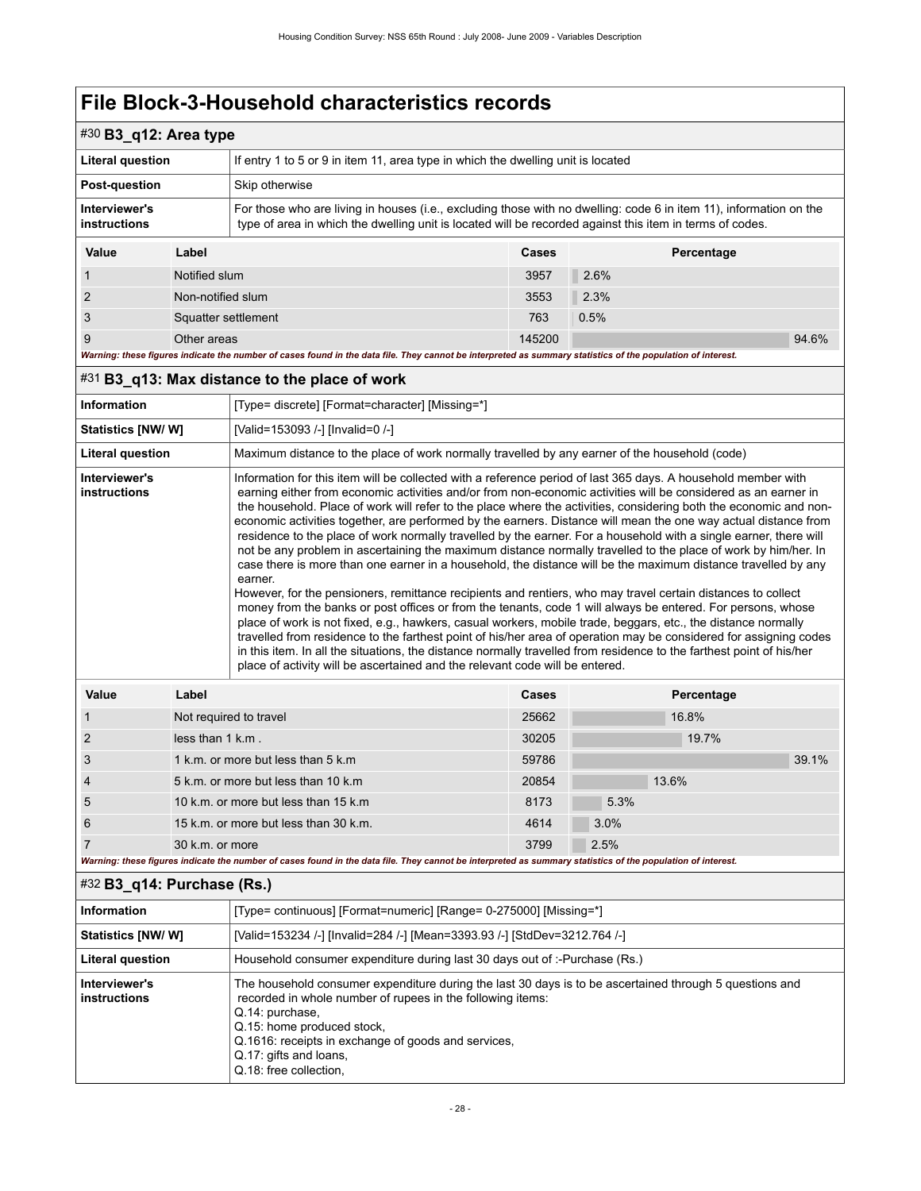# File Block-3-Household characteristics records

## #30 B3_q12: Area type

| | |
|---|---|
| **Literal question** | If entry 1 to 5 or 9 in item 11, area type in which the dwelling unit is located |
| **Post-question** | Skip otherwise |
| **Interviewer's instructions** | For those who are living in houses (i.e., excluding those with no dwelling: code 6 in item 11), information on the type of area in which the dwelling unit is located will be recorded against this item in terms of codes. |

| Value | Label | Cases | Percentage |
|---|---|---|---|
| 1 | Notified slum | 3957 | 2.6% |
| 2 | Non-notified slum | 3553 | 2.3% |
| 3 | Squatter settlement | 763 | 0.5% |
| 9 | Other areas | 145200 | 94.6% |

*Warning: these figures indicate the number of cases found in the data file. They cannot be interpreted as summary statistics of the population of interest.*

## #31 B3_q13: Max distance to the place of work

| | |
|---|---|
| **Information** | [Type= discrete] [Format=character] [Missing=*] |
| **Statistics [NW/ W]** | [Valid=153093 /-] [Invalid=0 /-] |
| **Literal question** | Maximum distance to the place of work normally travelled by any earner of the household (code) |
| **Interviewer's instructions** | Information for this item will be collected with a reference period of last 365 days. A household member with earning either from economic activities and/or from non-economic activities will be considered as an earner in the household. Place of work will refer to the place where the activities, considering both the economic and non-economic activities together, are performed by the earners. Distance will mean the one way actual distance from residence to the place of work normally travelled by the earner. For a household with a single earner, there will not be any problem in ascertaining the maximum distance normally travelled to the place of work by him/her. In case there is more than one earner in a household, the distance will be the maximum distance travelled by any earner.<br>However, for the pensioners, remittance recipients and rentiers, who may travel certain distances to collect money from the banks or post offices or from the tenants, code 1 will always be entered. For persons, whose place of work is not fixed, e.g., hawkers, casual workers, mobile trade, beggars, etc., the distance normally travelled from residence to the farthest point of his/her area of operation may be considered for assigning codes in this item. In all the situations, the distance normally travelled from residence to the farthest point of his/her place of activity will be ascertained and the relevant code will be entered. |

| Value | Label | Cases | Percentage |
|---|---|---|---|
| 1 | Not required to travel | 25662 | 16.8% |
| 2 | less than 1 k.m . | 30205 | 19.7% |
| 3 | 1 k.m. or more but less than 5 k.m | 59786 | 39.1% |
| 4 | 5 k.m. or more but less than 10 k.m | 20854 | 13.6% |
| 5 | 10 k.m. or more but less than 15 k.m | 8173 | 5.3% |
| 6 | 15 k.m. or more but less than 30 k.m. | 4614 | 3.0% |
| 7 | 30 k.m. or more | 3799 | 2.5% |

*Warning: these figures indicate the number of cases found in the data file. They cannot be interpreted as summary statistics of the population of interest.*

## #32 B3_q14: Purchase (Rs.)

| | |
|---|---|
| **Information** | [Type= continuous] [Format=numeric] [Range= 0-275000] [Missing=*] |
| **Statistics [NW/ W]** | [Valid=153234 /-] [Invalid=284 /-] [Mean=3393.93 /-] [StdDev=3212.764 /-] |
| **Literal question** | Household consumer expenditure during last 30 days out of :-Purchase (Rs.) |
| **Interviewer's instructions** | The household consumer expenditure during the last 30 days is to be ascertained through 5 questions and recorded in whole number of rupees in the following items:<br>Q.14: purchase,<br>Q.15: home produced stock,<br>Q.1616: receipts in exchange of goods and services,<br>Q.17: gifts and loans,<br>Q.18: free collection, |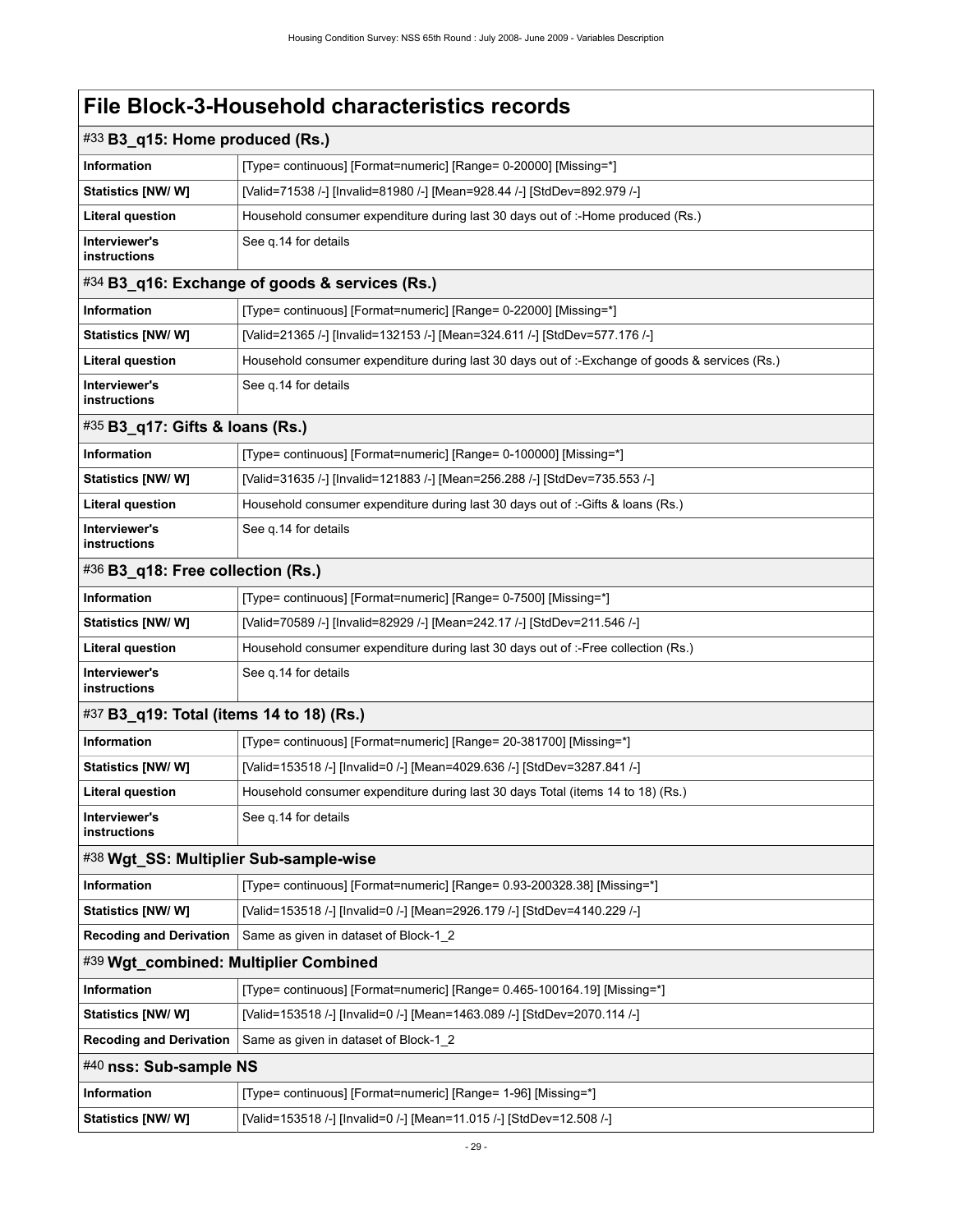# File Block-3-Household characteristics records

## #33 B3_q15: Home produced (Rs.)

| | |
|---|---|
| **Information** | [Type= continuous] [Format=numeric] [Range= 0-20000] [Missing=*] |
| **Statistics [NW/ W]** | [Valid=71538 /-] [Invalid=81980 /-] [Mean=928.44 /-] [StdDev=892.979 /-] |
| **Literal question** | Household consumer expenditure during last 30 days out of :-Home produced (Rs.) |
| **Interviewer's instructions** | See q.14 for details |

## #34 B3_q16: Exchange of goods & services (Rs.)

| | |
|---|---|
| **Information** | [Type= continuous] [Format=numeric] [Range= 0-22000] [Missing=*] |
| **Statistics [NW/ W]** | [Valid=21365 /-] [Invalid=132153 /-] [Mean=324.611 /-] [StdDev=577.176 /-] |
| **Literal question** | Household consumer expenditure during last 30 days out of :-Exchange of goods & services (Rs.) |
| **Interviewer's instructions** | See q.14 for details |

## #35 B3_q17: Gifts & loans (Rs.)

| | |
|---|---|
| **Information** | [Type= continuous] [Format=numeric] [Range= 0-100000] [Missing=*] |
| **Statistics [NW/ W]** | [Valid=31635 /-] [Invalid=121883 /-] [Mean=256.288 /-] [StdDev=735.553 /-] |
| **Literal question** | Household consumer expenditure during last 30 days out of :-Gifts & loans (Rs.) |
| **Interviewer's instructions** | See q.14 for details |

## #36 B3_q18: Free collection (Rs.)

| | |
|---|---|
| **Information** | [Type= continuous] [Format=numeric] [Range= 0-7500] [Missing=*] |
| **Statistics [NW/ W]** | [Valid=70589 /-] [Invalid=82929 /-] [Mean=242.17 /-] [StdDev=211.546 /-] |
| **Literal question** | Household consumer expenditure during last 30 days out of :-Free collection (Rs.) |
| **Interviewer's instructions** | See q.14 for details |

## #37 B3_q19: Total (items 14 to 18) (Rs.)

| | |
|---|---|
| **Information** | [Type= continuous] [Format=numeric] [Range= 20-381700] [Missing=*] |
| **Statistics [NW/ W]** | [Valid=153518 /-] [Invalid=0 /-] [Mean=4029.636 /-] [StdDev=3287.841 /-] |
| **Literal question** | Household consumer expenditure during last 30 days Total (items 14 to 18) (Rs.) |
| **Interviewer's instructions** | See q.14 for details |

## #38 Wgt_SS: Multiplier Sub-sample-wise

| | |
|---|---|
| **Information** | [Type= continuous] [Format=numeric] [Range= 0.93-200328.38] [Missing=*] |
| **Statistics [NW/ W]** | [Valid=153518 /-] [Invalid=0 /-] [Mean=2926.179 /-] [StdDev=4140.229 /-] |
| **Recoding and Derivation** | Same as given in dataset of Block-1_2 |

## #39 Wgt_combined: Multiplier Combined

| | |
|---|---|
| **Information** | [Type= continuous] [Format=numeric] [Range= 0.465-100164.19] [Missing=*] |
| **Statistics [NW/ W]** | [Valid=153518 /-] [Invalid=0 /-] [Mean=1463.089 /-] [StdDev=2070.114 /-] |
| **Recoding and Derivation** | Same as given in dataset of Block-1_2 |

## #40 nss: Sub-sample NS

| | |
|---|---|
| **Information** | [Type= continuous] [Format=numeric] [Range= 1-96] [Missing=*] |
| **Statistics [NW/ W]** | [Valid=153518 /-] [Invalid=0 /-] [Mean=11.015 /-] [StdDev=12.508 /-] |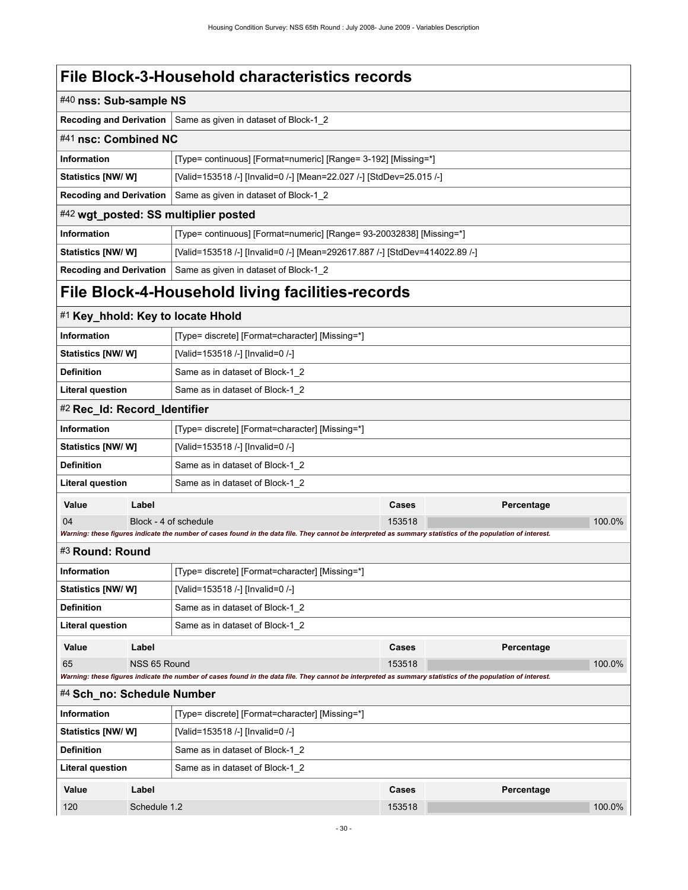# File Block-3-Household characteristics records

## #40 nss: Sub-sample NS

| | |
|---|---|
| **Recoding and Derivation** | Same as given in dataset of Block-1_2 |

## #41 nsc: Combined NC

| | |
|---|---|
| **Information** | [Type= continuous] [Format=numeric] [Range= 3-192] [Missing=*] |
| **Statistics [NW/ W]** | [Valid=153518 /-] [Invalid=0 /-] [Mean=22.027 /-] [StdDev=25.015 /-] |
| **Recoding and Derivation** | Same as given in dataset of Block-1_2 |

## #42 wgt_posted: SS multiplier posted

| | |
|---|---|
| **Information** | [Type= continuous] [Format=numeric] [Range= 93-20032838] [Missing=*] |
| **Statistics [NW/ W]** | [Valid=153518 /-] [Invalid=0 /-] [Mean=292617.887 /-] [StdDev=414022.89 /-] |
| **Recoding and Derivation** | Same as given in dataset of Block-1_2 |

# File Block-4-Household living facilities-records

## #1 Key_hhold: Key to locate Hhold

| | |
|---|---|
| **Information** | [Type= discrete] [Format=character] [Missing=*] |
| **Statistics [NW/ W]** | [Valid=153518 /-] [Invalid=0 /-] |
| **Definition** | Same as in dataset of Block-1_2 |
| **Literal question** | Same as in dataset of Block-1_2 |

## #2 Rec_Id: Record_Identifier

| | |
|---|---|
| **Information** | [Type= discrete] [Format=character] [Missing=*] |
| **Statistics [NW/ W]** | [Valid=153518 /-] [Invalid=0 /-] |
| **Definition** | Same as in dataset of Block-1_2 |
| **Literal question** | Same as in dataset of Block-1_2 |

| Value | Label | Cases | Percentage |
|---|---|---|---|
| 04 | Block - 4 of schedule | 153518 | 100.0% |

*Warning: these figures indicate the number of cases found in the data file. They cannot be interpreted as summary statistics of the population of interest.*

## #3 Round: Round

| | |
|---|---|
| **Information** | [Type= discrete] [Format=character] [Missing=*] |
| **Statistics [NW/ W]** | [Valid=153518 /-] [Invalid=0 /-] |
| **Definition** | Same as in dataset of Block-1_2 |
| **Literal question** | Same as in dataset of Block-1_2 |

| Value | Label | Cases | Percentage |
|---|---|---|---|
| 65 | NSS 65 Round | 153518 | 100.0% |

*Warning: these figures indicate the number of cases found in the data file. They cannot be interpreted as summary statistics of the population of interest.*

## #4 Sch_no: Schedule Number

| | |
|---|---|
| **Information** | [Type= discrete] [Format=character] [Missing=*] |
| **Statistics [NW/ W]** | [Valid=153518 /-] [Invalid=0 /-] |
| **Definition** | Same as in dataset of Block-1_2 |
| **Literal question** | Same as in dataset of Block-1_2 |

| Value | Label | Cases | Percentage |
|---|---|---|---|
| 120 | Schedule 1.2 | 153518 | 100.0% |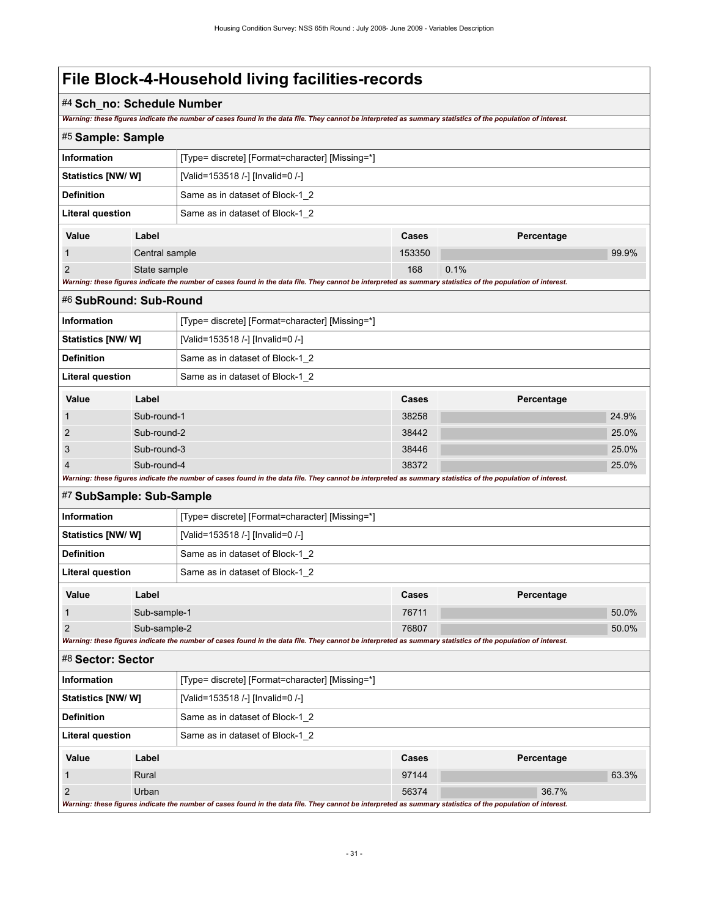# File Block-4-Household living facilities-records

## #4 Sch_no: Schedule Number

*Warning: these figures indicate the number of cases found in the data file. They cannot be interpreted as summary statistics of the population of interest.*

## #5 Sample: Sample

| | |
|---|---|
| **Information** | [Type= discrete] [Format=character] [Missing=*] |
| **Statistics [NW/ W]** | [Valid=153518 /-] [Invalid=0 /-] |
| **Definition** | Same as in dataset of Block-1_2 |
| **Literal question** | Same as in dataset of Block-1_2 |

| Value | Label | Cases | Percentage |
|---|---|---|---|
| 1 | Central sample | 153350 | 99.9% |
| 2 | State sample | 168 | 0.1% |

*Warning: these figures indicate the number of cases found in the data file. They cannot be interpreted as summary statistics of the population of interest.*

## #6 SubRound: Sub-Round

| | |
|---|---|
| **Information** | [Type= discrete] [Format=character] [Missing=*] |
| **Statistics [NW/ W]** | [Valid=153518 /-] [Invalid=0 /-] |
| **Definition** | Same as in dataset of Block-1_2 |
| **Literal question** | Same as in dataset of Block-1_2 |

| Value | Label | Cases | Percentage |
|---|---|---|---|
| 1 | Sub-round-1 | 38258 | 24.9% |
| 2 | Sub-round-2 | 38442 | 25.0% |
| 3 | Sub-round-3 | 38446 | 25.0% |
| 4 | Sub-round-4 | 38372 | 25.0% |

*Warning: these figures indicate the number of cases found in the data file. They cannot be interpreted as summary statistics of the population of interest.*

## #7 SubSample: Sub-Sample

| | |
|---|---|
| **Information** | [Type= discrete] [Format=character] [Missing=*] |
| **Statistics [NW/ W]** | [Valid=153518 /-] [Invalid=0 /-] |
| **Definition** | Same as in dataset of Block-1_2 |
| **Literal question** | Same as in dataset of Block-1_2 |

| Value | Label | Cases | Percentage |
|---|---|---|---|
| 1 | Sub-sample-1 | 76711 | 50.0% |
| 2 | Sub-sample-2 | 76807 | 50.0% |

*Warning: these figures indicate the number of cases found in the data file. They cannot be interpreted as summary statistics of the population of interest.*

## #8 Sector: Sector

| | |
|---|---|
| **Information** | [Type= discrete] [Format=character] [Missing=*] |
| **Statistics [NW/ W]** | [Valid=153518 /-] [Invalid=0 /-] |
| **Definition** | Same as in dataset of Block-1_2 |
| **Literal question** | Same as in dataset of Block-1_2 |

| Value | Label | Cases | Percentage |
|---|---|---|---|
| 1 | Rural | 97144 | 63.3% |
| 2 | Urban | 56374 | 36.7% |

*Warning: these figures indicate the number of cases found in the data file. They cannot be interpreted as summary statistics of the population of interest.*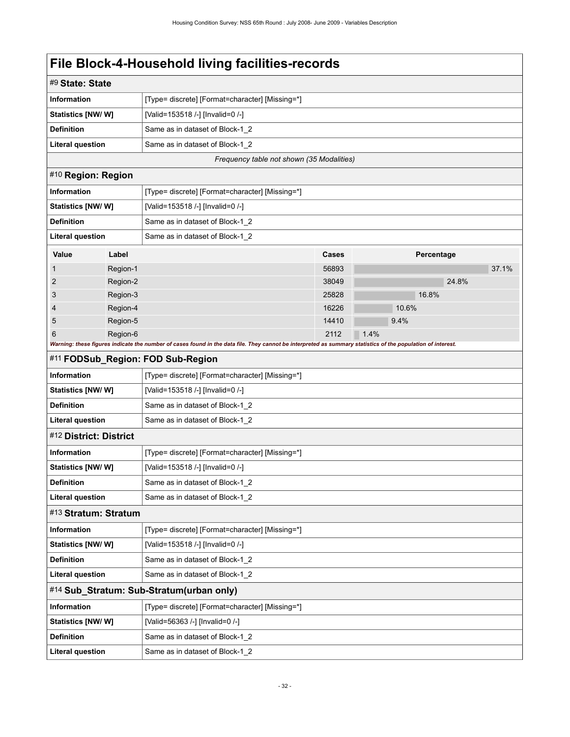# File Block-4-Household living facilities-records

## #9 State: State

| | |
|---|---|
| **Information** | [Type= discrete] [Format=character] [Missing=*] |
| **Statistics [NW/ W]** | [Valid=153518 /-] [Invalid=0 /-] |
| **Definition** | Same as in dataset of Block-1_2 |
| **Literal question** | Same as in dataset of Block-1_2 |

*Frequency table not shown (35 Modalities)*

## #10 Region: Region

| | |
|---|---|
| **Information** | [Type= discrete] [Format=character] [Missing=*] |
| **Statistics [NW/ W]** | [Valid=153518 /-] [Invalid=0 /-] |
| **Definition** | Same as in dataset of Block-1_2 |
| **Literal question** | Same as in dataset of Block-1_2 |

| Value | Label | Cases | Percentage |
|---|---|---|---|
| 1 | Region-1 | 56893 | 37.1% |
| 2 | Region-2 | 38049 | 24.8% |
| 3 | Region-3 | 25828 | 16.8% |
| 4 | Region-4 | 16226 | 10.6% |
| 5 | Region-5 | 14410 | 9.4% |
| 6 | Region-6 | 2112 | 1.4% |

***Warning: these figures indicate the number of cases found in the data file. They cannot be interpreted as summary statistics of the population of interest.***

## #11 FODSub_Region: FOD Sub-Region

| | |
|---|---|
| **Information** | [Type= discrete] [Format=character] [Missing=*] |
| **Statistics [NW/ W]** | [Valid=153518 /-] [Invalid=0 /-] |
| **Definition** | Same as in dataset of Block-1_2 |
| **Literal question** | Same as in dataset of Block-1_2 |

## #12 District: District

| | |
|---|---|
| **Information** | [Type= discrete] [Format=character] [Missing=*] |
| **Statistics [NW/ W]** | [Valid=153518 /-] [Invalid=0 /-] |
| **Definition** | Same as in dataset of Block-1_2 |
| **Literal question** | Same as in dataset of Block-1_2 |

## #13 Stratum: Stratum

| | |
|---|---|
| **Information** | [Type= discrete] [Format=character] [Missing=*] |
| **Statistics [NW/ W]** | [Valid=153518 /-] [Invalid=0 /-] |
| **Definition** | Same as in dataset of Block-1_2 |
| **Literal question** | Same as in dataset of Block-1_2 |

## #14 Sub_Stratum: Sub-Stratum(urban only)

| | |
|---|---|
| **Information** | [Type= discrete] [Format=character] [Missing=*] |
| **Statistics [NW/ W]** | [Valid=56363 /-] [Invalid=0 /-] |
| **Definition** | Same as in dataset of Block-1_2 |
| **Literal question** | Same as in dataset of Block-1_2 |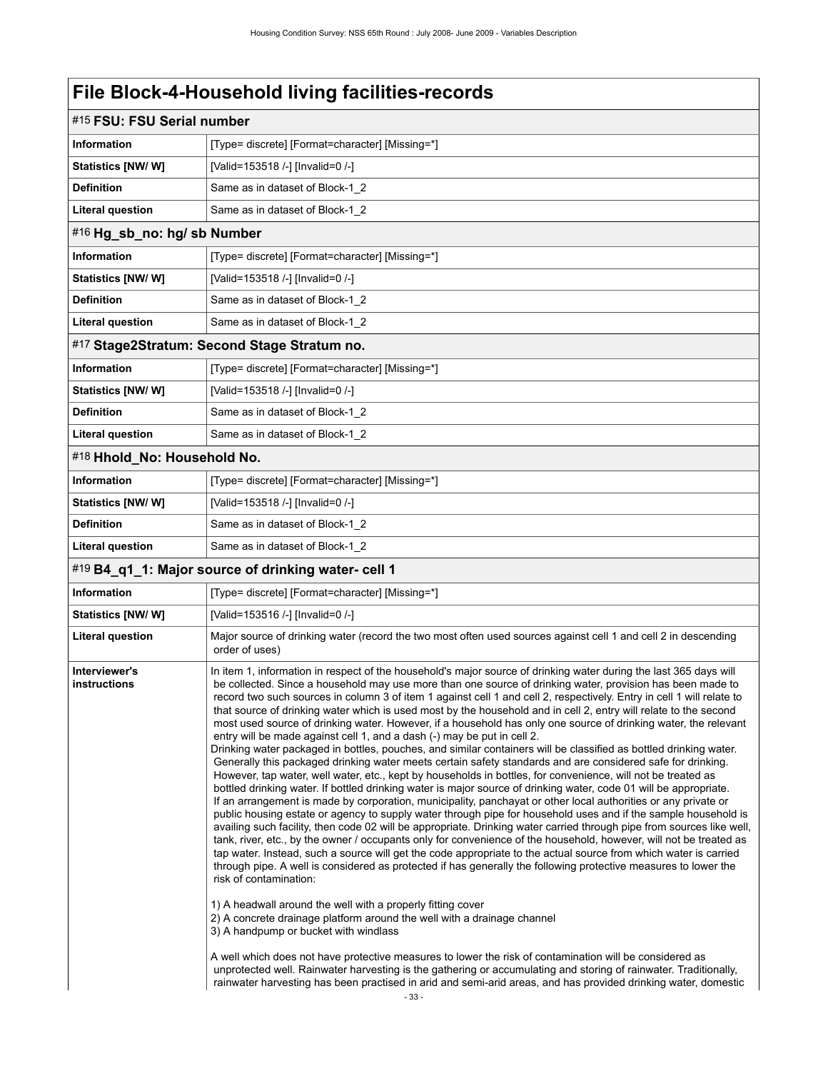# File Block-4-Household living facilities-records

## #15 FSU: FSU Serial number

| | |
|---|---|
| **Information** | [Type= discrete] [Format=character] [Missing=*] |
| **Statistics [NW/ W]** | [Valid=153518 /-] [Invalid=0 /-] |
| **Definition** | Same as in dataset of Block-1_2 |
| **Literal question** | Same as in dataset of Block-1_2 |

## #16 Hg_sb_no: hg/ sb Number

| | |
|---|---|
| **Information** | [Type= discrete] [Format=character] [Missing=*] |
| **Statistics [NW/ W]** | [Valid=153518 /-] [Invalid=0 /-] |
| **Definition** | Same as in dataset of Block-1_2 |
| **Literal question** | Same as in dataset of Block-1_2 |

## #17 Stage2Stratum: Second Stage Stratum no.

| | |
|---|---|
| **Information** | [Type= discrete] [Format=character] [Missing=*] |
| **Statistics [NW/ W]** | [Valid=153518 /-] [Invalid=0 /-] |
| **Definition** | Same as in dataset of Block-1_2 |
| **Literal question** | Same as in dataset of Block-1_2 |

## #18 Hhold_No: Household No.

| | |
|---|---|
| **Information** | [Type= discrete] [Format=character] [Missing=*] |
| **Statistics [NW/ W]** | [Valid=153518 /-] [Invalid=0 /-] |
| **Definition** | Same as in dataset of Block-1_2 |
| **Literal question** | Same as in dataset of Block-1_2 |

## #19 B4_q1_1: Major source of drinking water- cell 1

| | |
|---|---|
| **Information** | [Type= discrete] [Format=character] [Missing=*] |
| **Statistics [NW/ W]** | [Valid=153516 /-] [Invalid=0 /-] |
| **Literal question** | Major source of drinking water (record the two most often used sources against cell 1 and cell 2 in descending order of uses) |
| **Interviewer's instructions** | In item 1, information in respect of the household's major source of drinking water during the last 365 days will be collected. Since a household may use more than one source of drinking water, provision has been made to record two such sources in column 3 of item 1 against cell 1 and cell 2, respectively. Entry in cell 1 will relate to that source of drinking water which is used most by the household and in cell 2, entry will relate to the second most used source of drinking water. However, if a household has only one source of drinking water, the relevant entry will be made against cell 1, and a dash (-) may be put in cell 2.<br>Drinking water packaged in bottles, pouches, and similar containers will be classified as bottled drinking water. Generally this packaged drinking water meets certain safety standards and are considered safe for drinking. However, tap water, well water, etc., kept by households in bottles, for convenience, will not be treated as bottled drinking water. If bottled drinking water is major source of drinking water, code 01 will be appropriate. If an arrangement is made by corporation, municipality, panchayat or other local authorities or any private or public housing estate or agency to supply water through pipe for household uses and if the sample household is availing such facility, then code 02 will be appropriate. Drinking water carried through pipe from sources like well, tank, river, etc., by the owner / occupants only for convenience of the household, however, will not be treated as tap water. Instead, such a source will get the code appropriate to the actual source from which water is carried through pipe. A well is considered as protected if has generally the following protective measures to lower the risk of contamination:<br><br>1) A headwall around the well with a properly fitting cover<br>2) A concrete drainage platform around the well with a drainage channel<br>3) A handpump or bucket with windlass<br><br>A well which does not have protective measures to lower the risk of contamination will be considered as unprotected well. Rainwater harvesting is the gathering or accumulating and storing of rainwater. Traditionally, rainwater harvesting has been practised in arid and semi-arid areas, and has provided drinking water, domestic |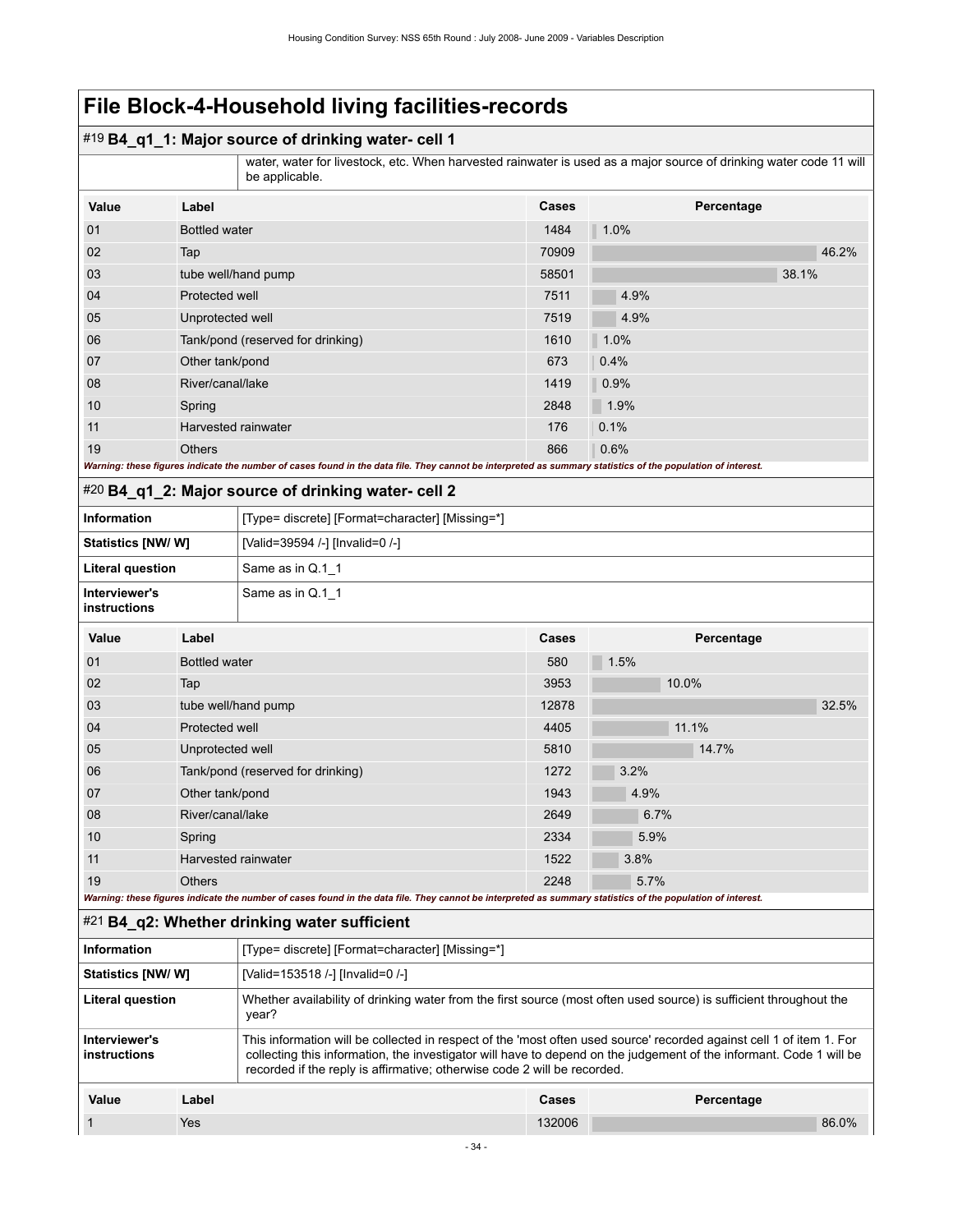# File Block-4-Household living facilities-records

## #19 B4_q1_1: Major source of drinking water- cell 1

| | |
|---|---|
| | water, water for livestock, etc. When harvested rainwater is used as a major source of drinking water code 11 will be applicable. |

| Value | Label | Cases | Percentage |
|---|---|---|---|
| 01 | Bottled water | 1484 | 1.0% |
| 02 | Tap | 70909 | 46.2% |
| 03 | tube well/hand pump | 58501 | 38.1% |
| 04 | Protected well | 7511 | 4.9% |
| 05 | Unprotected well | 7519 | 4.9% |
| 06 | Tank/pond (reserved for drinking) | 1610 | 1.0% |
| 07 | Other tank/pond | 673 | 0.4% |
| 08 | River/canal/lake | 1419 | 0.9% |
| 10 | Spring | 2848 | 1.9% |
| 11 | Harvested rainwater | 176 | 0.1% |
| 19 | Others | 866 | 0.6% |

*Warning: these figures indicate the number of cases found in the data file. They cannot be interpreted as summary statistics of the population of interest.*

## #20 B4_q1_2: Major source of drinking water- cell 2

| | |
|---|---|
| **Information** | [Type= discrete] [Format=character] [Missing=*] |
| **Statistics [NW/ W]** | [Valid=39594 /-] [Invalid=0 /-] |
| **Literal question** | Same as in Q.1_1 |
| **Interviewer's instructions** | Same as in Q.1_1 |

| Value | Label | Cases | Percentage |
|---|---|---|---|
| 01 | Bottled water | 580 | 1.5% |
| 02 | Tap | 3953 | 10.0% |
| 03 | tube well/hand pump | 12878 | 32.5% |
| 04 | Protected well | 4405 | 11.1% |
| 05 | Unprotected well | 5810 | 14.7% |
| 06 | Tank/pond (reserved for drinking) | 1272 | 3.2% |
| 07 | Other tank/pond | 1943 | 4.9% |
| 08 | River/canal/lake | 2649 | 6.7% |
| 10 | Spring | 2334 | 5.9% |
| 11 | Harvested rainwater | 1522 | 3.8% |
| 19 | Others | 2248 | 5.7% |

*Warning: these figures indicate the number of cases found in the data file. They cannot be interpreted as summary statistics of the population of interest.*

## #21 B4_q2: Whether drinking water sufficient

| | |
|---|---|
| **Information** | [Type= discrete] [Format=character] [Missing=*] |
| **Statistics [NW/ W]** | [Valid=153518 /-] [Invalid=0 /-] |
| **Literal question** | Whether availability of drinking water from the first source (most often used source) is sufficient throughout the year? |
| **Interviewer's instructions** | This information will be collected in respect of the 'most often used source' recorded against cell 1 of item 1. For collecting this information, the investigator will have to depend on the judgement of the informant. Code 1 will be recorded if the reply is affirmative; otherwise code 2 will be recorded. |

| Value | Label | Cases | Percentage |
|---|---|---|---|
| 1 | Yes | 132006 | 86.0% |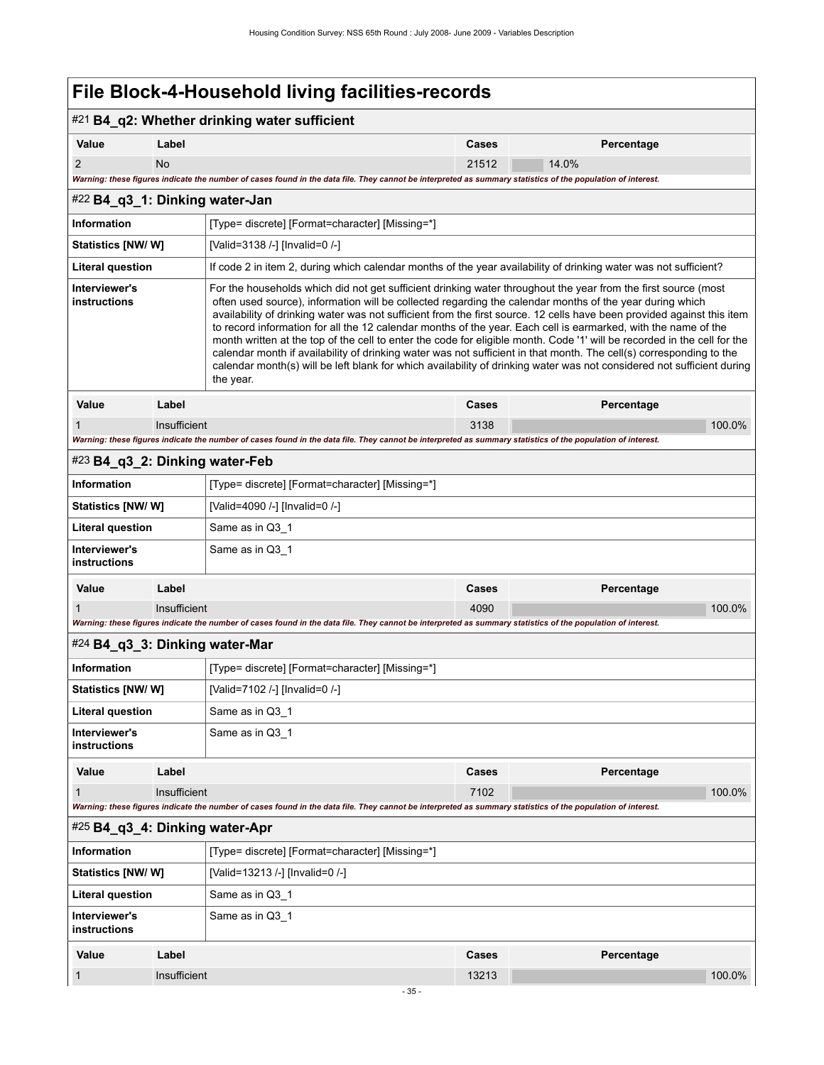# File Block-4-Household living facilities-records

## #21 B4_q2: Whether drinking water sufficient

| Value | Label | Cases | Percentage |
|---|---|---|---|
| 2 | No | 21512 | 14.0% |

*Warning: these figures indicate the number of cases found in the data file. They cannot be interpreted as summary statistics of the population of interest.*

## #22 B4_q3_1: Dinking water-Jan

| | |
|---|---|
| Information | [Type= discrete] [Format=character] [Missing=*] |
| Statistics [NW/ W] | [Valid=3138 /-] [Invalid=0 /-] |
| Literal question | If code 2 in item 2, during which calendar months of the year availability of drinking water was not sufficient? |
| Interviewer's instructions | For the households which did not get sufficient drinking water throughout the year from the first source (most often used source), information will be collected regarding the calendar months of the year during which availability of drinking water was not sufficient from the first source. 12 cells have been provided against this item to record information for all the 12 calendar months of the year. Each cell is earmarked, with the name of the month written at the top of the cell to enter the code for eligible month. Code '1' will be recorded in the cell for the calendar month if availability of drinking water was not sufficient in that month. The cell(s) corresponding to the calendar month(s) will be left blank for which availability of drinking water was not considered not sufficient during the year. |

| Value | Label | Cases | Percentage |
|---|---|---|---|
| 1 | Insufficient | 3138 | 100.0% |

*Warning: these figures indicate the number of cases found in the data file. They cannot be interpreted as summary statistics of the population of interest.*

## #23 B4_q3_2: Dinking water-Feb

| | |
|---|---|
| Information | [Type= discrete] [Format=character] [Missing=*] |
| Statistics [NW/ W] | [Valid=4090 /-] [Invalid=0 /-] |
| Literal question | Same as in Q3_1 |
| Interviewer's instructions | Same as in Q3_1 |

| Value | Label | Cases | Percentage |
|---|---|---|---|
| 1 | Insufficient | 4090 | 100.0% |

*Warning: these figures indicate the number of cases found in the data file. They cannot be interpreted as summary statistics of the population of interest.*

## #24 B4_q3_3: Dinking water-Mar

| | |
|---|---|
| Information | [Type= discrete] [Format=character] [Missing=*] |
| Statistics [NW/ W] | [Valid=7102 /-] [Invalid=0 /-] |
| Literal question | Same as in Q3_1 |
| Interviewer's instructions | Same as in Q3_1 |

| Value | Label | Cases | Percentage |
|---|---|---|---|
| 1 | Insufficient | 7102 | 100.0% |

*Warning: these figures indicate the number of cases found in the data file. They cannot be interpreted as summary statistics of the population of interest.*

## #25 B4_q3_4: Dinking water-Apr

| | |
|---|---|
| Information | [Type= discrete] [Format=character] [Missing=*] |
| Statistics [NW/ W] | [Valid=13213 /-] [Invalid=0 /-] |
| Literal question | Same as in Q3_1 |
| Interviewer's instructions | Same as in Q3_1 |

| Value | Label | Cases | Percentage |
|---|---|---|---|
| 1 | Insufficient | 13213 | 100.0% |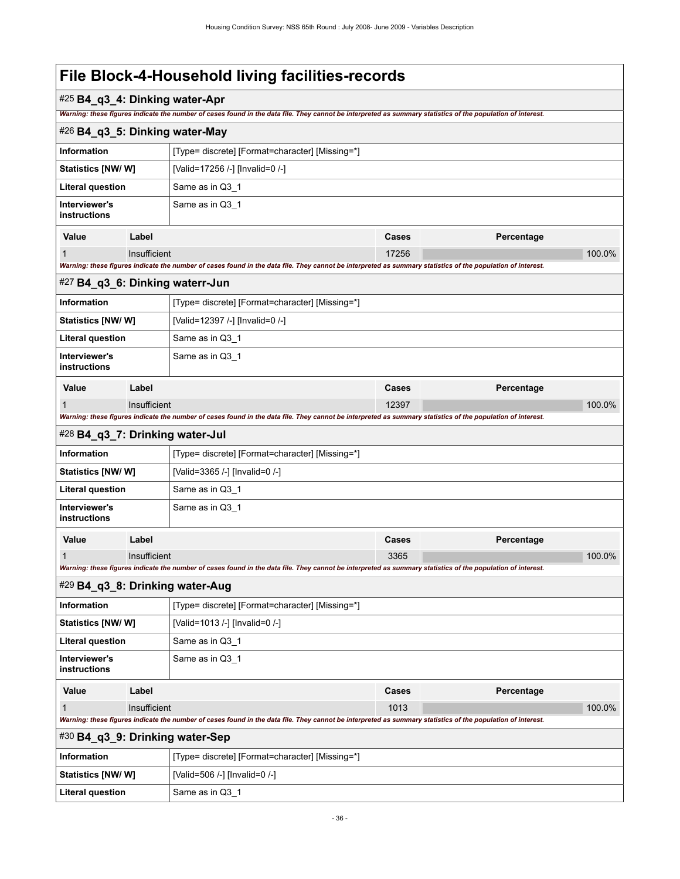# File Block-4-Household living facilities-records

## #25 B4_q3_4: Dinking water-Apr

*Warning: these figures indicate the number of cases found in the data file. They cannot be interpreted as summary statistics of the population of interest.*

## #26 B4_q3_5: Dinking water-May

| | |
|---|---|
| **Information** | [Type= discrete] [Format=character] [Missing=*] |
| **Statistics [NW/ W]** | [Valid=17256 /-] [Invalid=0 /-] |
| **Literal question** | Same as in Q3_1 |
| **Interviewer's instructions** | Same as in Q3_1 |

| Value | Label | Cases | Percentage |
|---|---|---|---|
| 1 | Insufficient | 17256 | 100.0% |

*Warning: these figures indicate the number of cases found in the data file. They cannot be interpreted as summary statistics of the population of interest.*

## #27 B4_q3_6: Dinking waterr-Jun

| | |
|---|---|
| **Information** | [Type= discrete] [Format=character] [Missing=*] |
| **Statistics [NW/ W]** | [Valid=12397 /-] [Invalid=0 /-] |
| **Literal question** | Same as in Q3_1 |
| **Interviewer's instructions** | Same as in Q3_1 |

| Value | Label | Cases | Percentage |
|---|---|---|---|
| 1 | Insufficient | 12397 | 100.0% |

*Warning: these figures indicate the number of cases found in the data file. They cannot be interpreted as summary statistics of the population of interest.*

## #28 B4_q3_7: Drinking water-Jul

| | |
|---|---|
| **Information** | [Type= discrete] [Format=character] [Missing=*] |
| **Statistics [NW/ W]** | [Valid=3365 /-] [Invalid=0 /-] |
| **Literal question** | Same as in Q3_1 |
| **Interviewer's instructions** | Same as in Q3_1 |

| Value | Label | Cases | Percentage |
|---|---|---|---|
| 1 | Insufficient | 3365 | 100.0% |

*Warning: these figures indicate the number of cases found in the data file. They cannot be interpreted as summary statistics of the population of interest.*

## #29 B4_q3_8: Drinking water-Aug

| | |
|---|---|
| **Information** | [Type= discrete] [Format=character] [Missing=*] |
| **Statistics [NW/ W]** | [Valid=1013 /-] [Invalid=0 /-] |
| **Literal question** | Same as in Q3_1 |
| **Interviewer's instructions** | Same as in Q3_1 |

| Value | Label | Cases | Percentage |
|---|---|---|---|
| 1 | Insufficient | 1013 | 100.0% |

*Warning: these figures indicate the number of cases found in the data file. They cannot be interpreted as summary statistics of the population of interest.*

## #30 B4_q3_9: Drinking water-Sep

| | |
|---|---|
| **Information** | [Type= discrete] [Format=character] [Missing=*] |
| **Statistics [NW/ W]** | [Valid=506 /-] [Invalid=0 /-] |
| **Literal question** | Same as in Q3_1 |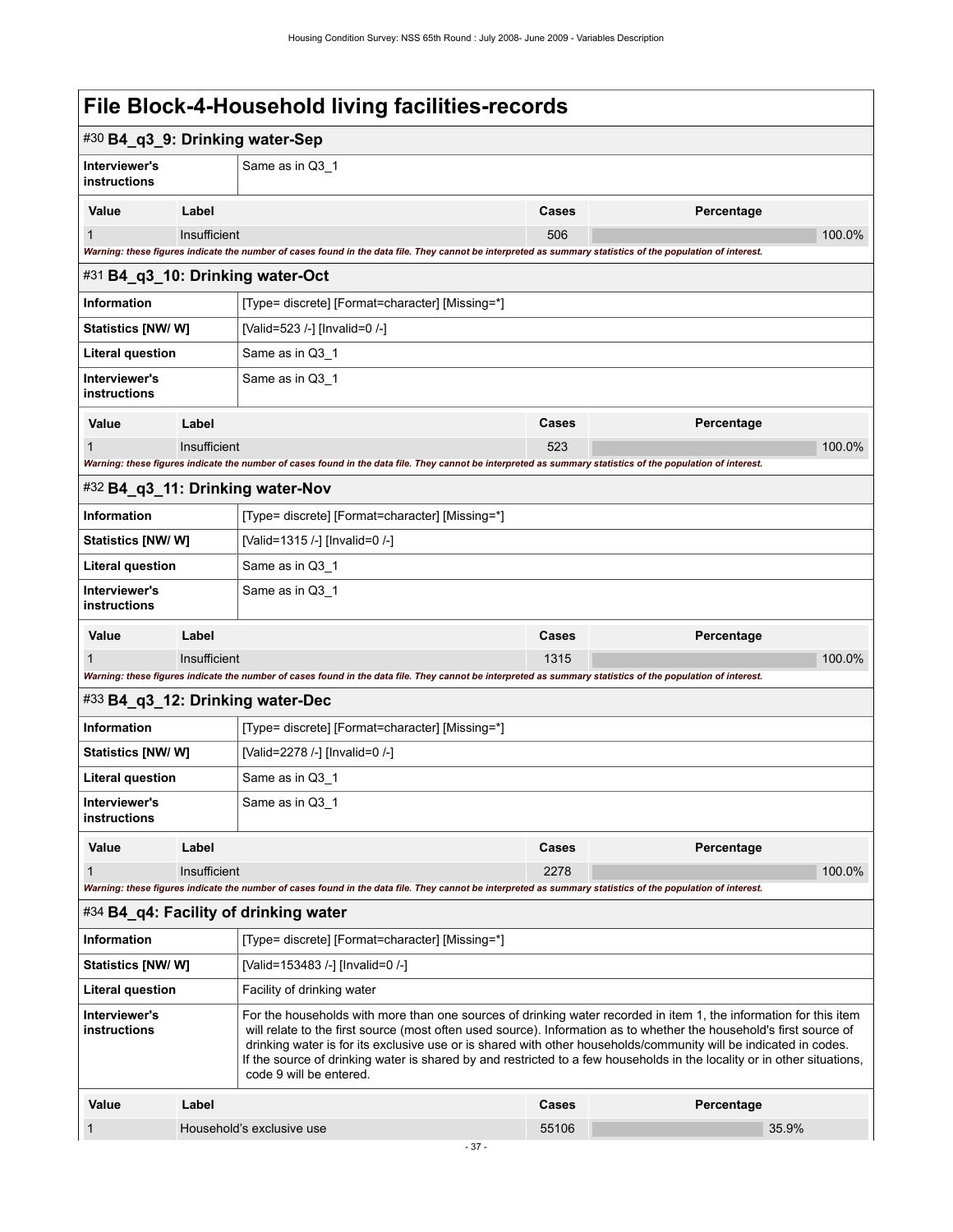# File Block-4-Household living facilities-records

## #30 B4_q3_9: Drinking water-Sep

| | |
|---|---|
| **Interviewer's instructions** | Same as in Q3_1 |

| Value | Label | Cases | Percentage |
|---|---|---|---|
| 1 | Insufficient | 506 | 100.0% |

***Warning: these figures indicate the number of cases found in the data file. They cannot be interpreted as summary statistics of the population of interest.***

## #31 B4_q3_10: Drinking water-Oct

| | |
|---|---|
| **Information** | [Type= discrete] [Format=character] [Missing=*] |
| **Statistics [NW/ W]** | [Valid=523 /-] [Invalid=0 /-] |
| **Literal question** | Same as in Q3_1 |
| **Interviewer's instructions** | Same as in Q3_1 |

| Value | Label | Cases | Percentage |
|---|---|---|---|
| 1 | Insufficient | 523 | 100.0% |

***Warning: these figures indicate the number of cases found in the data file. They cannot be interpreted as summary statistics of the population of interest.***

## #32 B4_q3_11: Drinking water-Nov

| | |
|---|---|
| **Information** | [Type= discrete] [Format=character] [Missing=*] |
| **Statistics [NW/ W]** | [Valid=1315 /-] [Invalid=0 /-] |
| **Literal question** | Same as in Q3_1 |
| **Interviewer's instructions** | Same as in Q3_1 |

| Value | Label | Cases | Percentage |
|---|---|---|---|
| 1 | Insufficient | 1315 | 100.0% |

***Warning: these figures indicate the number of cases found in the data file. They cannot be interpreted as summary statistics of the population of interest.***

## #33 B4_q3_12: Drinking water-Dec

| | |
|---|---|
| **Information** | [Type= discrete] [Format=character] [Missing=*] |
| **Statistics [NW/ W]** | [Valid=2278 /-] [Invalid=0 /-] |
| **Literal question** | Same as in Q3_1 |
| **Interviewer's instructions** | Same as in Q3_1 |

| Value | Label | Cases | Percentage |
|---|---|---|---|
| 1 | Insufficient | 2278 | 100.0% |

***Warning: these figures indicate the number of cases found in the data file. They cannot be interpreted as summary statistics of the population of interest.***

## #34 B4_q4: Facility of drinking water

| | |
|---|---|
| **Information** | [Type= discrete] [Format=character] [Missing=*] |
| **Statistics [NW/ W]** | [Valid=153483 /-] [Invalid=0 /-] |
| **Literal question** | Facility of drinking water |
| **Interviewer's instructions** | For the households with more than one sources of drinking water recorded in item 1, the information for this item will relate to the first source (most often used source). Information as to whether the household's first source of drinking water is for its exclusive use or is shared with other households/community will be indicated in codes. If the source of drinking water is shared by and restricted to a few households in the locality or in other situations, code 9 will be entered. |

| Value | Label | Cases | Percentage |
|---|---|---|---|
| 1 | Household's exclusive use | 55106 | 35.9% |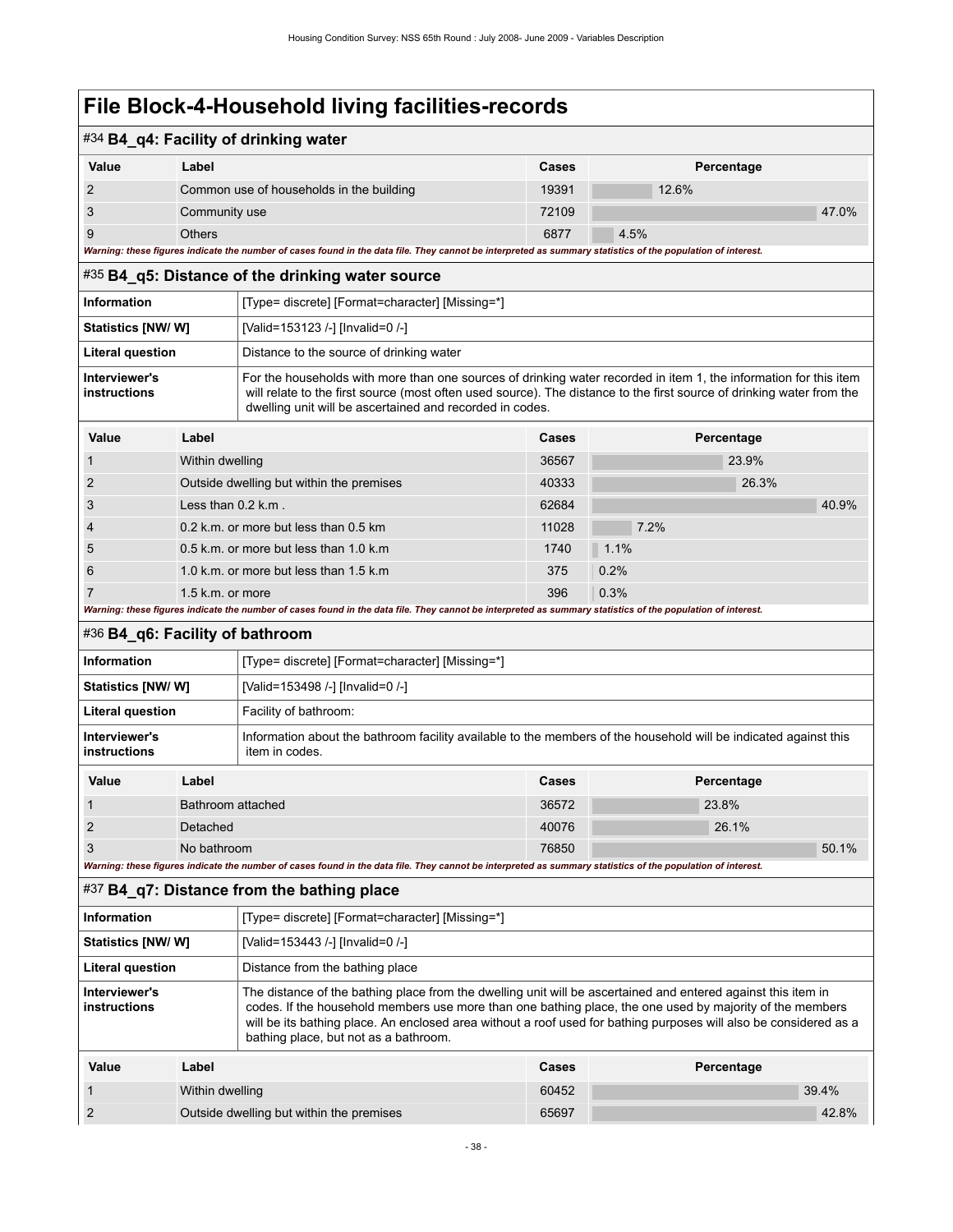# File Block-4-Household living facilities-records

## #34 B4_q4: Facility of drinking water

| Value | Label | Cases | Percentage |
|---|---|---|---|
| 2 | Common use of households in the building | 19391 | 12.6% |
| 3 | Community use | 72109 | 47.0% |
| 9 | Others | 6877 | 4.5% |

*Warning: these figures indicate the number of cases found in the data file. They cannot be interpreted as summary statistics of the population of interest.*

## #35 B4_q5: Distance of the drinking water source

| | |
|---|---|
| **Information** | [Type= discrete] [Format=character] [Missing=*] |
| **Statistics [NW/ W]** | [Valid=153123 /-] [Invalid=0 /-] |
| **Literal question** | Distance to the source of drinking water |
| **Interviewer's instructions** | For the households with more than one sources of drinking water recorded in item 1, the information for this item will relate to the first source (most often used source). The distance to the first source of drinking water from the dwelling unit will be ascertained and recorded in codes. |

| Value | Label | Cases | Percentage |
|---|---|---|---|
| 1 | Within dwelling | 36567 | 23.9% |
| 2 | Outside dwelling but within the premises | 40333 | 26.3% |
| 3 | Less than 0.2 k.m . | 62684 | 40.9% |
| 4 | 0.2 k.m. or more but less than 0.5 km | 11028 | 7.2% |
| 5 | 0.5 k.m. or more but less than 1.0 k.m | 1740 | 1.1% |
| 6 | 1.0 k.m. or more but less than 1.5 k.m | 375 | 0.2% |
| 7 | 1.5 k.m. or more | 396 | 0.3% |

*Warning: these figures indicate the number of cases found in the data file. They cannot be interpreted as summary statistics of the population of interest.*

## #36 B4_q6: Facility of bathroom

| | |
|---|---|
| **Information** | [Type= discrete] [Format=character] [Missing=*] |
| **Statistics [NW/ W]** | [Valid=153498 /-] [Invalid=0 /-] |
| **Literal question** | Facility of bathroom: |
| **Interviewer's instructions** | Information about the bathroom facility available to the members of the household will be indicated against this item in codes. |

| Value | Label | Cases | Percentage |
|---|---|---|---|
| 1 | Bathroom attached | 36572 | 23.8% |
| 2 | Detached | 40076 | 26.1% |
| 3 | No bathroom | 76850 | 50.1% |

*Warning: these figures indicate the number of cases found in the data file. They cannot be interpreted as summary statistics of the population of interest.*

## #37 B4_q7: Distance from the bathing place

| | |
|---|---|
| **Information** | [Type= discrete] [Format=character] [Missing=*] |
| **Statistics [NW/ W]** | [Valid=153443 /-] [Invalid=0 /-] |
| **Literal question** | Distance from the bathing place |
| **Interviewer's instructions** | The distance of the bathing place from the dwelling unit will be ascertained and entered against this item in codes. If the household members use more than one bathing place, the one used by majority of the members will be its bathing place. An enclosed area without a roof used for bathing purposes will also be considered as a bathing place, but not as a bathroom. |

| Value | Label | Cases | Percentage |
|---|---|---|---|
| 1 | Within dwelling | 60452 | 39.4% |
| 2 | Outside dwelling but within the premises | 65697 | 42.8% |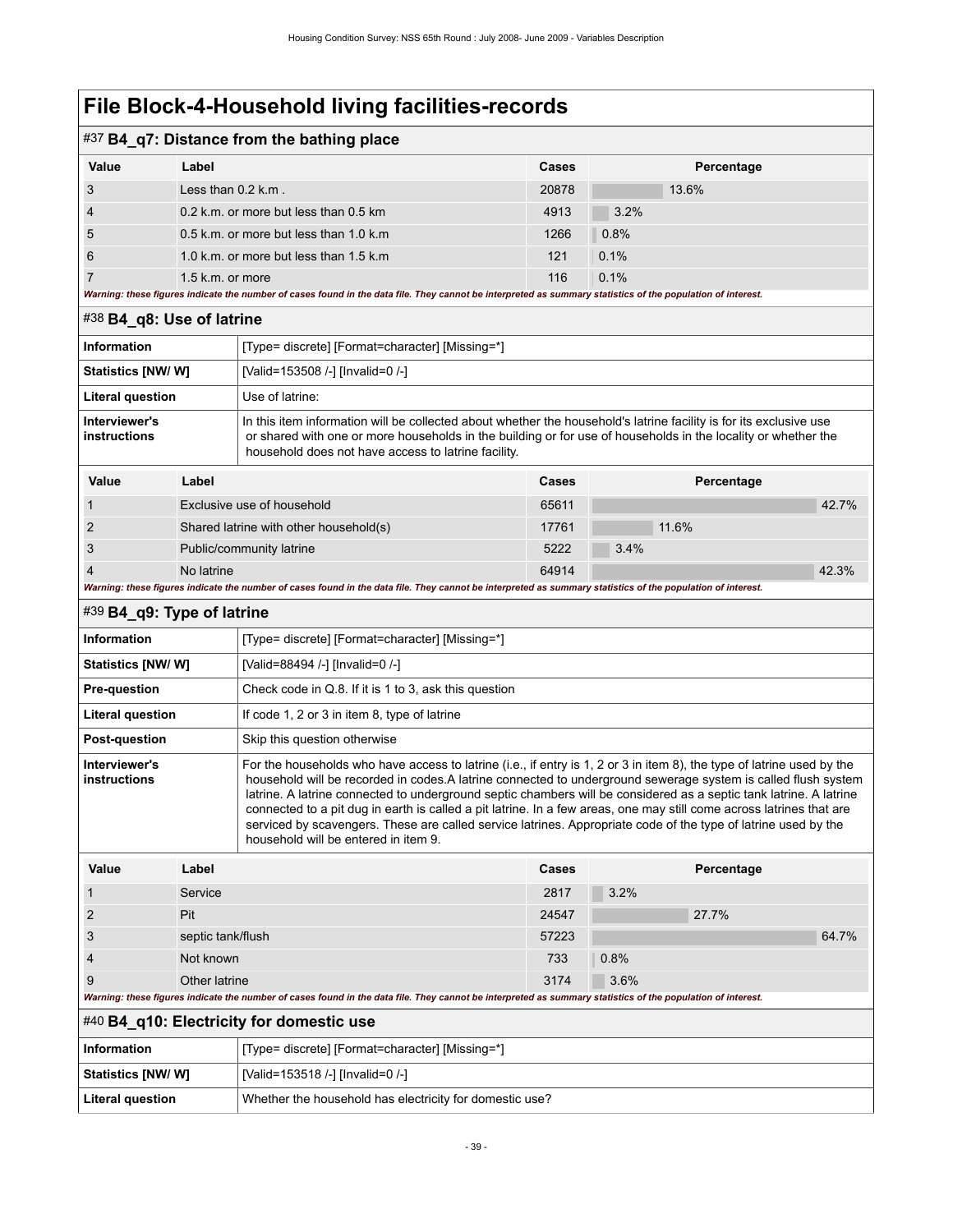# File Block-4-Household living facilities-records

## #37 B4_q7: Distance from the bathing place

| Value | Label | Cases | Percentage |
|---|---|---|---|
| 3 | Less than 0.2 k.m . | 20878 | 13.6% |
| 4 | 0.2 k.m. or more but less than 0.5 km | 4913 | 3.2% |
| 5 | 0.5 k.m. or more but less than 1.0 k.m | 1266 | 0.8% |
| 6 | 1.0 k.m. or more but less than 1.5 k.m | 121 | 0.1% |
| 7 | 1.5 k.m. or more | 116 | 0.1% |

*Warning: these figures indicate the number of cases found in the data file. They cannot be interpreted as summary statistics of the population of interest.*

## #38 B4_q8: Use of latrine

| | |
|---|---|
| **Information** | [Type= discrete] [Format=character] [Missing=*] |
| **Statistics [NW/ W]** | [Valid=153508 /-] [Invalid=0 /-] |
| **Literal question** | Use of latrine: |
| **Interviewer's instructions** | In this item information will be collected about whether the household's latrine facility is for its exclusive use or shared with one or more households in the building or for use of households in the locality or whether the household does not have access to latrine facility. |

| Value | Label | Cases | Percentage |
|---|---|---|---|
| 1 | Exclusive use of household | 65611 | 42.7% |
| 2 | Shared latrine with other household(s) | 17761 | 11.6% |
| 3 | Public/community latrine | 5222 | 3.4% |
| 4 | No latrine | 64914 | 42.3% |

*Warning: these figures indicate the number of cases found in the data file. They cannot be interpreted as summary statistics of the population of interest.*

## #39 B4_q9: Type of latrine

| | |
|---|---|
| **Information** | [Type= discrete] [Format=character] [Missing=*] |
| **Statistics [NW/ W]** | [Valid=88494 /-] [Invalid=0 /-] |
| **Pre-question** | Check code in Q.8. If it is 1 to 3, ask this question |
| **Literal question** | If code 1, 2 or 3 in item 8, type of latrine |
| **Post-question** | Skip this question otherwise |
| **Interviewer's instructions** | For the households who have access to latrine (i.e., if entry is 1, 2 or 3 in item 8), the type of latrine used by the household will be recorded in codes.A latrine connected to underground sewerage system is called flush system latrine. A latrine connected to underground septic chambers will be considered as a septic tank latrine. A latrine connected to a pit dug in earth is called a pit latrine. In a few areas, one may still come across latrines that are serviced by scavengers. These are called service latrines. Appropriate code of the type of latrine used by the household will be entered in item 9. |

| Value | Label | Cases | Percentage |
|---|---|---|---|
| 1 | Service | 2817 | 3.2% |
| 2 | Pit | 24547 | 27.7% |
| 3 | septic tank/flush | 57223 | 64.7% |
| 4 | Not known | 733 | 0.8% |
| 9 | Other latrine | 3174 | 3.6% |

*Warning: these figures indicate the number of cases found in the data file. They cannot be interpreted as summary statistics of the population of interest.*

## #40 B4_q10: Electricity for domestic use

| | |
|---|---|
| **Information** | [Type= discrete] [Format=character] [Missing=*] |
| **Statistics [NW/ W]** | [Valid=153518 /-] [Invalid=0 /-] |
| **Literal question** | Whether the household has electricity for domestic use? |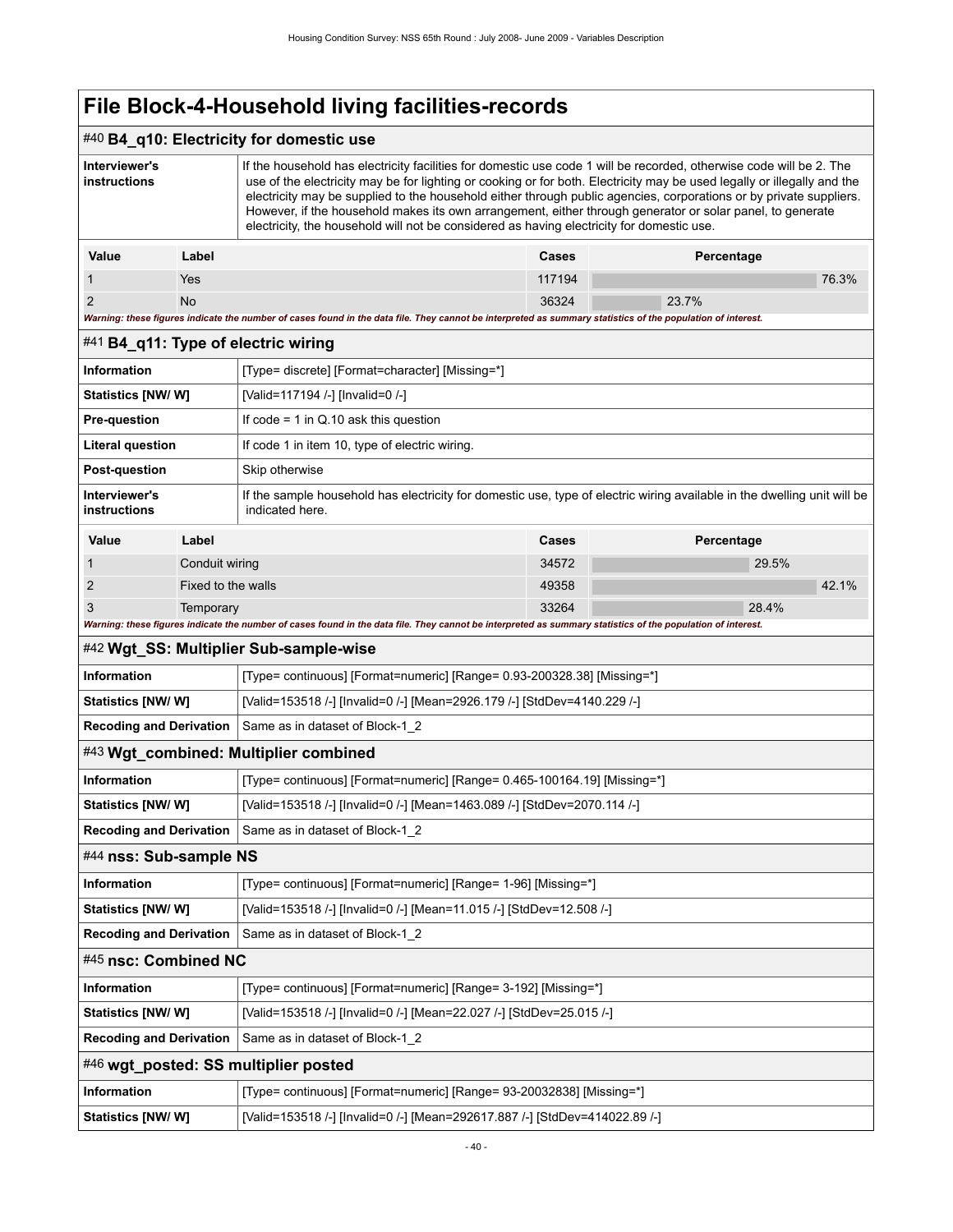# File Block-4-Household living facilities-records

## #40 B4_q10: Electricity for domestic use

| | |
|---|---|
| **Interviewer's instructions** | If the household has electricity facilities for domestic use code 1 will be recorded, otherwise code will be 2. The use of the electricity may be for lighting or cooking or for both. Electricity may be used legally or illegally and the electricity may be supplied to the household either through public agencies, corporations or by private suppliers. However, if the household makes its own arrangement, either through generator or solar panel, to generate electricity, the household will not be considered as having electricity for domestic use. |

| Value | Label | Cases | Percentage |
|---|---|---|---|
| 1 | Yes | 117194 | 76.3% |
| 2 | No | 36324 | 23.7% |

*Warning: these figures indicate the number of cases found in the data file. They cannot be interpreted as summary statistics of the population of interest.*

## #41 B4_q11: Type of electric wiring

| | |
|---|---|
| **Information** | [Type= discrete] [Format=character] [Missing=*] |
| **Statistics [NW/ W]** | [Valid=117194 /-] [Invalid=0 /-] |
| **Pre-question** | If code = 1 in Q.10 ask this question |
| **Literal question** | If code 1 in item 10, type of electric wiring. |
| **Post-question** | Skip otherwise |
| **Interviewer's instructions** | If the sample household has electricity for domestic use, type of electric wiring available in the dwelling unit will be indicated here. |

| Value | Label | Cases | Percentage |
|---|---|---|---|
| 1 | Conduit wiring | 34572 | 29.5% |
| 2 | Fixed to the walls | 49358 | 42.1% |
| 3 | Temporary | 33264 | 28.4% |

*Warning: these figures indicate the number of cases found in the data file. They cannot be interpreted as summary statistics of the population of interest.*

## #42 Wgt_SS: Multiplier Sub-sample-wise

| | |
|---|---|
| **Information** | [Type= continuous] [Format=numeric] [Range= 0.93-200328.38] [Missing=*] |
| **Statistics [NW/ W]** | [Valid=153518 /-] [Invalid=0 /-] [Mean=2926.179 /-] [StdDev=4140.229 /-] |
| **Recoding and Derivation** | Same as in dataset of Block-1_2 |

## #43 Wgt_combined: Multiplier combined

| | |
|---|---|
| **Information** | [Type= continuous] [Format=numeric] [Range= 0.465-100164.19] [Missing=*] |
| **Statistics [NW/ W]** | [Valid=153518 /-] [Invalid=0 /-] [Mean=1463.089 /-] [StdDev=2070.114 /-] |
| **Recoding and Derivation** | Same as in dataset of Block-1_2 |

## #44 nss: Sub-sample NS

| | |
|---|---|
| **Information** | [Type= continuous] [Format=numeric] [Range= 1-96] [Missing=*] |
| **Statistics [NW/ W]** | [Valid=153518 /-] [Invalid=0 /-] [Mean=11.015 /-] [StdDev=12.508 /-] |
| **Recoding and Derivation** | Same as in dataset of Block-1_2 |

## #45 nsc: Combined NC

| | |
|---|---|
| **Information** | [Type= continuous] [Format=numeric] [Range= 3-192] [Missing=*] |
| **Statistics [NW/ W]** | [Valid=153518 /-] [Invalid=0 /-] [Mean=22.027 /-] [StdDev=25.015 /-] |
| **Recoding and Derivation** | Same as in dataset of Block-1_2 |

## #46 wgt_posted: SS multiplier posted

| | |
|---|---|
| **Information** | [Type= continuous] [Format=numeric] [Range= 93-20032838] [Missing=*] |
| **Statistics [NW/ W]** | [Valid=153518 /-] [Invalid=0 /-] [Mean=292617.887 /-] [StdDev=414022.89 /-] |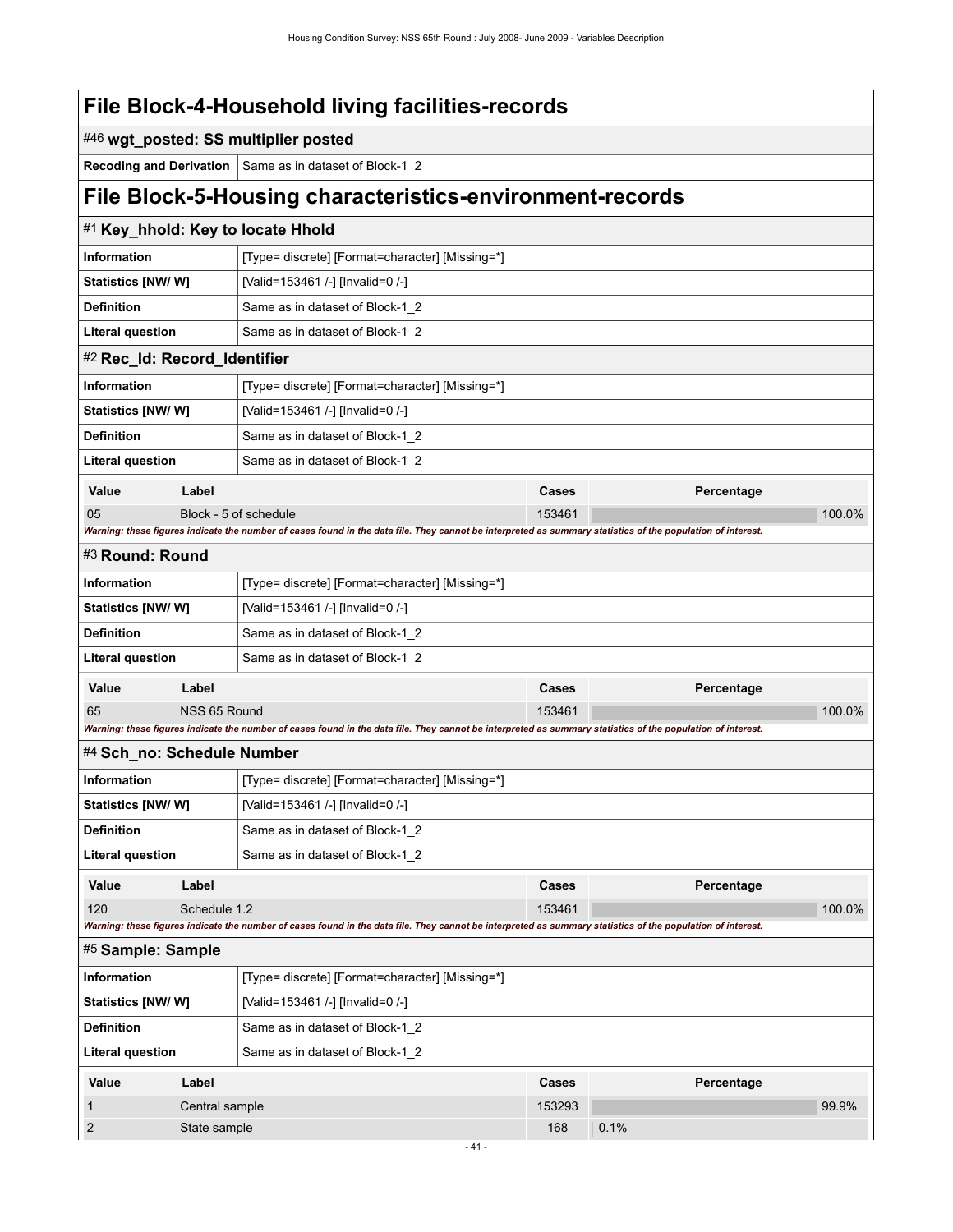# File Block-4-Household living facilities-records

## #46 wgt_posted: SS multiplier posted

| | |
|---|---|
| **Recoding and Derivation** | Same as in dataset of Block-1_2 |

# File Block-5-Housing characteristics-environment-records

## #1 Key_hhold: Key to locate Hhold

| | |
|---|---|
| **Information** | [Type= discrete] [Format=character] [Missing=*] |
| **Statistics [NW/ W]** | [Valid=153461 /-] [Invalid=0 /-] |
| **Definition** | Same as in dataset of Block-1_2 |
| **Literal question** | Same as in dataset of Block-1_2 |

## #2 Rec_Id: Record_Identifier

| | |
|---|---|
| **Information** | [Type= discrete] [Format=character] [Missing=*] |
| **Statistics [NW/ W]** | [Valid=153461 /-] [Invalid=0 /-] |
| **Definition** | Same as in dataset of Block-1_2 |
| **Literal question** | Same as in dataset of Block-1_2 |

| Value | Label | Cases | Percentage |
|---|---|---|---|
| 05 | Block - 5 of schedule | 153461 | 100.0% |

*Warning: these figures indicate the number of cases found in the data file. They cannot be interpreted as summary statistics of the population of interest.*

## #3 Round: Round

| | |
|---|---|
| **Information** | [Type= discrete] [Format=character] [Missing=*] |
| **Statistics [NW/ W]** | [Valid=153461 /-] [Invalid=0 /-] |
| **Definition** | Same as in dataset of Block-1_2 |
| **Literal question** | Same as in dataset of Block-1_2 |

| Value | Label | Cases | Percentage |
|---|---|---|---|
| 65 | NSS 65 Round | 153461 | 100.0% |

*Warning: these figures indicate the number of cases found in the data file. They cannot be interpreted as summary statistics of the population of interest.*

## #4 Sch_no: Schedule Number

| | |
|---|---|
| **Information** | [Type= discrete] [Format=character] [Missing=*] |
| **Statistics [NW/ W]** | [Valid=153461 /-] [Invalid=0 /-] |
| **Definition** | Same as in dataset of Block-1_2 |
| **Literal question** | Same as in dataset of Block-1_2 |

| Value | Label | Cases | Percentage |
|---|---|---|---|
| 120 | Schedule 1.2 | 153461 | 100.0% |

*Warning: these figures indicate the number of cases found in the data file. They cannot be interpreted as summary statistics of the population of interest.*

## #5 Sample: Sample

| | |
|---|---|
| **Information** | [Type= discrete] [Format=character] [Missing=*] |
| **Statistics [NW/ W]** | [Valid=153461 /-] [Invalid=0 /-] |
| **Definition** | Same as in dataset of Block-1_2 |
| **Literal question** | Same as in dataset of Block-1_2 |

| Value | Label | Cases | Percentage |
|---|---|---|---|
| 1 | Central sample | 153293 | 99.9% |
| 2 | State sample | 168 | 0.1% |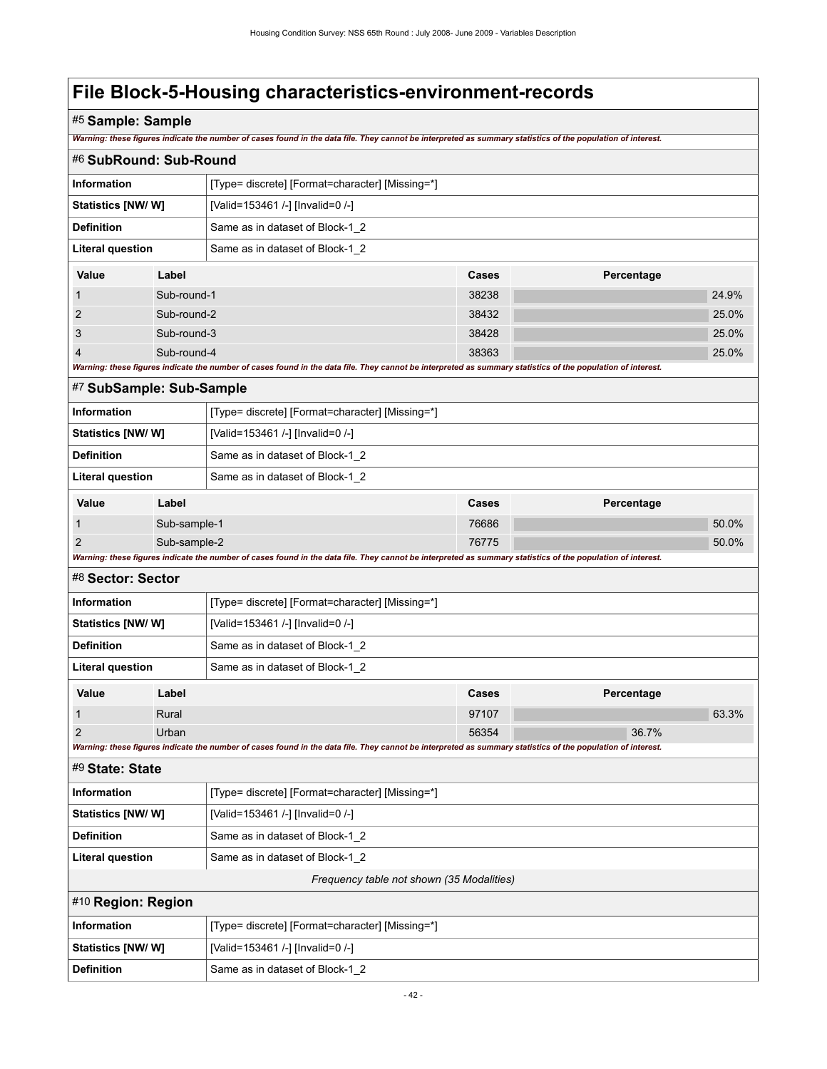# File Block-5-Housing characteristics-environment-records

## #5 Sample: Sample

*Warning: these figures indicate the number of cases found in the data file. They cannot be interpreted as summary statistics of the population of interest.*

## #6 SubRound: Sub-Round

| | |
|---|---|
| **Information** | [Type= discrete] [Format=character] [Missing=*] |
| **Statistics [NW/ W]** | [Valid=153461 /-] [Invalid=0 /-] |
| **Definition** | Same as in dataset of Block-1_2 |
| **Literal question** | Same as in dataset of Block-1_2 |

| Value | Label | Cases | Percentage |
|---|---|---|---|
| 1 | Sub-round-1 | 38238 | 24.9% |
| 2 | Sub-round-2 | 38432 | 25.0% |
| 3 | Sub-round-3 | 38428 | 25.0% |
| 4 | Sub-round-4 | 38363 | 25.0% |

*Warning: these figures indicate the number of cases found in the data file. They cannot be interpreted as summary statistics of the population of interest.*

## #7 SubSample: Sub-Sample

| | |
|---|---|
| **Information** | [Type= discrete] [Format=character] [Missing=*] |
| **Statistics [NW/ W]** | [Valid=153461 /-] [Invalid=0 /-] |
| **Definition** | Same as in dataset of Block-1_2 |
| **Literal question** | Same as in dataset of Block-1_2 |

| Value | Label | Cases | Percentage |
|---|---|---|---|
| 1 | Sub-sample-1 | 76686 | 50.0% |
| 2 | Sub-sample-2 | 76775 | 50.0% |

*Warning: these figures indicate the number of cases found in the data file. They cannot be interpreted as summary statistics of the population of interest.*

## #8 Sector: Sector

| | |
|---|---|
| **Information** | [Type= discrete] [Format=character] [Missing=*] |
| **Statistics [NW/ W]** | [Valid=153461 /-] [Invalid=0 /-] |
| **Definition** | Same as in dataset of Block-1_2 |
| **Literal question** | Same as in dataset of Block-1_2 |

| Value | Label | Cases | Percentage |
|---|---|---|---|
| 1 | Rural | 97107 | 63.3% |
| 2 | Urban | 56354 | 36.7% |

*Warning: these figures indicate the number of cases found in the data file. They cannot be interpreted as summary statistics of the population of interest.*

## #9 State: State

| | |
|---|---|
| **Information** | [Type= discrete] [Format=character] [Missing=*] |
| **Statistics [NW/ W]** | [Valid=153461 /-] [Invalid=0 /-] |
| **Definition** | Same as in dataset of Block-1_2 |
| **Literal question** | Same as in dataset of Block-1_2 |

*Frequency table not shown (35 Modalities)*

## #10 Region: Region

| | |
|---|---|
| **Information** | [Type= discrete] [Format=character] [Missing=*] |
| **Statistics [NW/ W]** | [Valid=153461 /-] [Invalid=0 /-] |
| **Definition** | Same as in dataset of Block-1_2 |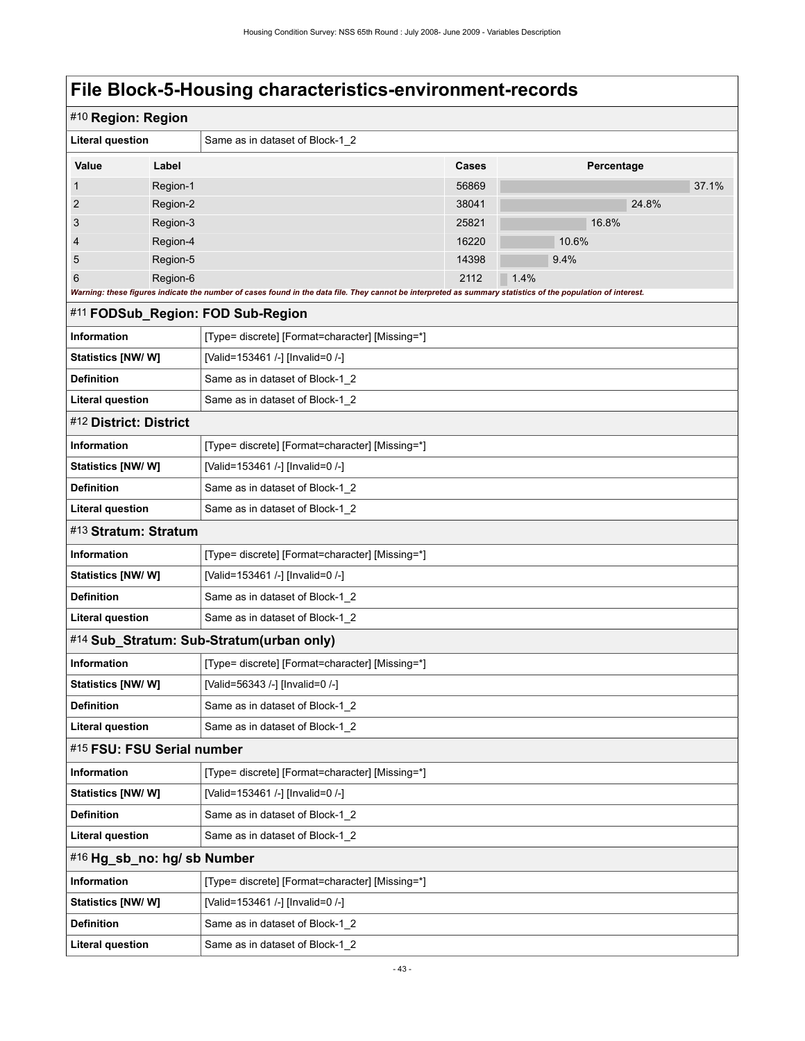# File Block-5-Housing characteristics-environment-records

## #10 Region: Region

| Literal question | Same as in dataset of Block-1_2 |
|---|---|

| Value | Label | Cases | Percentage |
|---|---|---|---|
| 1 | Region-1 | 56869 | 37.1% |
| 2 | Region-2 | 38041 | 24.8% |
| 3 | Region-3 | 25821 | 16.8% |
| 4 | Region-4 | 16220 | 10.6% |
| 5 | Region-5 | 14398 | 9.4% |
| 6 | Region-6 | 2112 | 1.4% |

*Warning: these figures indicate the number of cases found in the data file. They cannot be interpreted as summary statistics of the population of interest.*

## #11 FODSub_Region: FOD Sub-Region

| Information | [Type= discrete] [Format=character] [Missing=*] |
|---|---|
| Statistics [NW/ W] | [Valid=153461 /-] [Invalid=0 /-] |
| Definition | Same as in dataset of Block-1_2 |
| Literal question | Same as in dataset of Block-1_2 |

## #12 District: District

| Information | [Type= discrete] [Format=character] [Missing=*] |
|---|---|
| Statistics [NW/ W] | [Valid=153461 /-] [Invalid=0 /-] |
| Definition | Same as in dataset of Block-1_2 |
| Literal question | Same as in dataset of Block-1_2 |

## #13 Stratum: Stratum

| Information | [Type= discrete] [Format=character] [Missing=*] |
|---|---|
| Statistics [NW/ W] | [Valid=153461 /-] [Invalid=0 /-] |
| Definition | Same as in dataset of Block-1_2 |
| Literal question | Same as in dataset of Block-1_2 |

## #14 Sub_Stratum: Sub-Stratum(urban only)

| Information | [Type= discrete] [Format=character] [Missing=*] |
|---|---|
| Statistics [NW/ W] | [Valid=56343 /-] [Invalid=0 /-] |
| Definition | Same as in dataset of Block-1_2 |
| Literal question | Same as in dataset of Block-1_2 |

## #15 FSU: FSU Serial number

| Information | [Type= discrete] [Format=character] [Missing=*] |
|---|---|
| Statistics [NW/ W] | [Valid=153461 /-] [Invalid=0 /-] |
| Definition | Same as in dataset of Block-1_2 |
| Literal question | Same as in dataset of Block-1_2 |

## #16 Hg_sb_no: hg/ sb Number

| Information | [Type= discrete] [Format=character] [Missing=*] |
|---|---|
| Statistics [NW/ W] | [Valid=153461 /-] [Invalid=0 /-] |
| Definition | Same as in dataset of Block-1_2 |
| Literal question | Same as in dataset of Block-1_2 |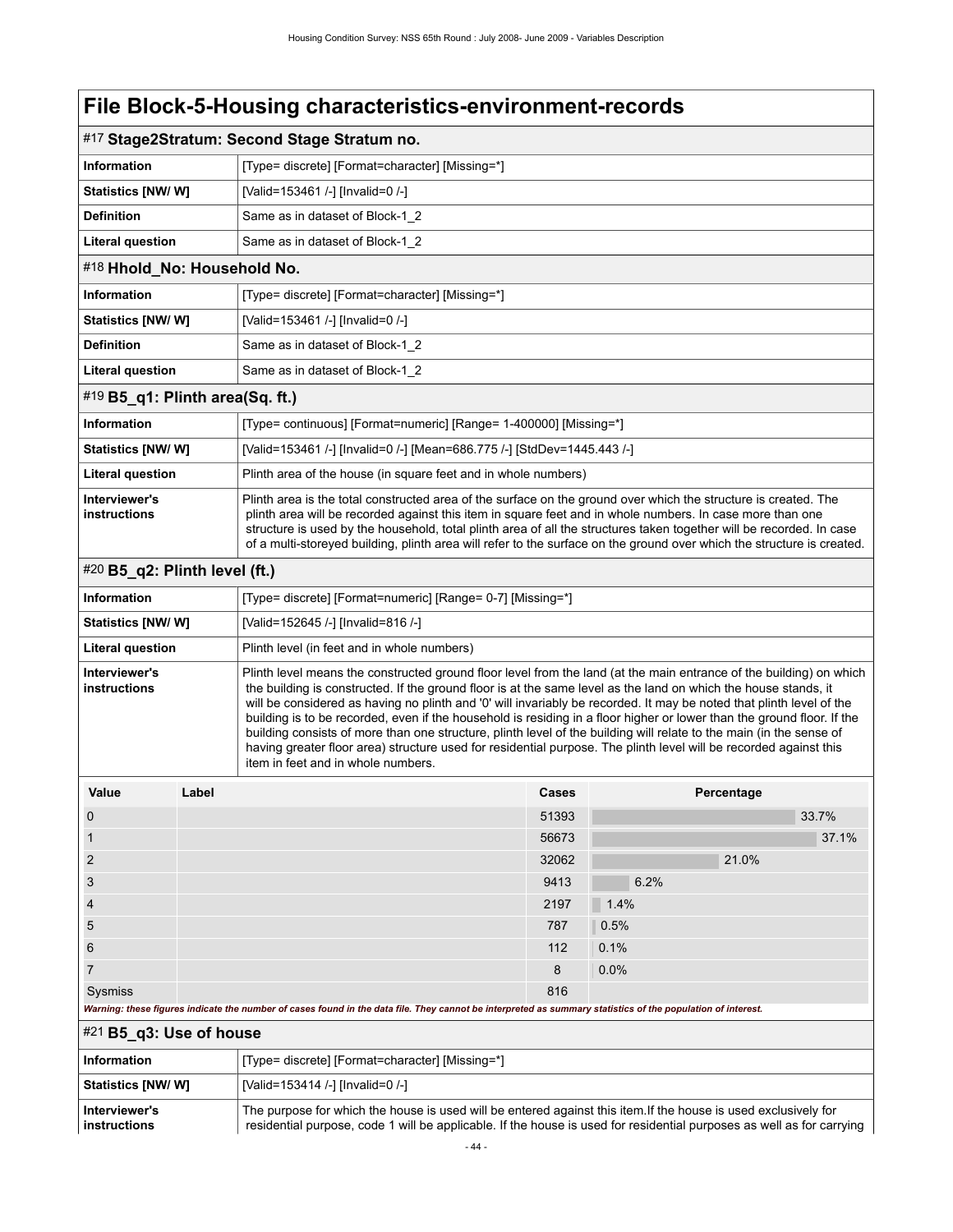# File Block-5-Housing characteristics-environment-records

## #17 Stage2Stratum: Second Stage Stratum no.

| | |
|---|---|
| **Information** | [Type= discrete] [Format=character] [Missing=*] |
| **Statistics [NW/ W]** | [Valid=153461 /-] [Invalid=0 /-] |
| **Definition** | Same as in dataset of Block-1_2 |
| **Literal question** | Same as in dataset of Block-1_2 |

## #18 Hhold_No: Household No.

| | |
|---|---|
| **Information** | [Type= discrete] [Format=character] [Missing=*] |
| **Statistics [NW/ W]** | [Valid=153461 /-] [Invalid=0 /-] |
| **Definition** | Same as in dataset of Block-1_2 |
| **Literal question** | Same as in dataset of Block-1_2 |

## #19 B5_q1: Plinth area(Sq. ft.)

| | |
|---|---|
| **Information** | [Type= continuous] [Format=numeric] [Range= 1-400000] [Missing=*] |
| **Statistics [NW/ W]** | [Valid=153461 /-] [Invalid=0 /-] [Mean=686.775 /-] [StdDev=1445.443 /-] |
| **Literal question** | Plinth area of the house (in square feet and in whole numbers) |
| **Interviewer's instructions** | Plinth area is the total constructed area of the surface on the ground over which the structure is created. The plinth area will be recorded against this item in square feet and in whole numbers. In case more than one structure is used by the household, total plinth area of all the structures taken together will be recorded. In case of a multi-storeyed building, plinth area will refer to the surface on the ground over which the structure is created. |

## #20 B5_q2: Plinth level (ft.)

| | |
|---|---|
| **Information** | [Type= discrete] [Format=numeric] [Range= 0-7] [Missing=*] |
| **Statistics [NW/ W]** | [Valid=152645 /-] [Invalid=816 /-] |
| **Literal question** | Plinth level (in feet and in whole numbers) |
| **Interviewer's instructions** | Plinth level means the constructed ground floor level from the land (at the main entrance of the building) on which the building is constructed. If the ground floor is at the same level as the land on which the house stands, it will be considered as having no plinth and '0' will invariably be recorded. It may be noted that plinth level of the building is to be recorded, even if the household is residing in a floor higher or lower than the ground floor. If the building consists of more than one structure, plinth level of the building will relate to the main (in the sense of having greater floor area) structure used for residential purpose. The plinth level will be recorded against this item in feet and in whole numbers. |

| Value | Label | Cases | Percentage |
|---|---|---|---|
| 0 | | 51393 | 33.7% |
| 1 | | 56673 | 37.1% |
| 2 | | 32062 | 21.0% |
| 3 | | 9413 | 6.2% |
| 4 | | 2197 | 1.4% |
| 5 | | 787 | 0.5% |
| 6 | | 112 | 0.1% |
| 7 | | 8 | 0.0% |
| Sysmiss | | 816 | |

*Warning: these figures indicate the number of cases found in the data file. They cannot be interpreted as summary statistics of the population of interest.*

## #21 B5_q3: Use of house

| | |
|---|---|
| **Information** | [Type= discrete] [Format=character] [Missing=*] |
| **Statistics [NW/ W]** | [Valid=153414 /-] [Invalid=0 /-] |
| **Interviewer's instructions** | The purpose for which the house is used will be entered against this item.If the house is used exclusively for residential purpose, code 1 will be applicable. If the house is used for residential purposes as well as for carrying |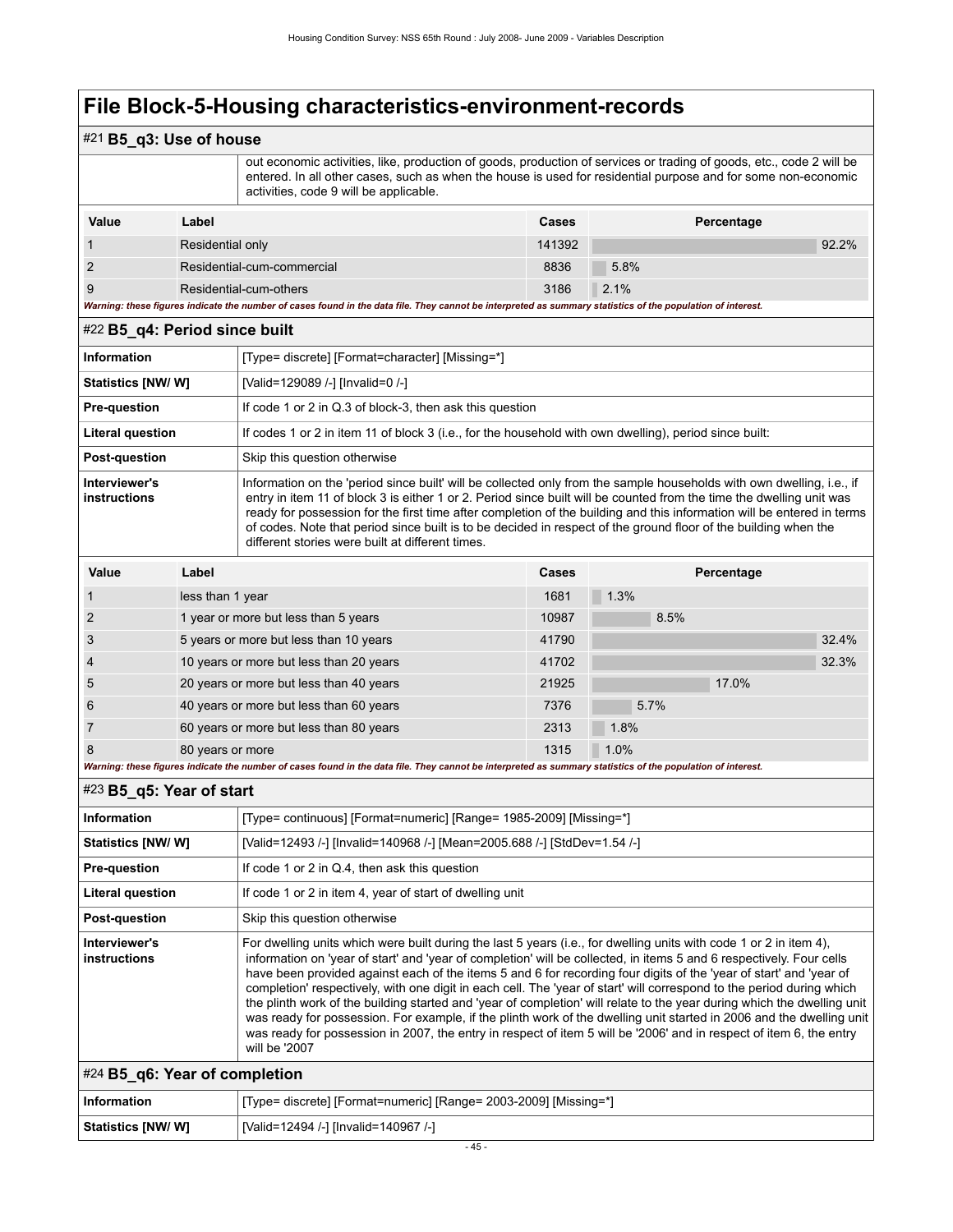# File Block-5-Housing characteristics-environment-records

## #21 B5_q3: Use of house

| | |
|---|---|
| | out economic activities, like, production of goods, production of services or trading of goods, etc., code 2 will be entered. In all other cases, such as when the house is used for residential purpose and for some non-economic activities, code 9 will be applicable. |

| Value | Label | Cases | Percentage |
|---|---|---|---|
| 1 | Residential only | 141392 | 92.2% |
| 2 | Residential-cum-commercial | 8836 | 5.8% |
| 9 | Residential-cum-others | 3186 | 2.1% |

*Warning: these figures indicate the number of cases found in the data file. They cannot be interpreted as summary statistics of the population of interest.*

## #22 B5_q4: Period since built

| | |
|---|---|
| **Information** | [Type= discrete] [Format=character] [Missing=*] |
| **Statistics [NW/ W]** | [Valid=129089 /-] [Invalid=0 /-] |
| **Pre-question** | If code 1 or 2 in Q.3 of block-3, then ask this question |
| **Literal question** | If codes 1 or 2 in item 11 of block 3 (i.e., for the household with own dwelling), period since built: |
| **Post-question** | Skip this question otherwise |
| **Interviewer's instructions** | Information on the 'period since built' will be collected only from the sample households with own dwelling, i.e., if entry in item 11 of block 3 is either 1 or 2. Period since built will be counted from the time the dwelling unit was ready for possession for the first time after completion of the building and this information will be entered in terms of codes. Note that period since built is to be decided in respect of the ground floor of the building when the different stories were built at different times. |

| Value | Label | Cases | Percentage |
|---|---|---|---|
| 1 | less than 1 year | 1681 | 1.3% |
| 2 | 1 year or more but less than 5 years | 10987 | 8.5% |
| 3 | 5 years or more but less than 10 years | 41790 | 32.4% |
| 4 | 10 years or more but less than 20 years | 41702 | 32.3% |
| 5 | 20 years or more but less than 40 years | 21925 | 17.0% |
| 6 | 40 years or more but less than 60 years | 7376 | 5.7% |
| 7 | 60 years or more but less than 80 years | 2313 | 1.8% |
| 8 | 80 years or more | 1315 | 1.0% |

*Warning: these figures indicate the number of cases found in the data file. They cannot be interpreted as summary statistics of the population of interest.*

## #23 B5_q5: Year of start

| | |
|---|---|
| **Information** | [Type= continuous] [Format=numeric] [Range= 1985-2009] [Missing=*] |
| **Statistics [NW/ W]** | [Valid=12493 /-] [Invalid=140968 /-] [Mean=2005.688 /-] [StdDev=1.54 /-] |
| **Pre-question** | If code 1 or 2 in Q.4, then ask this question |
| **Literal question** | If code 1 or 2 in item 4, year of start of dwelling unit |
| **Post-question** | Skip this question otherwise |
| **Interviewer's instructions** | For dwelling units which were built during the last 5 years (i.e., for dwelling units with code 1 or 2 in item 4), information on 'year of start' and 'year of completion' will be collected, in items 5 and 6 respectively. Four cells have been provided against each of the items 5 and 6 for recording four digits of the 'year of start' and 'year of completion' respectively, with one digit in each cell. The 'year of start' will correspond to the period during which the plinth work of the building started and 'year of completion' will relate to the year during which the dwelling unit was ready for possession. For example, if the plinth work of the dwelling unit started in 2006 and the dwelling unit was ready for possession in 2007, the entry in respect of item 5 will be '2006' and in respect of item 6, the entry will be '2007 |

## #24 B5_q6: Year of completion

| | |
|---|---|
| **Information** | [Type= discrete] [Format=numeric] [Range= 2003-2009] [Missing=*] |
| **Statistics [NW/ W]** | [Valid=12494 /-] [Invalid=140967 /-] |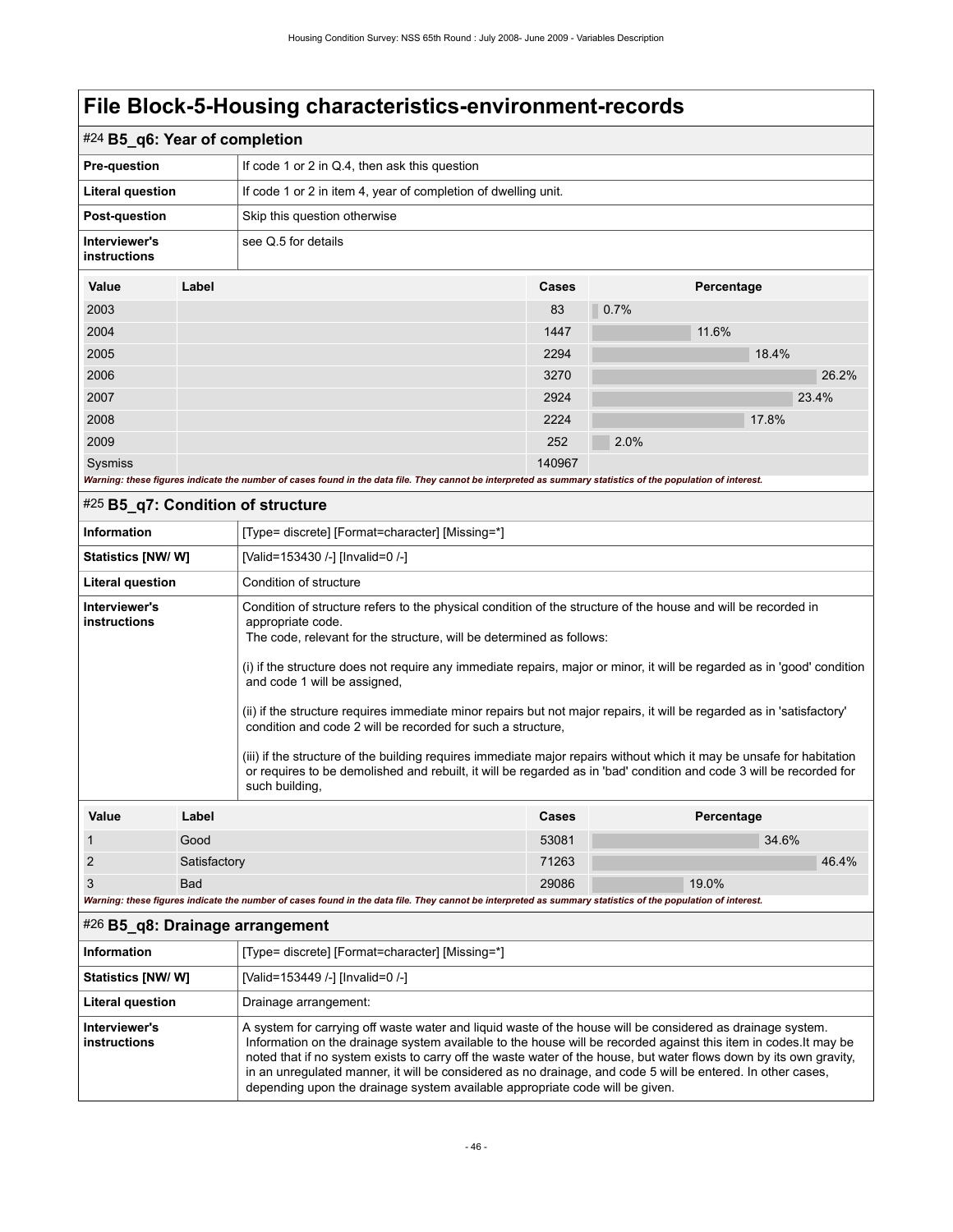# File Block-5-Housing characteristics-environment-records

## #24 B5_q6: Year of completion

| | |
|---|---|
| **Pre-question** | If code 1 or 2 in Q.4, then ask this question |
| **Literal question** | If code 1 or 2 in item 4, year of completion of dwelling unit. |
| **Post-question** | Skip this question otherwise |
| **Interviewer's instructions** | see Q.5 for details |

| Value | Label | Cases | Percentage |
|---|---|---|---|
| 2003 | | 83 | 0.7% |
| 2004 | | 1447 | 11.6% |
| 2005 | | 2294 | 18.4% |
| 2006 | | 3270 | 26.2% |
| 2007 | | 2924 | 23.4% |
| 2008 | | 2224 | 17.8% |
| 2009 | | 252 | 2.0% |
| Sysmiss | | 140967 | |

*Warning: these figures indicate the number of cases found in the data file. They cannot be interpreted as summary statistics of the population of interest.*

## #25 B5_q7: Condition of structure

| | |
|---|---|
| **Information** | [Type= discrete] [Format=character] [Missing=*] |
| **Statistics [NW/ W]** | [Valid=153430 /-] [Invalid=0 /-] |
| **Literal question** | Condition of structure |
| **Interviewer's instructions** | Condition of structure refers to the physical condition of the structure of the house and will be recorded in appropriate code. The code, relevant for the structure, will be determined as follows: (i) if the structure does not require any immediate repairs, major or minor, it will be regarded as in 'good' condition and code 1 will be assigned, (ii) if the structure requires immediate minor repairs but not major repairs, it will be regarded as in 'satisfactory' condition and code 2 will be recorded for such a structure, (iii) if the structure of the building requires immediate major repairs without which it may be unsafe for habitation or requires to be demolished and rebuilt, it will be regarded as in 'bad' condition and code 3 will be recorded for such building, |

| Value | Label | Cases | Percentage |
|---|---|---|---|
| 1 | Good | 53081 | 34.6% |
| 2 | Satisfactory | 71263 | 46.4% |
| 3 | Bad | 29086 | 19.0% |

*Warning: these figures indicate the number of cases found in the data file. They cannot be interpreted as summary statistics of the population of interest.*

## #26 B5_q8: Drainage arrangement

| | |
|---|---|
| **Information** | [Type= discrete] [Format=character] [Missing=*] |
| **Statistics [NW/ W]** | [Valid=153449 /-] [Invalid=0 /-] |
| **Literal question** | Drainage arrangement: |
| **Interviewer's instructions** | A system for carrying off waste water and liquid waste of the house will be considered as drainage system. Information on the drainage system available to the house will be recorded against this item in codes.It may be noted that if no system exists to carry off the waste water of the house, but water flows down by its own gravity, in an unregulated manner, it will be considered as no drainage, and code 5 will be entered. In other cases, depending upon the drainage system available appropriate code will be given. |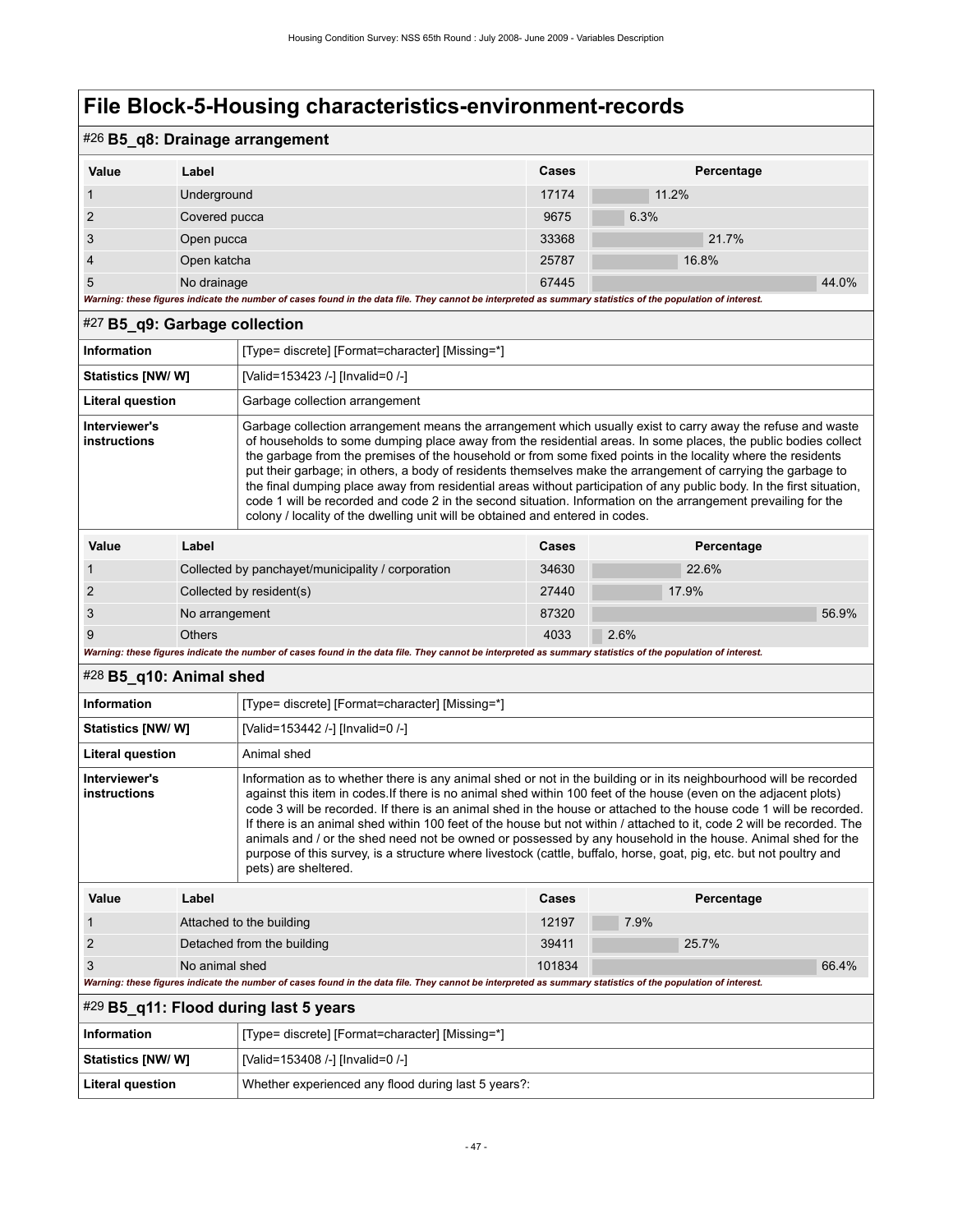# File Block-5-Housing characteristics-environment-records

## #26 B5_q8: Drainage arrangement

| Value | Label | Cases | Percentage |
|---|---|---|---|
| 1 | Underground | 17174 | 11.2% |
| 2 | Covered pucca | 9675 | 6.3% |
| 3 | Open pucca | 33368 | 21.7% |
| 4 | Open katcha | 25787 | 16.8% |
| 5 | No drainage | 67445 | 44.0% |

*Warning: these figures indicate the number of cases found in the data file. They cannot be interpreted as summary statistics of the population of interest.*

## #27 B5_q9: Garbage collection

| | |
|---|---|
| **Information** | [Type= discrete] [Format=character] [Missing=*] |
| **Statistics [NW/ W]** | [Valid=153423 /-] [Invalid=0 /-] |
| **Literal question** | Garbage collection arrangement |
| **Interviewer's instructions** | Garbage collection arrangement means the arrangement which usually exist to carry away the refuse and waste of households to some dumping place away from the residential areas. In some places, the public bodies collect the garbage from the premises of the household or from some fixed points in the locality where the residents put their garbage; in others, a body of residents themselves make the arrangement of carrying the garbage to the final dumping place away from residential areas without participation of any public body. In the first situation, code 1 will be recorded and code 2 in the second situation. Information on the arrangement prevailing for the colony / locality of the dwelling unit will be obtained and entered in codes. |

| Value | Label | Cases | Percentage |
|---|---|---|---|
| 1 | Collected by panchayet/municipality / corporation | 34630 | 22.6% |
| 2 | Collected by resident(s) | 27440 | 17.9% |
| 3 | No arrangement | 87320 | 56.9% |
| 9 | Others | 4033 | 2.6% |

*Warning: these figures indicate the number of cases found in the data file. They cannot be interpreted as summary statistics of the population of interest.*

## #28 B5_q10: Animal shed

| | |
|---|---|
| **Information** | [Type= discrete] [Format=character] [Missing=*] |
| **Statistics [NW/ W]** | [Valid=153442 /-] [Invalid=0 /-] |
| **Literal question** | Animal shed |
| **Interviewer's instructions** | Information as to whether there is any animal shed or not in the building or in its neighbourhood will be recorded against this item in codes.If there is no animal shed within 100 feet of the house (even on the adjacent plots) code 3 will be recorded. If there is an animal shed in the house or attached to the house code 1 will be recorded. If there is an animal shed within 100 feet of the house but not within / attached to it, code 2 will be recorded. The animals and / or the shed need not be owned or possessed by any household in the house. Animal shed for the purpose of this survey, is a structure where livestock (cattle, buffalo, horse, goat, pig, etc. but not poultry and pets) are sheltered. |

| Value | Label | Cases | Percentage |
|---|---|---|---|
| 1 | Attached to the building | 12197 | 7.9% |
| 2 | Detached from the building | 39411 | 25.7% |
| 3 | No animal shed | 101834 | 66.4% |

*Warning: these figures indicate the number of cases found in the data file. They cannot be interpreted as summary statistics of the population of interest.*

## #29 B5_q11: Flood during last 5 years

| | |
|---|---|
| **Information** | [Type= discrete] [Format=character] [Missing=*] |
| **Statistics [NW/ W]** | [Valid=153408 /-] [Invalid=0 /-] |
| **Literal question** | Whether experienced any flood during last 5 years?: |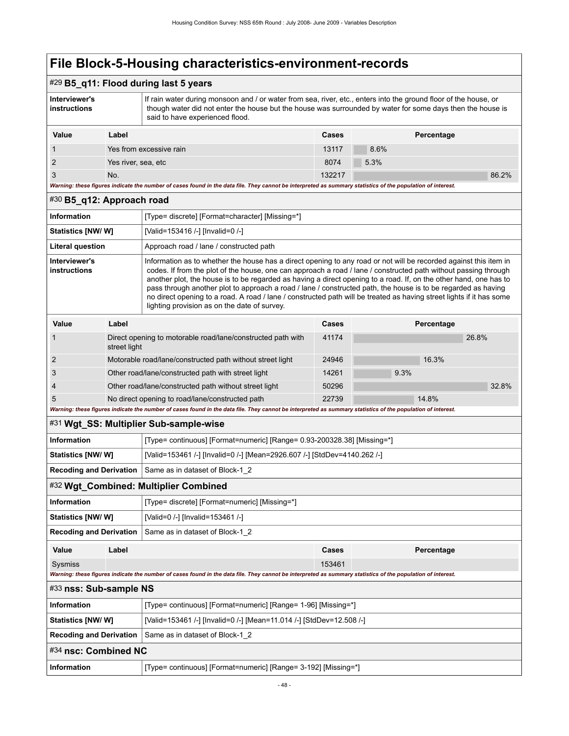# File Block-5-Housing characteristics-environment-records

## #29 B5_q11: Flood during last 5 years

| | |
|---|---|
| **Interviewer's instructions** | If rain water during monsoon and / or water from sea, river, etc., enters into the ground floor of the house, or though water did not enter the house but the house was surrounded by water for some days then the house is said to have experienced flood. |

| Value | Label | Cases | Percentage |
|---|---|---|---|
| 1 | Yes from excessive rain | 13117 | 8.6% |
| 2 | Yes river, sea, etc | 8074 | 5.3% |
| 3 | No. | 132217 | 86.2% |

*Warning: these figures indicate the number of cases found in the data file. They cannot be interpreted as summary statistics of the population of interest.*

## #30 B5_q12: Approach road

| | |
|---|---|
| **Information** | [Type= discrete] [Format=character] [Missing=*] |
| **Statistics [NW/ W]** | [Valid=153416 /-] [Invalid=0 /-] |
| **Literal question** | Approach road / lane / constructed path |
| **Interviewer's instructions** | Information as to whether the house has a direct opening to any road or not will be recorded against this item in codes. If from the plot of the house, one can approach a road / lane / constructed path without passing through another plot, the house is to be regarded as having a direct opening to a road. If, on the other hand, one has to pass through another plot to approach a road / lane / constructed path, the house is to be regarded as having no direct opening to a road. A road / lane / constructed path will be treated as having street lights if it has some lighting provision as on the date of survey. |

| Value | Label | Cases | Percentage |
|---|---|---|---|
| 1 | Direct opening to motorable road/lane/constructed path with street light | 41174 | 26.8% |
| 2 | Motorable road/lane/constructed path without street light | 24946 | 16.3% |
| 3 | Other road/lane/constructed path with street light | 14261 | 9.3% |
| 4 | Other road/lane/constructed path without street light | 50296 | 32.8% |
| 5 | No direct opening to road/lane/constructed path | 22739 | 14.8% |

*Warning: these figures indicate the number of cases found in the data file. They cannot be interpreted as summary statistics of the population of interest.*

## #31 Wgt_SS: Multiplier Sub-sample-wise

| | |
|---|---|
| **Information** | [Type= continuous] [Format=numeric] [Range= 0.93-200328.38] [Missing=*] |
| **Statistics [NW/ W]** | [Valid=153461 /-] [Invalid=0 /-] [Mean=2926.607 /-] [StdDev=4140.262 /-] |
| **Recoding and Derivation** | Same as in dataset of Block-1_2 |

## #32 Wgt_Combined: Multiplier Combined

| | |
|---|---|
| **Information** | [Type= discrete] [Format=numeric] [Missing=*] |
| **Statistics [NW/ W]** | [Valid=0 /-] [Invalid=153461 /-] |
| **Recoding and Derivation** | Same as in dataset of Block-1_2 |

| Value | Label | Cases | Percentage |
|---|---|---|---|
| Sysmiss | | 153461 | |

*Warning: these figures indicate the number of cases found in the data file. They cannot be interpreted as summary statistics of the population of interest.*

## #33 nss: Sub-sample NS

| | |
|---|---|
| **Information** | [Type= continuous] [Format=numeric] [Range= 1-96] [Missing=*] |
| **Statistics [NW/ W]** | [Valid=153461 /-] [Invalid=0 /-] [Mean=11.014 /-] [StdDev=12.508 /-] |
| **Recoding and Derivation** | Same as in dataset of Block-1_2 |

## #34 nsc: Combined NC

| | |
|---|---|
| **Information** | [Type= continuous] [Format=numeric] [Range= 3-192] [Missing=*] |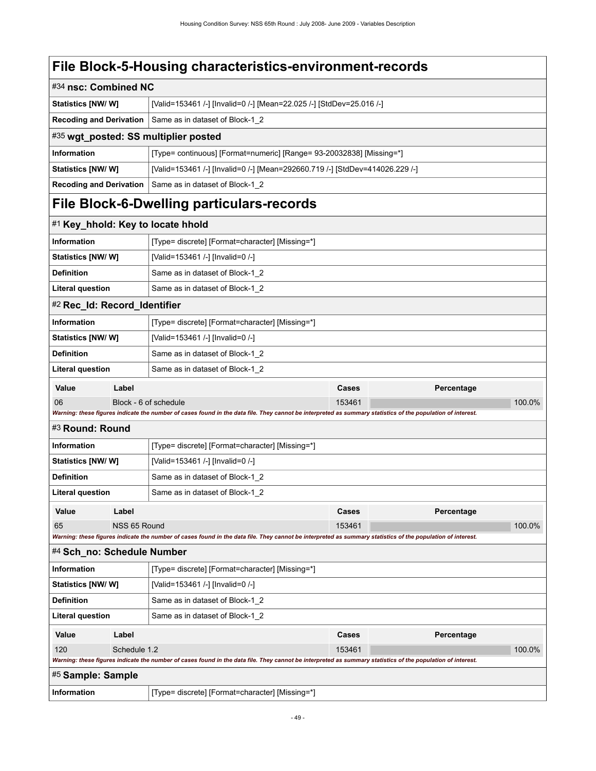# File Block-5-Housing characteristics-environment-records

## #34 nsc: Combined NC

| | |
|---|---|
| **Statistics [NW/ W]** | [Valid=153461 /-] [Invalid=0 /-] [Mean=22.025 /-] [StdDev=25.016 /-] |
| **Recoding and Derivation** | Same as in dataset of Block-1_2 |

## #35 wgt_posted: SS multiplier posted

| | |
|---|---|
| **Information** | [Type= continuous] [Format=numeric] [Range= 93-20032838] [Missing=*] |
| **Statistics [NW/ W]** | [Valid=153461 /-] [Invalid=0 /-] [Mean=292660.719 /-] [StdDev=414026.229 /-] |
| **Recoding and Derivation** | Same as in dataset of Block-1_2 |

# File Block-6-Dwelling particulars-records

## #1 Key_hhold: Key to locate hhold

| | |
|---|---|
| **Information** | [Type= discrete] [Format=character] [Missing=*] |
| **Statistics [NW/ W]** | [Valid=153461 /-] [Invalid=0 /-] |
| **Definition** | Same as in dataset of Block-1_2 |
| **Literal question** | Same as in dataset of Block-1_2 |

## #2 Rec_Id: Record_Identifier

| | |
|---|---|
| **Information** | [Type= discrete] [Format=character] [Missing=*] |
| **Statistics [NW/ W]** | [Valid=153461 /-] [Invalid=0 /-] |
| **Definition** | Same as in dataset of Block-1_2 |
| **Literal question** | Same as in dataset of Block-1_2 |

| Value | Label | Cases | Percentage |
|---|---|---|---|
| 06 | Block - 6 of schedule | 153461 | 100.0% |

***Warning: these figures indicate the number of cases found in the data file. They cannot be interpreted as summary statistics of the population of interest.***

## #3 Round: Round

| | |
|---|---|
| **Information** | [Type= discrete] [Format=character] [Missing=*] |
| **Statistics [NW/ W]** | [Valid=153461 /-] [Invalid=0 /-] |
| **Definition** | Same as in dataset of Block-1_2 |
| **Literal question** | Same as in dataset of Block-1_2 |

| Value | Label | Cases | Percentage |
|---|---|---|---|
| 65 | NSS 65 Round | 153461 | 100.0% |

***Warning: these figures indicate the number of cases found in the data file. They cannot be interpreted as summary statistics of the population of interest.***

## #4 Sch_no: Schedule Number

| | |
|---|---|
| **Information** | [Type= discrete] [Format=character] [Missing=*] |
| **Statistics [NW/ W]** | [Valid=153461 /-] [Invalid=0 /-] |
| **Definition** | Same as in dataset of Block-1_2 |
| **Literal question** | Same as in dataset of Block-1_2 |

| Value | Label | Cases | Percentage |
|---|---|---|---|
| 120 | Schedule 1.2 | 153461 | 100.0% |

***Warning: these figures indicate the number of cases found in the data file. They cannot be interpreted as summary statistics of the population of interest.***

## #5 Sample: Sample

| | |
|---|---|
| **Information** | [Type= discrete] [Format=character] [Missing=*] |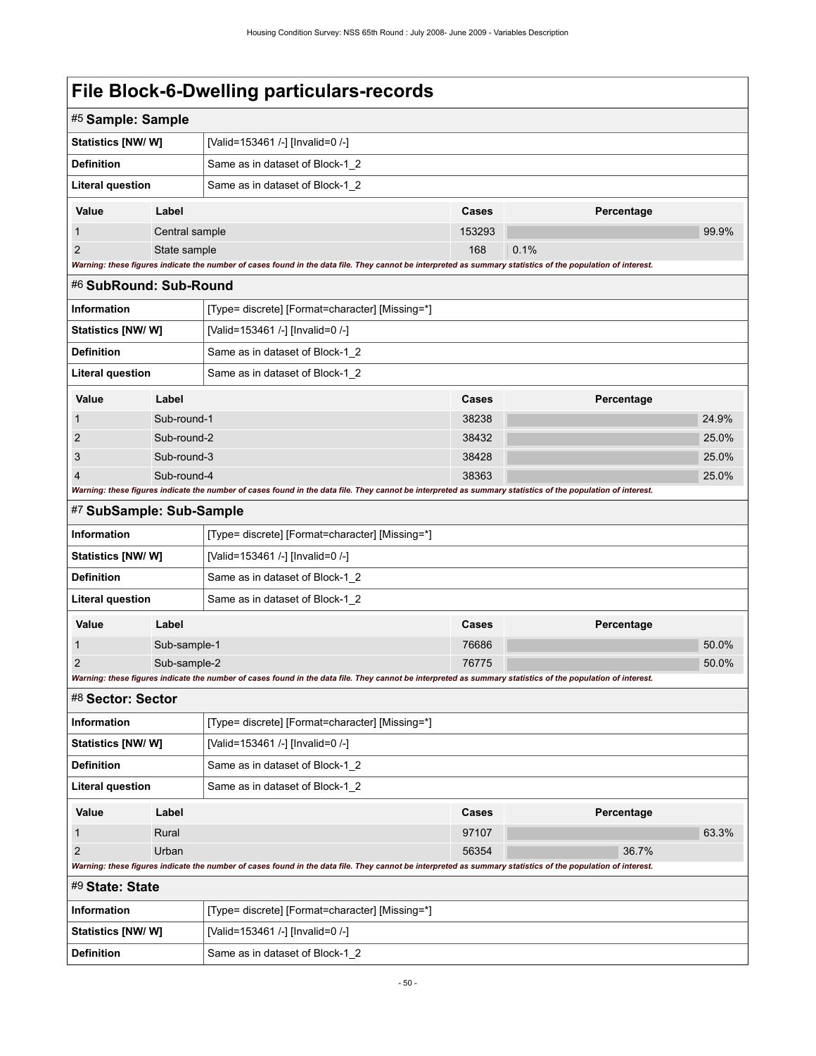# File Block-6-Dwelling particulars-records

## #5 Sample: Sample

| | |
|---|---|
| **Statistics [NW/ W]** | [Valid=153461 /-] [Invalid=0 /-] |
| **Definition** | Same as in dataset of Block-1_2 |
| **Literal question** | Same as in dataset of Block-1_2 |

| Value | Label | Cases | Percentage |
|---|---|---|---|
| 1 | Central sample | 153293 | 99.9% |
| 2 | State sample | 168 | 0.1% |

*Warning: these figures indicate the number of cases found in the data file. They cannot be interpreted as summary statistics of the population of interest.*

## #6 SubRound: Sub-Round

| | |
|---|---|
| **Information** | [Type= discrete] [Format=character] [Missing=*] |
| **Statistics [NW/ W]** | [Valid=153461 /-] [Invalid=0 /-] |
| **Definition** | Same as in dataset of Block-1_2 |
| **Literal question** | Same as in dataset of Block-1_2 |

| Value | Label | Cases | Percentage |
|---|---|---|---|
| 1 | Sub-round-1 | 38238 | 24.9% |
| 2 | Sub-round-2 | 38432 | 25.0% |
| 3 | Sub-round-3 | 38428 | 25.0% |
| 4 | Sub-round-4 | 38363 | 25.0% |

*Warning: these figures indicate the number of cases found in the data file. They cannot be interpreted as summary statistics of the population of interest.*

## #7 SubSample: Sub-Sample

| | |
|---|---|
| **Information** | [Type= discrete] [Format=character] [Missing=*] |
| **Statistics [NW/ W]** | [Valid=153461 /-] [Invalid=0 /-] |
| **Definition** | Same as in dataset of Block-1_2 |
| **Literal question** | Same as in dataset of Block-1_2 |

| Value | Label | Cases | Percentage |
|---|---|---|---|
| 1 | Sub-sample-1 | 76686 | 50.0% |
| 2 | Sub-sample-2 | 76775 | 50.0% |

*Warning: these figures indicate the number of cases found in the data file. They cannot be interpreted as summary statistics of the population of interest.*

## #8 Sector: Sector

| | |
|---|---|
| **Information** | [Type= discrete] [Format=character] [Missing=*] |
| **Statistics [NW/ W]** | [Valid=153461 /-] [Invalid=0 /-] |
| **Definition** | Same as in dataset of Block-1_2 |
| **Literal question** | Same as in dataset of Block-1_2 |

| Value | Label | Cases | Percentage |
|---|---|---|---|
| 1 | Rural | 97107 | 63.3% |
| 2 | Urban | 56354 | 36.7% |

*Warning: these figures indicate the number of cases found in the data file. They cannot be interpreted as summary statistics of the population of interest.*

## #9 State: State

| | |
|---|---|
| **Information** | [Type= discrete] [Format=character] [Missing=*] |
| **Statistics [NW/ W]** | [Valid=153461 /-] [Invalid=0 /-] |
| **Definition** | Same as in dataset of Block-1_2 |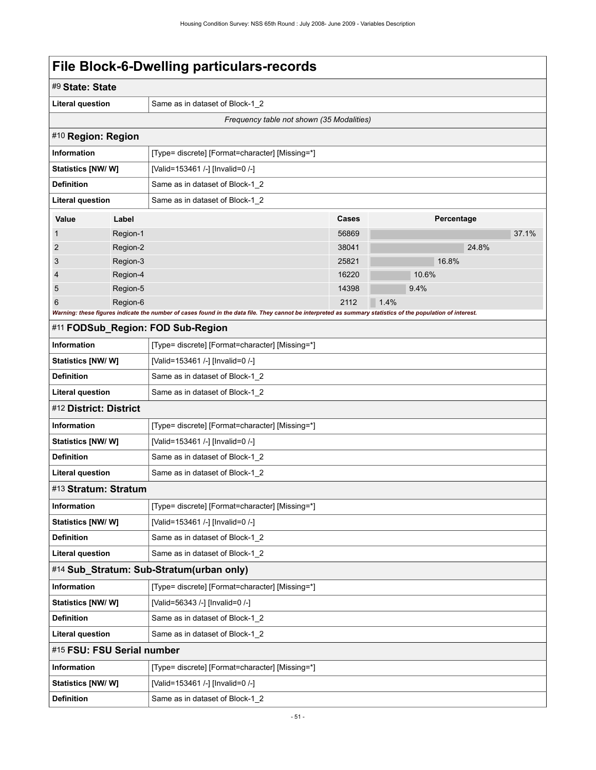# File Block-6-Dwelling particulars-records

## #9 State: State

| | |
|---|---|
| **Literal question** | Same as in dataset of Block-1_2 |

*Frequency table not shown (35 Modalities)*

## #10 Region: Region

| | |
|---|---|
| **Information** | [Type= discrete] [Format=character] [Missing=*] |
| **Statistics [NW/ W]** | [Valid=153461 /-] [Invalid=0 /-] |
| **Definition** | Same as in dataset of Block-1_2 |
| **Literal question** | Same as in dataset of Block-1_2 |

| Value | Label | Cases | Percentage |
|---|---|---|---|
| 1 | Region-1 | 56869 | 37.1% |
| 2 | Region-2 | 38041 | 24.8% |
| 3 | Region-3 | 25821 | 16.8% |
| 4 | Region-4 | 16220 | 10.6% |
| 5 | Region-5 | 14398 | 9.4% |
| 6 | Region-6 | 2112 | 1.4% |

***Warning: these figures indicate the number of cases found in the data file. They cannot be interpreted as summary statistics of the population of interest.***

## #11 FODSub_Region: FOD Sub-Region

| | |
|---|---|
| **Information** | [Type= discrete] [Format=character] [Missing=*] |
| **Statistics [NW/ W]** | [Valid=153461 /-] [Invalid=0 /-] |
| **Definition** | Same as in dataset of Block-1_2 |
| **Literal question** | Same as in dataset of Block-1_2 |

## #12 District: District

| | |
|---|---|
| **Information** | [Type= discrete] [Format=character] [Missing=*] |
| **Statistics [NW/ W]** | [Valid=153461 /-] [Invalid=0 /-] |
| **Definition** | Same as in dataset of Block-1_2 |
| **Literal question** | Same as in dataset of Block-1_2 |

## #13 Stratum: Stratum

| | |
|---|---|
| **Information** | [Type= discrete] [Format=character] [Missing=*] |
| **Statistics [NW/ W]** | [Valid=153461 /-] [Invalid=0 /-] |
| **Definition** | Same as in dataset of Block-1_2 |
| **Literal question** | Same as in dataset of Block-1_2 |

## #14 Sub_Stratum: Sub-Stratum(urban only)

| | |
|---|---|
| **Information** | [Type= discrete] [Format=character] [Missing=*] |
| **Statistics [NW/ W]** | [Valid=56343 /-] [Invalid=0 /-] |
| **Definition** | Same as in dataset of Block-1_2 |
| **Literal question** | Same as in dataset of Block-1_2 |

## #15 FSU: FSU Serial number

| | |
|---|---|
| **Information** | [Type= discrete] [Format=character] [Missing=*] |
| **Statistics [NW/ W]** | [Valid=153461 /-] [Invalid=0 /-] |
| **Definition** | Same as in dataset of Block-1_2 |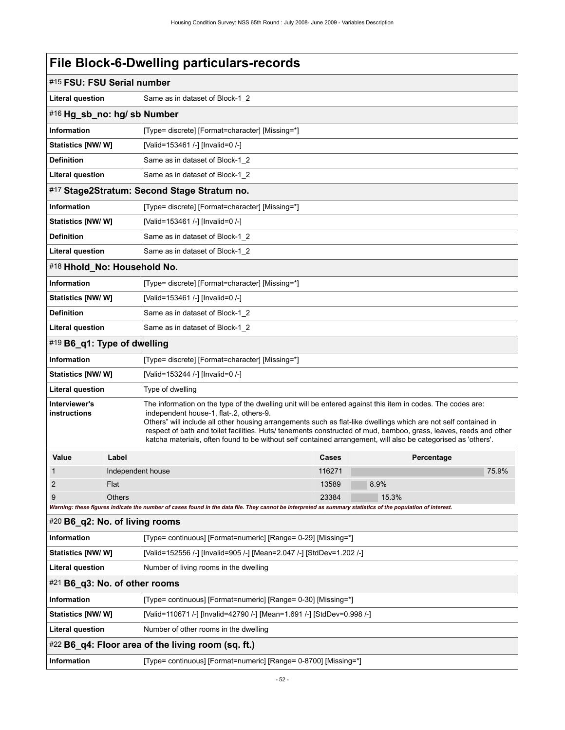# File Block-6-Dwelling particulars-records

## #15 FSU: FSU Serial number

| | |
|---|---|
| **Literal question** | Same as in dataset of Block-1_2 |

## #16 Hg_sb_no: hg/ sb Number

| | |
|---|---|
| **Information** | [Type= discrete] [Format=character] [Missing=*] |
| **Statistics [NW/ W]** | [Valid=153461 /-] [Invalid=0 /-] |
| **Definition** | Same as in dataset of Block-1_2 |
| **Literal question** | Same as in dataset of Block-1_2 |

## #17 Stage2Stratum: Second Stage Stratum no.

| | |
|---|---|
| **Information** | [Type= discrete] [Format=character] [Missing=*] |
| **Statistics [NW/ W]** | [Valid=153461 /-] [Invalid=0 /-] |
| **Definition** | Same as in dataset of Block-1_2 |
| **Literal question** | Same as in dataset of Block-1_2 |

## #18 Hhold_No: Household No.

| | |
|---|---|
| **Information** | [Type= discrete] [Format=character] [Missing=*] |
| **Statistics [NW/ W]** | [Valid=153461 /-] [Invalid=0 /-] |
| **Definition** | Same as in dataset of Block-1_2 |
| **Literal question** | Same as in dataset of Block-1_2 |

## #19 B6_q1: Type of dwelling

| | |
|---|---|
| **Information** | [Type= discrete] [Format=character] [Missing=*] |
| **Statistics [NW/ W]** | [Valid=153244 /-] [Invalid=0 /-] |
| **Literal question** | Type of dwelling |
| **Interviewer's instructions** | The information on the type of the dwelling unit will be entered against this item in codes. The codes are: independent house-1, flat-.2, others-9. Others" will include all other housing arrangements such as flat-like dwellings which are not self contained in respect of bath and toilet facilities. Huts/ tenements constructed of mud, bamboo, grass, leaves, reeds and other katcha materials, often found to be without self contained arrangement, will also be categorised as 'others'. |

| Value | Label | Cases | Percentage |
|---|---|---|---|
| 1 | Independent house | 116271 | 75.9% |
| 2 | Flat | 13589 | 8.9% |
| 9 | Others | 23384 | 15.3% |

*Warning: these figures indicate the number of cases found in the data file. They cannot be interpreted as summary statistics of the population of interest.*

## #20 B6_q2: No. of living rooms

| | |
|---|---|
| **Information** | [Type= continuous] [Format=numeric] [Range= 0-29] [Missing=*] |
| **Statistics [NW/ W]** | [Valid=152556 /-] [Invalid=905 /-] [Mean=2.047 /-] [StdDev=1.202 /-] |
| **Literal question** | Number of living rooms in the dwelling |

## #21 B6_q3: No. of other rooms

| | |
|---|---|
| **Information** | [Type= continuous] [Format=numeric] [Range= 0-30] [Missing=*] |
| **Statistics [NW/ W]** | [Valid=110671 /-] [Invalid=42790 /-] [Mean=1.691 /-] [StdDev=0.998 /-] |
| **Literal question** | Number of other rooms in the dwelling |

## #22 B6_q4: Floor area of the living room (sq. ft.)

| | |
|---|---|
| **Information** | [Type= continuous] [Format=numeric] [Range= 0-8700] [Missing=*] |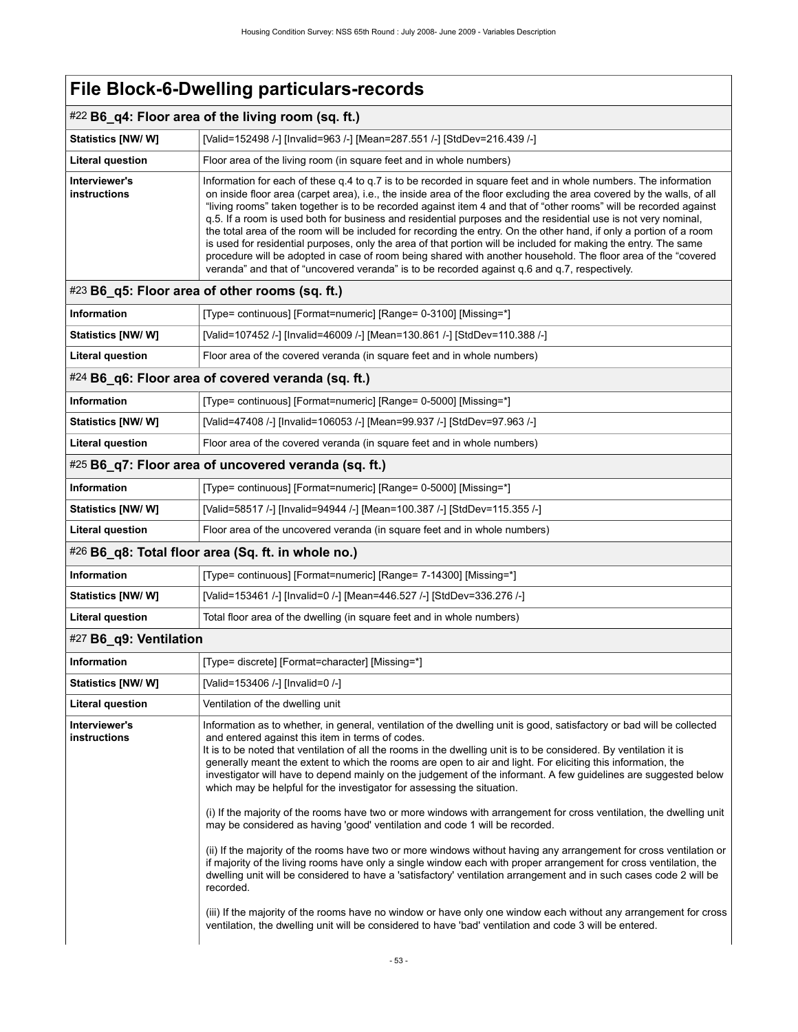# File Block-6-Dwelling particulars-records

## #22 B6_q4: Floor area of the living room (sq. ft.)

| | |
|---|---|
| **Statistics [NW/ W]** | [Valid=152498 /-] [Invalid=963 /-] [Mean=287.551 /-] [StdDev=216.439 /-] |
| **Literal question** | Floor area of the living room (in square feet and in whole numbers) |
| **Interviewer's instructions** | Information for each of these q.4 to q.7 is to be recorded in square feet and in whole numbers. The information on inside floor area (carpet area), i.e., the inside area of the floor excluding the area covered by the walls, of all "living rooms" taken together is to be recorded against item 4 and that of "other rooms" will be recorded against q.5. If a room is used both for business and residential purposes and the residential use is not very nominal, the total area of the room will be included for recording the entry. On the other hand, if only a portion of a room is used for residential purposes, only the area of that portion will be included for making the entry. The same procedure will be adopted in case of room being shared with another household. The floor area of the "covered veranda" and that of "uncovered veranda" is to be recorded against q.6 and q.7, respectively. |

## #23 B6_q5: Floor area of other rooms (sq. ft.)

| | |
|---|---|
| **Information** | [Type= continuous] [Format=numeric] [Range= 0-3100] [Missing=*] |
| **Statistics [NW/ W]** | [Valid=107452 /-] [Invalid=46009 /-] [Mean=130.861 /-] [StdDev=110.388 /-] |
| **Literal question** | Floor area of the covered veranda (in square feet and in whole numbers) |

## #24 B6_q6: Floor area of covered veranda (sq. ft.)

| | |
|---|---|
| **Information** | [Type= continuous] [Format=numeric] [Range= 0-5000] [Missing=*] |
| **Statistics [NW/ W]** | [Valid=47408 /-] [Invalid=106053 /-] [Mean=99.937 /-] [StdDev=97.963 /-] |
| **Literal question** | Floor area of the covered veranda (in square feet and in whole numbers) |

## #25 B6_q7: Floor area of uncovered veranda (sq. ft.)

| | |
|---|---|
| **Information** | [Type= continuous] [Format=numeric] [Range= 0-5000] [Missing=*] |
| **Statistics [NW/ W]** | [Valid=58517 /-] [Invalid=94944 /-] [Mean=100.387 /-] [StdDev=115.355 /-] |
| **Literal question** | Floor area of the uncovered veranda (in square feet and in whole numbers) |

## #26 B6_q8: Total floor area (Sq. ft. in whole no.)

| | |
|---|---|
| **Information** | [Type= continuous] [Format=numeric] [Range= 7-14300] [Missing=*] |
| **Statistics [NW/ W]** | [Valid=153461 /-] [Invalid=0 /-] [Mean=446.527 /-] [StdDev=336.276 /-] |
| **Literal question** | Total floor area of the dwelling (in square feet and in whole numbers) |

## #27 B6_q9: Ventilation

| | |
|---|---|
| **Information** | [Type= discrete] [Format=character] [Missing=*] |
| **Statistics [NW/ W]** | [Valid=153406 /-] [Invalid=0 /-] |
| **Literal question** | Ventilation of the dwelling unit |
| **Interviewer's instructions** | Information as to whether, in general, ventilation of the dwelling unit is good, satisfactory or bad will be collected and entered against this item in terms of codes.<br>It is to be noted that ventilation of all the rooms in the dwelling unit is to be considered. By ventilation it is generally meant the extent to which the rooms are open to air and light. For eliciting this information, the investigator will have to depend mainly on the judgement of the informant. A few guidelines are suggested below which may be helpful for the investigator for assessing the situation.<br><br>(i) If the majority of the rooms have two or more windows with arrangement for cross ventilation, the dwelling unit may be considered as having 'good' ventilation and code 1 will be recorded.<br><br>(ii) If the majority of the rooms have two or more windows without having any arrangement for cross ventilation or if majority of the living rooms have only a single window each with proper arrangement for cross ventilation, the dwelling unit will be considered to have a 'satisfactory' ventilation arrangement and in such cases code 2 will be recorded.<br><br>(iii) If the majority of the rooms have no window or have only one window each without any arrangement for cross ventilation, the dwelling unit will be considered to have 'bad' ventilation and code 3 will be entered. |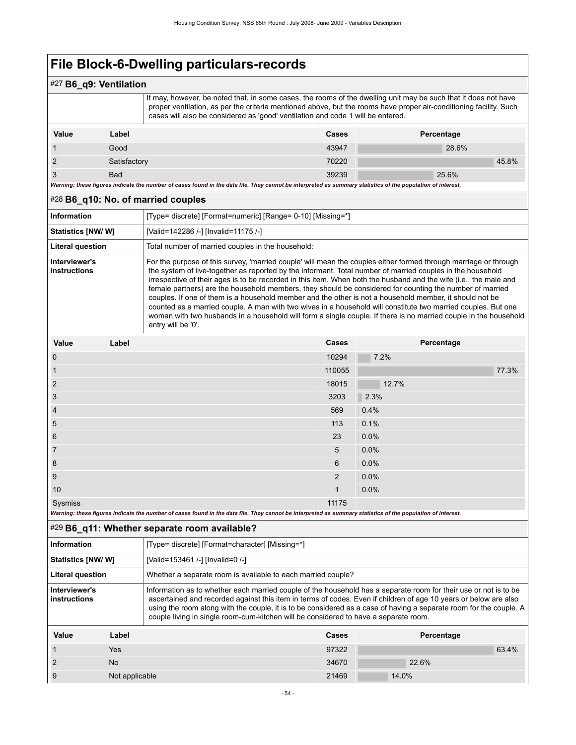# File Block-6-Dwelling particulars-records

## #27 B6_q9: Ventilation

| | |
|---|---|
| | It may, however, be noted that, in some cases, the rooms of the dwelling unit may be such that it does not have proper ventilation, as per the criteria mentioned above, but the rooms have proper air-conditioning facility. Such cases will also be considered as 'good' ventilation and code 1 will be entered. |

| Value | Label | Cases | Percentage |
|---|---|---|---|
| 1 | Good | 43947 | 28.6% |
| 2 | Satisfactory | 70220 | 45.8% |
| 3 | Bad | 39239 | 25.6% |

*Warning: these figures indicate the number of cases found in the data file. They cannot be interpreted as summary statistics of the population of interest.*

## #28 B6_q10: No. of married couples

| | |
|---|---|
| **Information** | [Type= discrete] [Format=numeric] [Range= 0-10] [Missing=*] |
| **Statistics [NW/ W]** | [Valid=142286 /-] [Invalid=11175 /-] |
| **Literal question** | Total number of married couples in the household: |
| **Interviewer's instructions** | For the purpose of this survey, 'married couple' will mean the couples either formed through marriage or through the system of live-together as reported by the informant. Total number of married couples in the household irrespective of their ages is to be recorded in this item. When both the husband and the wife (i.e., the male and female partners) are the household members, they should be considered for counting the number of married couples. If one of them is a household member and the other is not a household member, it should not be counted as a married couple. A man with two wives in a household will constitute two married couples. But one woman with two husbands in a household will form a single couple. If there is no married couple in the household entry will be '0'. |

| Value | Label | Cases | Percentage |
|---|---|---|---|
| 0 | | 10294 | 7.2% |
| 1 | | 110055 | 77.3% |
| 2 | | 18015 | 12.7% |
| 3 | | 3203 | 2.3% |
| 4 | | 569 | 0.4% |
| 5 | | 113 | 0.1% |
| 6 | | 23 | 0.0% |
| 7 | | 5 | 0.0% |
| 8 | | 6 | 0.0% |
| 9 | | 2 | 0.0% |
| 10 | | 1 | 0.0% |
| Sysmiss | | 11175 | |

*Warning: these figures indicate the number of cases found in the data file. They cannot be interpreted as summary statistics of the population of interest.*

## #29 B6_q11: Whether separate room available?

| | |
|---|---|
| **Information** | [Type= discrete] [Format=character] [Missing=*] |
| **Statistics [NW/ W]** | [Valid=153461 /-] [Invalid=0 /-] |
| **Literal question** | Whether a separate room is available to each married couple? |
| **Interviewer's instructions** | Information as to whether each married couple of the household has a separate room for their use or not is to be ascertained and recorded against this item in terms of codes. Even if children of age 10 years or below are also using the room along with the couple, it is to be considered as a case of having a separate room for the couple. A couple living in single room-cum-kitchen will be considered to have a separate room. |

| Value | Label | Cases | Percentage |
|---|---|---|---|
| 1 | Yes | 97322 | 63.4% |
| 2 | No | 34670 | 22.6% |
| 9 | Not applicable | 21469 | 14.0% |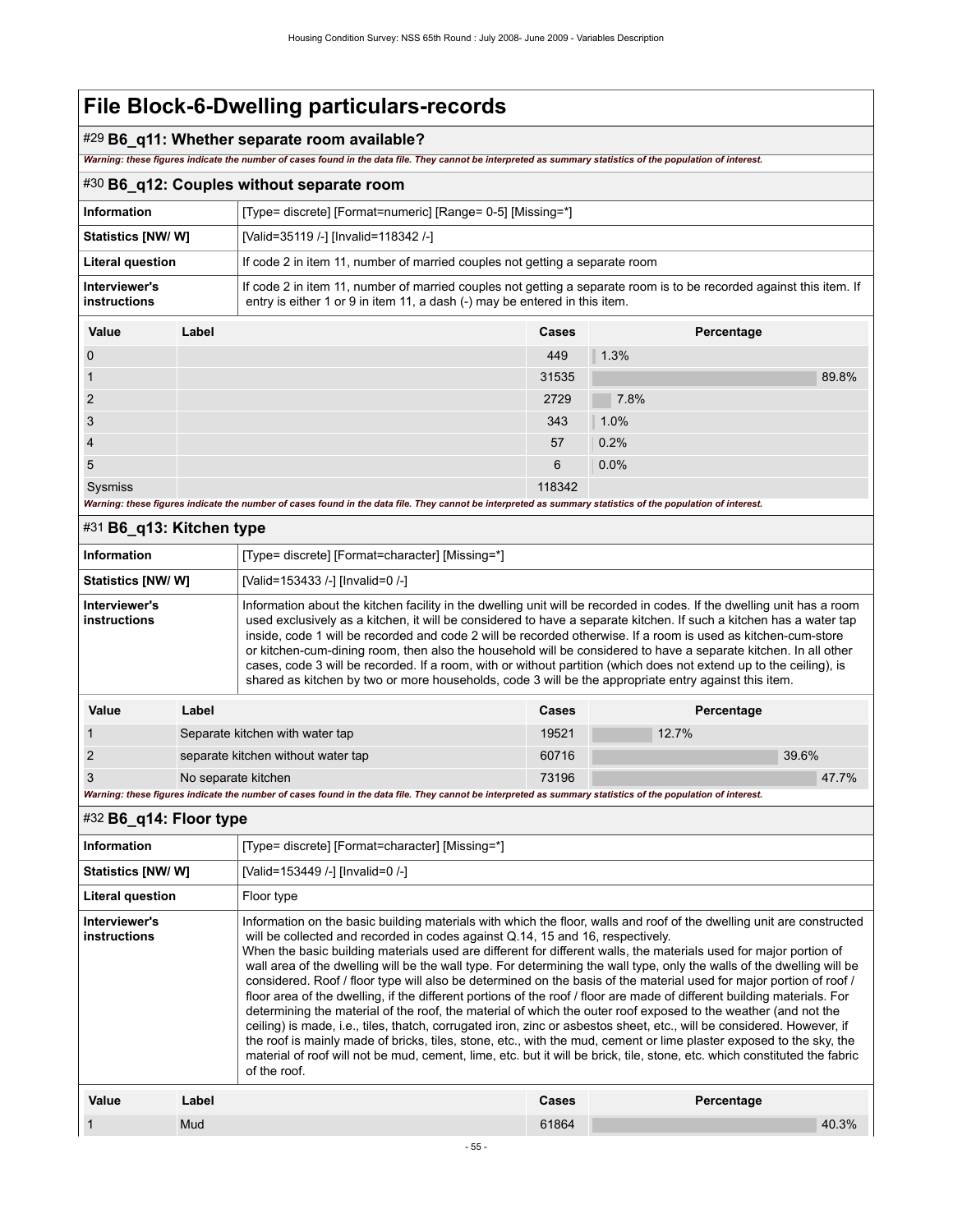# File Block-6-Dwelling particulars-records

## #29 B6_q11: Whether separate room available?

*Warning: these figures indicate the number of cases found in the data file. They cannot be interpreted as summary statistics of the population of interest.*

## #30 B6_q12: Couples without separate room

| Information | [Type= discrete] [Format=numeric] [Range= 0-5] [Missing=*] |
|---|---|
| Statistics [NW/ W] | [Valid=35119 /-] [Invalid=118342 /-] |
| Literal question | If code 2 in item 11, number of married couples not getting a separate room |
| Interviewer's instructions | If code 2 in item 11, number of married couples not getting a separate room is to be recorded against this item. If entry is either 1 or 9 in item 11, a dash (-) may be entered in this item. |

| Value | Label | Cases | Percentage |
|---|---|---|---|
| 0 | | 449 | 1.3% |
| 1 | | 31535 | 89.8% |
| 2 | | 2729 | 7.8% |
| 3 | | 343 | 1.0% |
| 4 | | 57 | 0.2% |
| 5 | | 6 | 0.0% |
| Sysmiss | | 118342 | |

*Warning: these figures indicate the number of cases found in the data file. They cannot be interpreted as summary statistics of the population of interest.*

## #31 B6_q13: Kitchen type

| Information | [Type= discrete] [Format=character] [Missing=*] |
|---|---|
| Statistics [NW/ W] | [Valid=153433 /-] [Invalid=0 /-] |
| Interviewer's instructions | Information about the kitchen facility in the dwelling unit will be recorded in codes. If the dwelling unit has a room used exclusively as a kitchen, it will be considered to have a separate kitchen. If such a kitchen has a water tap inside, code 1 will be recorded and code 2 will be recorded otherwise. If a room is used as kitchen-cum-store or kitchen-cum-dining room, then also the household will be considered to have a separate kitchen. In all other cases, code 3 will be recorded. If a room, with or without partition (which does not extend up to the ceiling), is shared as kitchen by two or more households, code 3 will be the appropriate entry against this item. |

| Value | Label | Cases | Percentage |
|---|---|---|---|
| 1 | Separate kitchen with water tap | 19521 | 12.7% |
| 2 | separate kitchen without water tap | 60716 | 39.6% |
| 3 | No separate kitchen | 73196 | 47.7% |

*Warning: these figures indicate the number of cases found in the data file. They cannot be interpreted as summary statistics of the population of interest.*

## #32 B6_q14: Floor type

| Information | [Type= discrete] [Format=character] [Missing=*] |
|---|---|
| Statistics [NW/ W] | [Valid=153449 /-] [Invalid=0 /-] |
| Literal question | Floor type |
| Interviewer's instructions | Information on the basic building materials with which the floor, walls and roof of the dwelling unit are constructed will be collected and recorded in codes against Q.14, 15 and 16, respectively. When the basic building materials used are different for different walls, the materials used for major portion of wall area of the dwelling will be the wall type. For determining the wall type, only the walls of the dwelling will be considered. Roof / floor type will also be determined on the basis of the material used for major portion of roof / floor area of the dwelling, if the different portions of the roof / floor are made of different building materials. For determining the material of the roof, the material of which the outer roof exposed to the weather (and not the ceiling) is made, i.e., tiles, thatch, corrugated iron, zinc or asbestos sheet, etc., will be considered. However, if the roof is mainly made of bricks, tiles, stone, etc., with the mud, cement or lime plaster exposed to the sky, the material of roof will not be mud, cement, lime, etc. but it will be brick, tile, stone, etc. which constituted the fabric of the roof. |

| Value | Label | Cases | Percentage |
|---|---|---|---|
| 1 | Mud | 61864 | 40.3% |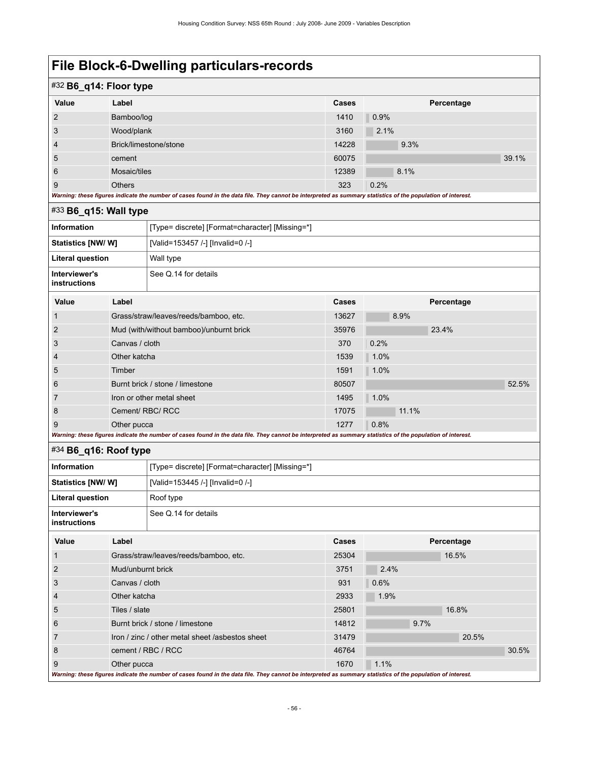# File Block-6-Dwelling particulars-records

## #32 B6_q14: Floor type

| Value | Label | Cases | Percentage |
|---|---|---|---|
| 2 | Bamboo/log | 1410 | 0.9% |
| 3 | Wood/plank | 3160 | 2.1% |
| 4 | Brick/limestone/stone | 14228 | 9.3% |
| 5 | cement | 60075 | 39.1% |
| 6 | Mosaic/tiles | 12389 | 8.1% |
| 9 | Others | 323 | 0.2% |

*Warning: these figures indicate the number of cases found in the data file. They cannot be interpreted as summary statistics of the population of interest.*

## #33 B6_q15: Wall type

| | |
|---|---|
| **Information** | [Type= discrete] [Format=character] [Missing=*] |
| **Statistics [NW/ W]** | [Valid=153457 /-] [Invalid=0 /-] |
| **Literal question** | Wall type |
| **Interviewer's instructions** | See Q.14 for details |

| Value | Label | Cases | Percentage |
|---|---|---|---|
| 1 | Grass/straw/leaves/reeds/bamboo, etc. | 13627 | 8.9% |
| 2 | Mud (with/without bamboo)/unburnt brick | 35976 | 23.4% |
| 3 | Canvas / cloth | 370 | 0.2% |
| 4 | Other katcha | 1539 | 1.0% |
| 5 | Timber | 1591 | 1.0% |
| 6 | Burnt brick / stone / limestone | 80507 | 52.5% |
| 7 | Iron or other metal sheet | 1495 | 1.0% |
| 8 | Cement/ RBC/ RCC | 17075 | 11.1% |
| 9 | Other pucca | 1277 | 0.8% |

*Warning: these figures indicate the number of cases found in the data file. They cannot be interpreted as summary statistics of the population of interest.*

## #34 B6_q16: Roof type

| | |
|---|---|
| **Information** | [Type= discrete] [Format=character] [Missing=*] |
| **Statistics [NW/ W]** | [Valid=153445 /-] [Invalid=0 /-] |
| **Literal question** | Roof type |
| **Interviewer's instructions** | See Q.14 for details |

| Value | Label | Cases | Percentage |
|---|---|---|---|
| 1 | Grass/straw/leaves/reeds/bamboo, etc. | 25304 | 16.5% |
| 2 | Mud/unburnt brick | 3751 | 2.4% |
| 3 | Canvas / cloth | 931 | 0.6% |
| 4 | Other katcha | 2933 | 1.9% |
| 5 | Tiles / slate | 25801 | 16.8% |
| 6 | Burnt brick / stone / limestone | 14812 | 9.7% |
| 7 | Iron / zinc / other metal sheet /asbestos sheet | 31479 | 20.5% |
| 8 | cement / RBC / RCC | 46764 | 30.5% |
| 9 | Other pucca | 1670 | 1.1% |

*Warning: these figures indicate the number of cases found in the data file. They cannot be interpreted as summary statistics of the population of interest.*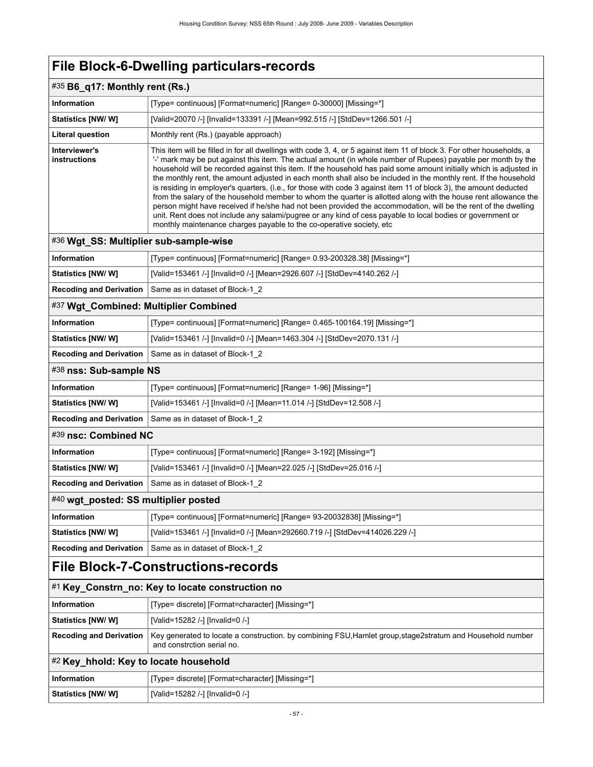# File Block-6-Dwelling particulars-records

## #35 B6_q17: Monthly rent (Rs.)

| | |
|---|---|
| **Information** | [Type= continuous] [Format=numeric] [Range= 0-30000] [Missing=*] |
| **Statistics [NW/ W]** | [Valid=20070 /-] [Invalid=133391 /-] [Mean=992.515 /-] [StdDev=1266.501 /-] |
| **Literal question** | Monthly rent (Rs.) (payable approach) |
| **Interviewer's instructions** | This item will be filled in for all dwellings with code 3, 4, or 5 against item 11 of block 3. For other households, a '-' mark may be put against this item. The actual amount (in whole number of Rupees) payable per month by the household will be recorded against this item. If the household has paid some amount initially which is adjusted in the monthly rent, the amount adjusted in each month shall also be included in the monthly rent. If the household is residing in employer's quarters, (i.e., for those with code 3 against item 11 of block 3), the amount deducted from the salary of the household member to whom the quarter is allotted along with the house rent allowance the person might have received if he/she had not been provided the accommodation, will be the rent of the dwelling unit. Rent does not include any salami/pugree or any kind of cess payable to local bodies or government or monthly maintenance charges payable to the co-operative society, etc |

## #36 Wgt_SS: Multiplier sub-sample-wise

| | |
|---|---|
| **Information** | [Type= continuous] [Format=numeric] [Range= 0.93-200328.38] [Missing=*] |
| **Statistics [NW/ W]** | [Valid=153461 /-] [Invalid=0 /-] [Mean=2926.607 /-] [StdDev=4140.262 /-] |
| **Recoding and Derivation** | Same as in dataset of Block-1_2 |

## #37 Wgt_Combined: Multiplier Combined

| | |
|---|---|
| **Information** | [Type= continuous] [Format=numeric] [Range= 0.465-100164.19] [Missing=*] |
| **Statistics [NW/ W]** | [Valid=153461 /-] [Invalid=0 /-] [Mean=1463.304 /-] [StdDev=2070.131 /-] |
| **Recoding and Derivation** | Same as in dataset of Block-1_2 |

## #38 nss: Sub-sample NS

| | |
|---|---|
| **Information** | [Type= continuous] [Format=numeric] [Range= 1-96] [Missing=*] |
| **Statistics [NW/ W]** | [Valid=153461 /-] [Invalid=0 /-] [Mean=11.014 /-] [StdDev=12.508 /-] |
| **Recoding and Derivation** | Same as in dataset of Block-1_2 |

## #39 nsc: Combined NC

| | |
|---|---|
| **Information** | [Type= continuous] [Format=numeric] [Range= 3-192] [Missing=*] |
| **Statistics [NW/ W]** | [Valid=153461 /-] [Invalid=0 /-] [Mean=22.025 /-] [StdDev=25.016 /-] |
| **Recoding and Derivation** | Same as in dataset of Block-1_2 |

## #40 wgt_posted: SS multiplier posted

| | |
|---|---|
| **Information** | [Type= continuous] [Format=numeric] [Range= 93-20032838] [Missing=*] |
| **Statistics [NW/ W]** | [Valid=153461 /-] [Invalid=0 /-] [Mean=292660.719 /-] [StdDev=414026.229 /-] |
| **Recoding and Derivation** | Same as in dataset of Block-1_2 |

# File Block-7-Constructions-records

## #1 Key_Constrn_no: Key to locate construction no

| | |
|---|---|
| **Information** | [Type= discrete] [Format=character] [Missing=*] |
| **Statistics [NW/ W]** | [Valid=15282 /-] [Invalid=0 /-] |
| **Recoding and Derivation** | Key generated to locate a construction. by combining FSU,Hamlet group,stage2stratum and Household number and constrction serial no. |

## #2 Key_hhold: Key to locate household

| | |
|---|---|
| **Information** | [Type= discrete] [Format=character] [Missing=*] |
| **Statistics [NW/ W]** | [Valid=15282 /-] [Invalid=0 /-] |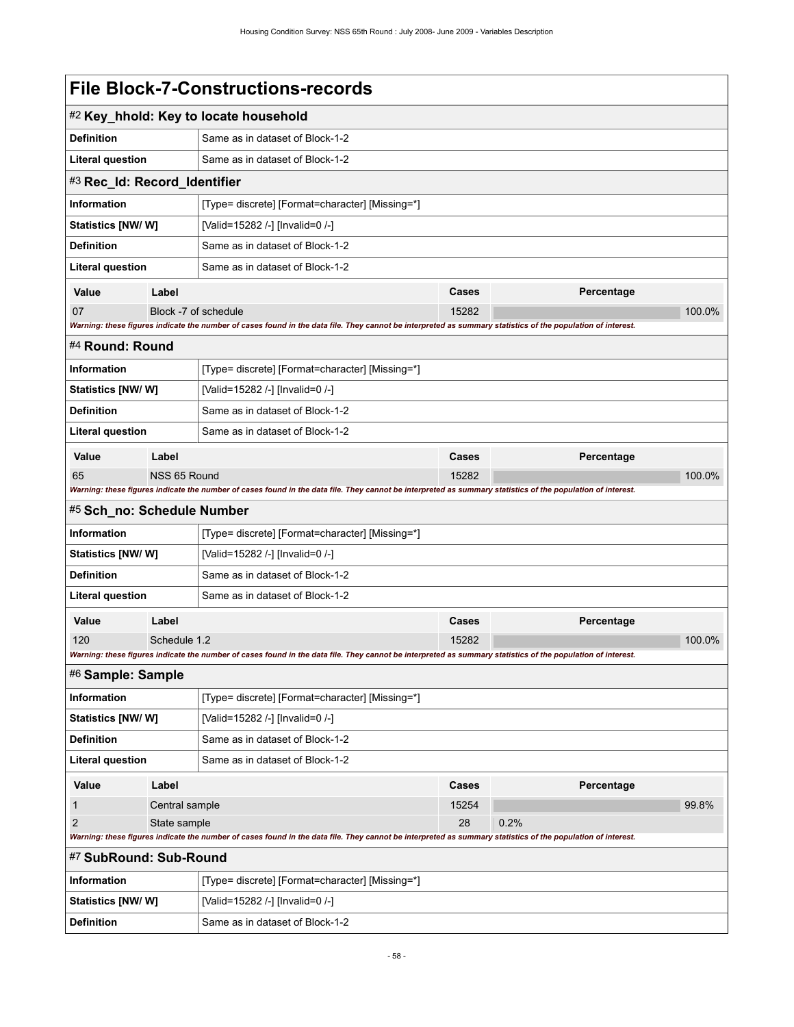# File Block-7-Constructions-records

## #2 Key_hhold: Key to locate household

| | |
|---|---|
| **Definition** | Same as in dataset of Block-1-2 |
| **Literal question** | Same as in dataset of Block-1-2 |

## #3 Rec_Id: Record_Identifier

| | |
|---|---|
| **Information** | [Type= discrete] [Format=character] [Missing=*] |
| **Statistics [NW/ W]** | [Valid=15282 /-] [Invalid=0 /-] |
| **Definition** | Same as in dataset of Block-1-2 |
| **Literal question** | Same as in dataset of Block-1-2 |

| Value | Label | Cases | Percentage |
|---|---|---|---|
| 07 | Block -7 of schedule | 15282 | 100.0% |

*Warning: these figures indicate the number of cases found in the data file. They cannot be interpreted as summary statistics of the population of interest.*

## #4 Round: Round

| | |
|---|---|
| **Information** | [Type= discrete] [Format=character] [Missing=*] |
| **Statistics [NW/ W]** | [Valid=15282 /-] [Invalid=0 /-] |
| **Definition** | Same as in dataset of Block-1-2 |
| **Literal question** | Same as in dataset of Block-1-2 |

| Value | Label | Cases | Percentage |
|---|---|---|---|
| 65 | NSS 65 Round | 15282 | 100.0% |

*Warning: these figures indicate the number of cases found in the data file. They cannot be interpreted as summary statistics of the population of interest.*

## #5 Sch_no: Schedule Number

| | |
|---|---|
| **Information** | [Type= discrete] [Format=character] [Missing=*] |
| **Statistics [NW/ W]** | [Valid=15282 /-] [Invalid=0 /-] |
| **Definition** | Same as in dataset of Block-1-2 |
| **Literal question** | Same as in dataset of Block-1-2 |

| Value | Label | Cases | Percentage |
|---|---|---|---|
| 120 | Schedule 1.2 | 15282 | 100.0% |

*Warning: these figures indicate the number of cases found in the data file. They cannot be interpreted as summary statistics of the population of interest.*

## #6 Sample: Sample

| | |
|---|---|
| **Information** | [Type= discrete] [Format=character] [Missing=*] |
| **Statistics [NW/ W]** | [Valid=15282 /-] [Invalid=0 /-] |
| **Definition** | Same as in dataset of Block-1-2 |
| **Literal question** | Same as in dataset of Block-1-2 |

| Value | Label | Cases | Percentage |
|---|---|---|---|
| 1 | Central sample | 15254 | 99.8% |
| 2 | State sample | 28 | 0.2% |

*Warning: these figures indicate the number of cases found in the data file. They cannot be interpreted as summary statistics of the population of interest.*

## #7 SubRound: Sub-Round

| | |
|---|---|
| **Information** | [Type= discrete] [Format=character] [Missing=*] |
| **Statistics [NW/ W]** | [Valid=15282 /-] [Invalid=0 /-] |
| **Definition** | Same as in dataset of Block-1-2 |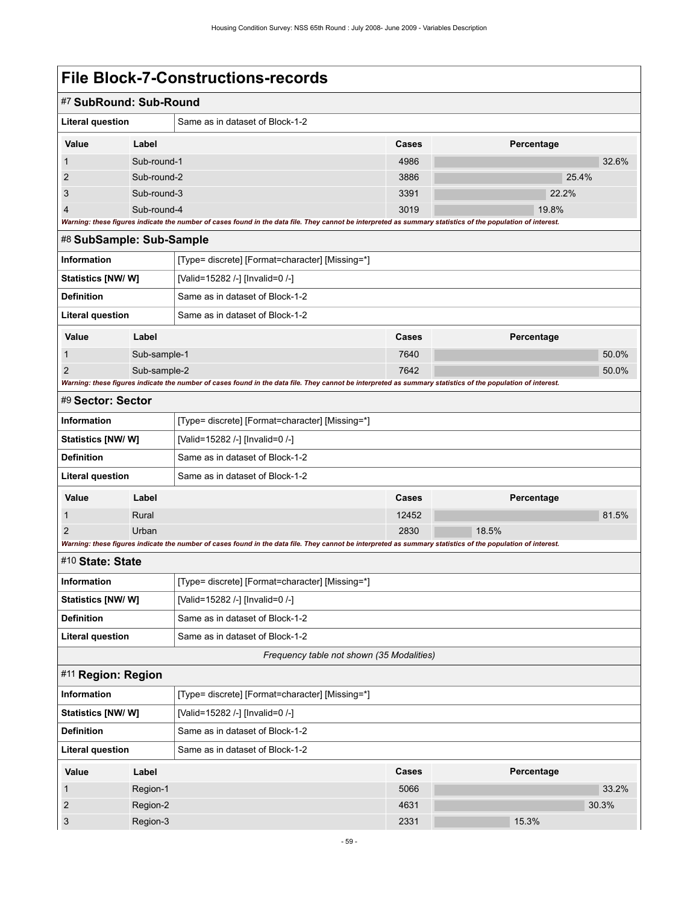# File Block-7-Constructions-records

## #7 SubRound: Sub-Round

| Literal question | Same as in dataset of Block-1-2 |
|---|---|

| Value | Label | Cases | Percentage |
|---|---|---|---|
| 1 | Sub-round-1 | 4986 | 32.6% |
| 2 | Sub-round-2 | 3886 | 25.4% |
| 3 | Sub-round-3 | 3391 | 22.2% |
| 4 | Sub-round-4 | 3019 | 19.8% |

*Warning: these figures indicate the number of cases found in the data file. They cannot be interpreted as summary statistics of the population of interest.*

## #8 SubSample: Sub-Sample

| Information | [Type= discrete] [Format=character] [Missing=*] |
|---|---|
| Statistics [NW/ W] | [Valid=15282 /-] [Invalid=0 /-] |
| Definition | Same as in dataset of Block-1-2 |
| Literal question | Same as in dataset of Block-1-2 |

| Value | Label | Cases | Percentage |
|---|---|---|---|
| 1 | Sub-sample-1 | 7640 | 50.0% |
| 2 | Sub-sample-2 | 7642 | 50.0% |

*Warning: these figures indicate the number of cases found in the data file. They cannot be interpreted as summary statistics of the population of interest.*

## #9 Sector: Sector

| Information | [Type= discrete] [Format=character] [Missing=*] |
|---|---|
| Statistics [NW/ W] | [Valid=15282 /-] [Invalid=0 /-] |
| Definition | Same as in dataset of Block-1-2 |
| Literal question | Same as in dataset of Block-1-2 |

| Value | Label | Cases | Percentage |
|---|---|---|---|
| 1 | Rural | 12452 | 81.5% |
| 2 | Urban | 2830 | 18.5% |

*Warning: these figures indicate the number of cases found in the data file. They cannot be interpreted as summary statistics of the population of interest.*

## #10 State: State

| Information | [Type= discrete] [Format=character] [Missing=*] |
|---|---|
| Statistics [NW/ W] | [Valid=15282 /-] [Invalid=0 /-] |
| Definition | Same as in dataset of Block-1-2 |
| Literal question | Same as in dataset of Block-1-2 |

*Frequency table not shown (35 Modalities)*

## #11 Region: Region

| Information | [Type= discrete] [Format=character] [Missing=*] |
|---|---|
| Statistics [NW/ W] | [Valid=15282 /-] [Invalid=0 /-] |
| Definition | Same as in dataset of Block-1-2 |
| Literal question | Same as in dataset of Block-1-2 |

| Value | Label | Cases | Percentage |
|---|---|---|---|
| 1 | Region-1 | 5066 | 33.2% |
| 2 | Region-2 | 4631 | 30.3% |
| 3 | Region-3 | 2331 | 15.3% |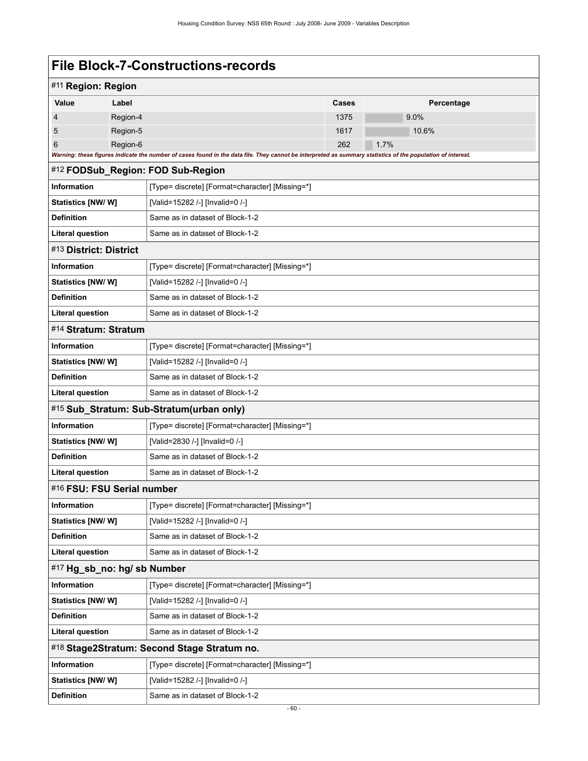# File Block-7-Constructions-records

## #11 Region: Region

| Value | Label | Cases | Percentage |
|---|---|---|---|
| 4 | Region-4 | 1375 | 9.0% |
| 5 | Region-5 | 1617 | 10.6% |
| 6 | Region-6 | 262 | 1.7% |

*Warning: these figures indicate the number of cases found in the data file. They cannot be interpreted as summary statistics of the population of interest.*

## #12 FODSub_Region: FOD Sub-Region

| | |
|---|---|
| **Information** | [Type= discrete] [Format=character] [Missing=*] |
| **Statistics [NW/ W]** | [Valid=15282 /-] [Invalid=0 /-] |
| **Definition** | Same as in dataset of Block-1-2 |
| **Literal question** | Same as in dataset of Block-1-2 |

## #13 District: District

| | |
|---|---|
| **Information** | [Type= discrete] [Format=character] [Missing=*] |
| **Statistics [NW/ W]** | [Valid=15282 /-] [Invalid=0 /-] |
| **Definition** | Same as in dataset of Block-1-2 |
| **Literal question** | Same as in dataset of Block-1-2 |

## #14 Stratum: Stratum

| | |
|---|---|
| **Information** | [Type= discrete] [Format=character] [Missing=*] |
| **Statistics [NW/ W]** | [Valid=15282 /-] [Invalid=0 /-] |
| **Definition** | Same as in dataset of Block-1-2 |
| **Literal question** | Same as in dataset of Block-1-2 |

## #15 Sub_Stratum: Sub-Stratum(urban only)

| | |
|---|---|
| **Information** | [Type= discrete] [Format=character] [Missing=*] |
| **Statistics [NW/ W]** | [Valid=2830 /-] [Invalid=0 /-] |
| **Definition** | Same as in dataset of Block-1-2 |
| **Literal question** | Same as in dataset of Block-1-2 |

## #16 FSU: FSU Serial number

| | |
|---|---|
| **Information** | [Type= discrete] [Format=character] [Missing=*] |
| **Statistics [NW/ W]** | [Valid=15282 /-] [Invalid=0 /-] |
| **Definition** | Same as in dataset of Block-1-2 |
| **Literal question** | Same as in dataset of Block-1-2 |

## #17 Hg_sb_no: hg/ sb Number

| | |
|---|---|
| **Information** | [Type= discrete] [Format=character] [Missing=*] |
| **Statistics [NW/ W]** | [Valid=15282 /-] [Invalid=0 /-] |
| **Definition** | Same as in dataset of Block-1-2 |
| **Literal question** | Same as in dataset of Block-1-2 |

## #18 Stage2Stratum: Second Stage Stratum no.

| | |
|---|---|
| **Information** | [Type= discrete] [Format=character] [Missing=*] |
| **Statistics [NW/ W]** | [Valid=15282 /-] [Invalid=0 /-] |
| **Definition** | Same as in dataset of Block-1-2 |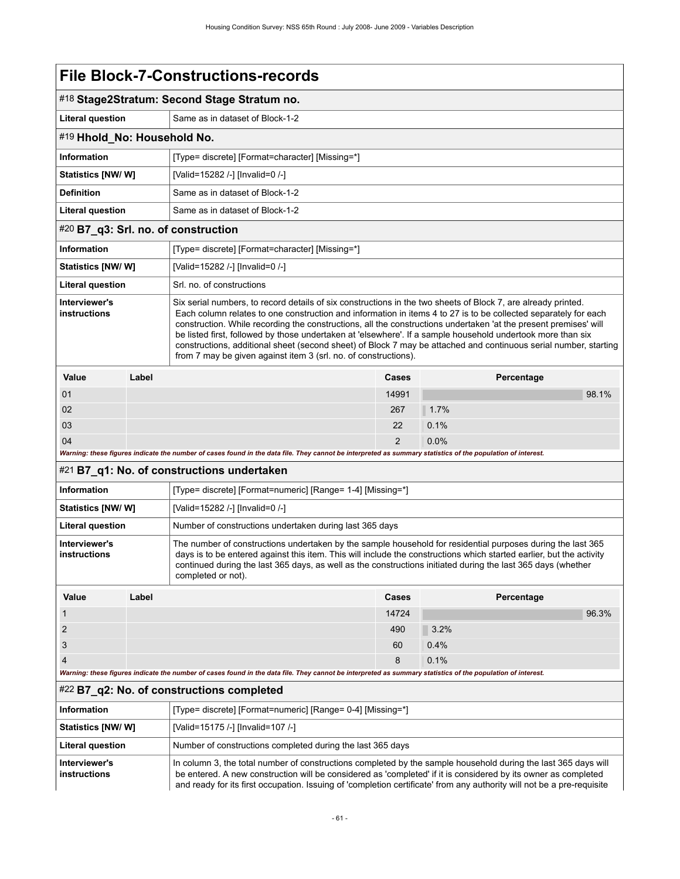# File Block-7-Constructions-records

## #18 Stage2Stratum: Second Stage Stratum no.

| | |
|---|---|
| **Literal question** | Same as in dataset of Block-1-2 |

## #19 Hhold_No: Household No.

| | |
|---|---|
| **Information** | [Type= discrete] [Format=character] [Missing=*] |
| **Statistics [NW/ W]** | [Valid=15282 /-] [Invalid=0 /-] |
| **Definition** | Same as in dataset of Block-1-2 |
| **Literal question** | Same as in dataset of Block-1-2 |

## #20 B7_q3: Srl. no. of construction

| | |
|---|---|
| **Information** | [Type= discrete] [Format=character] [Missing=*] |
| **Statistics [NW/ W]** | [Valid=15282 /-] [Invalid=0 /-] |
| **Literal question** | Srl. no. of constructions |
| **Interviewer's instructions** | Six serial numbers, to record details of six constructions in the two sheets of Block 7, are already printed. Each column relates to one construction and information in items 4 to 27 is to be collected separately for each construction. While recording the constructions, all the constructions undertaken 'at the present premises' will be listed first, followed by those undertaken at 'elsewhere'. If a sample household undertook more than six constructions, additional sheet (second sheet) of Block 7 may be attached and continuous serial number, starting from 7 may be given against item 3 (srl. no. of constructions). |

| Value | Label | Cases | Percentage |
|---|---|---|---|
| 01 | | 14991 | 98.1% |
| 02 | | 267 | 1.7% |
| 03 | | 22 | 0.1% |
| 04 | | 2 | 0.0% |

*Warning: these figures indicate the number of cases found in the data file. They cannot be interpreted as summary statistics of the population of interest.*

## #21 B7_q1: No. of constructions undertaken

| | |
|---|---|
| **Information** | [Type= discrete] [Format=numeric] [Range= 1-4] [Missing=*] |
| **Statistics [NW/ W]** | [Valid=15282 /-] [Invalid=0 /-] |
| **Literal question** | Number of constructions undertaken during last 365 days |
| **Interviewer's instructions** | The number of constructions undertaken by the sample household for residential purposes during the last 365 days is to be entered against this item. This will include the constructions which started earlier, but the activity continued during the last 365 days, as well as the constructions initiated during the last 365 days (whether completed or not). |

| Value | Label | Cases | Percentage |
|---|---|---|---|
| 1 | | 14724 | 96.3% |
| 2 | | 490 | 3.2% |
| 3 | | 60 | 0.4% |
| 4 | | 8 | 0.1% |

*Warning: these figures indicate the number of cases found in the data file. They cannot be interpreted as summary statistics of the population of interest.*

## #22 B7_q2: No. of constructions completed

| | |
|---|---|
| **Information** | [Type= discrete] [Format=numeric] [Range= 0-4] [Missing=*] |
| **Statistics [NW/ W]** | [Valid=15175 /-] [Invalid=107 /-] |
| **Literal question** | Number of constructions completed during the last 365 days |
| **Interviewer's instructions** | In column 3, the total number of constructions completed by the sample household during the last 365 days will be entered. A new construction will be considered as 'completed' if it is considered by its owner as completed and ready for its first occupation. Issuing of 'completion certificate' from any authority will not be a pre-requisite |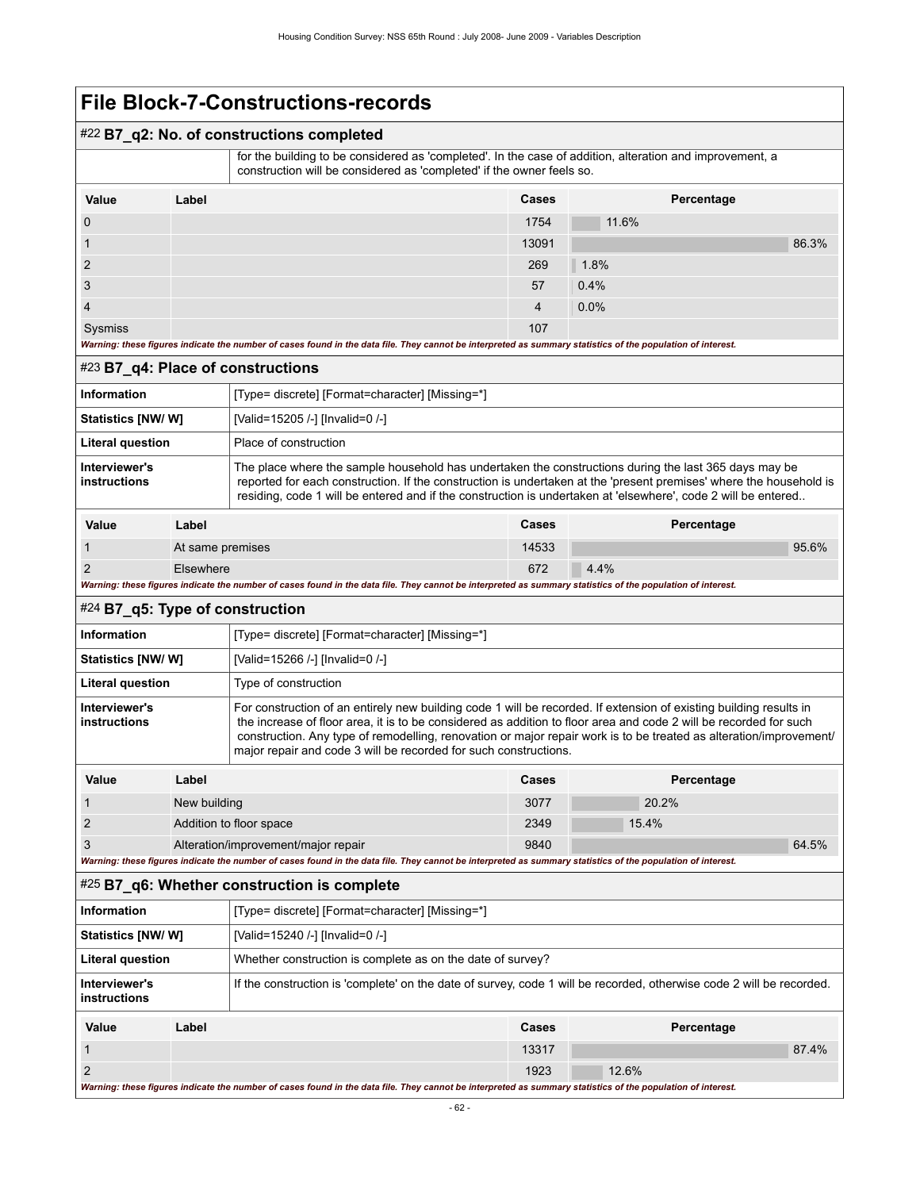# File Block-7-Constructions-records

## #22 B7_q2: No. of constructions completed

for the building to be considered as 'completed'. In the case of addition, alteration and improvement, a construction will be considered as 'completed' if the owner feels so.

| Value | Label | Cases | Percentage |
|---|---|---|---|
| 0 | | 1754 | 11.6% |
| 1 | | 13091 | 86.3% |
| 2 | | 269 | 1.8% |
| 3 | | 57 | 0.4% |
| 4 | | 4 | 0.0% |
| Sysmiss | | 107 | |

*Warning: these figures indicate the number of cases found in the data file. They cannot be interpreted as summary statistics of the population of interest.*

## #23 B7_q4: Place of constructions

| | |
|---|---|
| **Information** | [Type= discrete] [Format=character] [Missing=*] |
| **Statistics [NW/ W]** | [Valid=15205 /-] [Invalid=0 /-] |
| **Literal question** | Place of construction |
| **Interviewer's instructions** | The place where the sample household has undertaken the constructions during the last 365 days may be reported for each construction. If the construction is undertaken at the 'present premises' where the household is residing, code 1 will be entered and if the construction is undertaken at 'elsewhere', code 2 will be entered.. |

| Value | Label | Cases | Percentage |
|---|---|---|---|
| 1 | At same premises | 14533 | 95.6% |
| 2 | Elsewhere | 672 | 4.4% |

*Warning: these figures indicate the number of cases found in the data file. They cannot be interpreted as summary statistics of the population of interest.*

## #24 B7_q5: Type of construction

| | |
|---|---|
| **Information** | [Type= discrete] [Format=character] [Missing=*] |
| **Statistics [NW/ W]** | [Valid=15266 /-] [Invalid=0 /-] |
| **Literal question** | Type of construction |
| **Interviewer's instructions** | For construction of an entirely new building code 1 will be recorded. If extension of existing building results in the increase of floor area, it is to be considered as addition to floor area and code 2 will be recorded for such construction. Any type of remodelling, renovation or major repair work is to be treated as alteration/improvement/ major repair and code 3 will be recorded for such constructions. |

| Value | Label | Cases | Percentage |
|---|---|---|---|
| 1 | New building | 3077 | 20.2% |
| 2 | Addition to floor space | 2349 | 15.4% |
| 3 | Alteration/improvement/major repair | 9840 | 64.5% |

*Warning: these figures indicate the number of cases found in the data file. They cannot be interpreted as summary statistics of the population of interest.*

## #25 B7_q6: Whether construction is complete

| | |
|---|---|
| **Information** | [Type= discrete] [Format=character] [Missing=*] |
| **Statistics [NW/ W]** | [Valid=15240 /-] [Invalid=0 /-] |
| **Literal question** | Whether construction is complete as on the date of survey? |
| **Interviewer's instructions** | If the construction is 'complete' on the date of survey, code 1 will be recorded, otherwise code 2 will be recorded. |

| Value | Label | Cases | Percentage |
|---|---|---|---|
| 1 | | 13317 | 87.4% |
| 2 | | 1923 | 12.6% |

*Warning: these figures indicate the number of cases found in the data file. They cannot be interpreted as summary statistics of the population of interest.*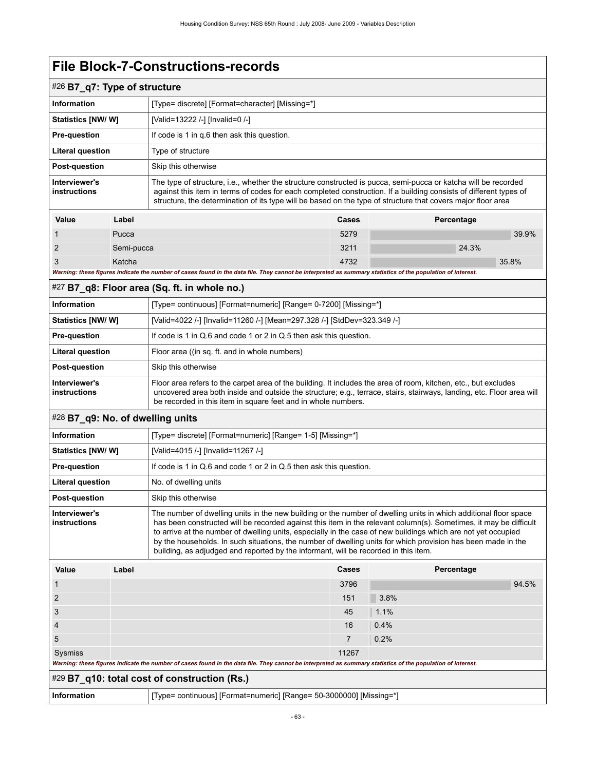# File Block-7-Constructions-records

## #26 B7_q7: Type of structure

| | |
|---|---|
| **Information** | [Type= discrete] [Format=character] [Missing=*] |
| **Statistics [NW/ W]** | [Valid=13222 /-] [Invalid=0 /-] |
| **Pre-question** | If code is 1 in q.6 then ask this question. |
| **Literal question** | Type of structure |
| **Post-question** | Skip this otherwise |
| **Interviewer's instructions** | The type of structure, i.e., whether the structure constructed is pucca, semi-pucca or katcha will be recorded against this item in terms of codes for each completed construction. If a building consists of different types of structure, the determination of its type will be based on the type of structure that covers major floor area |

| Value | Label | Cases | Percentage |
|---|---|---|---|
| 1 | Pucca | 5279 | 39.9% |
| 2 | Semi-pucca | 3211 | 24.3% |
| 3 | Katcha | 4732 | 35.8% |

*Warning: these figures indicate the number of cases found in the data file. They cannot be interpreted as summary statistics of the population of interest.*

## #27 B7_q8: Floor area (Sq. ft. in whole no.)

| | |
|---|---|
| **Information** | [Type= continuous] [Format=numeric] [Range= 0-7200] [Missing=*] |
| **Statistics [NW/ W]** | [Valid=4022 /-] [Invalid=11260 /-] [Mean=297.328 /-] [StdDev=323.349 /-] |
| **Pre-question** | If code is 1 in Q.6 and code 1 or 2 in Q.5 then ask this question. |
| **Literal question** | Floor area ((in sq. ft. and in whole numbers) |
| **Post-question** | Skip this otherwise |
| **Interviewer's instructions** | Floor area refers to the carpet area of the building. It includes the area of room, kitchen, etc., but excludes uncovered area both inside and outside the structure; e.g., terrace, stairs, stairways, landing, etc. Floor area will be recorded in this item in square feet and in whole numbers. |

## #28 B7_q9: No. of dwelling units

| | |
|---|---|
| **Information** | [Type= discrete] [Format=numeric] [Range= 1-5] [Missing=*] |
| **Statistics [NW/ W]** | [Valid=4015 /-] [Invalid=11267 /-] |
| **Pre-question** | If code is 1 in Q.6 and code 1 or 2 in Q.5 then ask this question. |
| **Literal question** | No. of dwelling units |
| **Post-question** | Skip this otherwise |
| **Interviewer's instructions** | The number of dwelling units in the new building or the number of dwelling units in which additional floor space has been constructed will be recorded against this item in the relevant column(s). Sometimes, it may be difficult to arrive at the number of dwelling units, especially in the case of new buildings which are not yet occupied by the households. In such situations, the number of dwelling units for which provision has been made in the building, as adjudged and reported by the informant, will be recorded in this item. |

| Value | Label | Cases | Percentage |
|---|---|---|---|
| 1 | | 3796 | 94.5% |
| 2 | | 151 | 3.8% |
| 3 | | 45 | 1.1% |
| 4 | | 16 | 0.4% |
| 5 | | 7 | 0.2% |
| Sysmiss | | 11267 | |

*Warning: these figures indicate the number of cases found in the data file. They cannot be interpreted as summary statistics of the population of interest.*

## #29 B7_q10: total cost of construction (Rs.)

| | |
|---|---|
| **Information** | [Type= continuous] [Format=numeric] [Range= 50-3000000] [Missing=*] |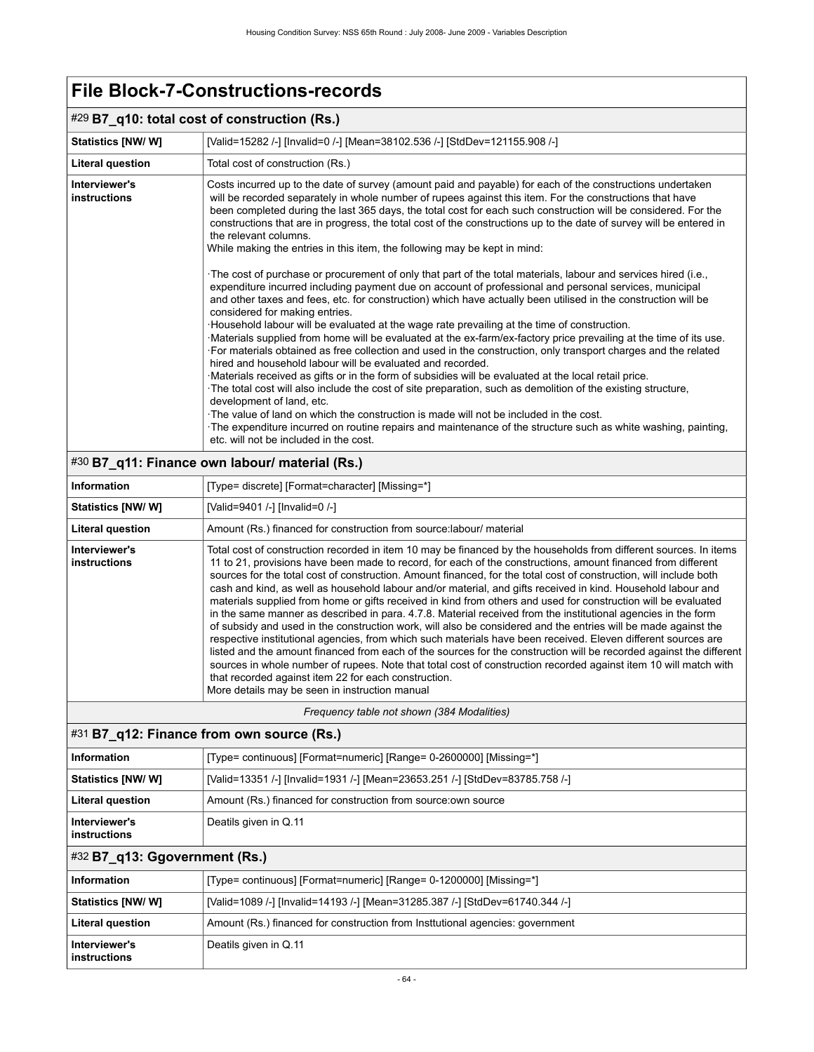# File Block-7-Constructions-records

## #29 B7_q10: total cost of construction (Rs.)

| | |
|---|---|
| **Statistics [NW/ W]** | [Valid=15282 /-] [Invalid=0 /-] [Mean=38102.536 /-] [StdDev=121155.908 /-] |
| **Literal question** | Total cost of construction (Rs.) |
| **Interviewer's instructions** | Costs incurred up to the date of survey (amount paid and payable) for each of the constructions undertaken will be recorded separately in whole number of rupees against this item. For the constructions that have been completed during the last 365 days, the total cost for each such construction will be considered. For the constructions that are in progress, the total cost of the constructions up to the date of survey will be entered in the relevant columns.<br>While making the entries in this item, the following may be kept in mind:<br><br>·The cost of purchase or procurement of only that part of the total materials, labour and services hired (i.e., expenditure incurred including payment due on account of professional and personal services, municipal and other taxes and fees, etc. for construction) which have actually been utilised in the construction will be considered for making entries.<br>·Household labour will be evaluated at the wage rate prevailing at the time of construction.<br>·Materials supplied from home will be evaluated at the ex-farm/ex-factory price prevailing at the time of its use.<br>·For materials obtained as free collection and used in the construction, only transport charges and the related hired and household labour will be evaluated and recorded.<br>·Materials received as gifts or in the form of subsidies will be evaluated at the local retail price.<br>·The total cost will also include the cost of site preparation, such as demolition of the existing structure, development of land, etc.<br>·The value of land on which the construction is made will not be included in the cost.<br>·The expenditure incurred on routine repairs and maintenance of the structure such as white washing, painting, etc. will not be included in the cost. |

## #30 B7_q11: Finance own labour/ material (Rs.)

| | |
|---|---|
| **Information** | [Type= discrete] [Format=character] [Missing=*] |
| **Statistics [NW/ W]** | [Valid=9401 /-] [Invalid=0 /-] |
| **Literal question** | Amount (Rs.) financed for construction from source:labour/ material |
| **Interviewer's instructions** | Total cost of construction recorded in item 10 may be financed by the households from different sources. In items 11 to 21, provisions have been made to record, for each of the constructions, amount financed from different sources for the total cost of construction. Amount financed, for the total cost of construction, will include both cash and kind, as well as household labour and/or material, and gifts received in kind. Household labour and materials supplied from home or gifts received in kind from others and used for construction will be evaluated in the same manner as described in para. 4.7.8. Material received from the institutional agencies in the form of subsidy and used in the construction work, will also be considered and the entries will be made against the respective institutional agencies, from which such materials have been received. Eleven different sources are listed and the amount financed from each of the sources for the construction will be recorded against the different sources in whole number of rupees. Note that total cost of construction recorded against item 10 will match with that recorded against item 22 for each construction.<br>More details may be seen in instruction manual |

*Frequency table not shown (384 Modalities)*

## #31 B7_q12: Finance from own source (Rs.)

| | |
|---|---|
| **Information** | [Type= continuous] [Format=numeric] [Range= 0-2600000] [Missing=*] |
| **Statistics [NW/ W]** | [Valid=13351 /-] [Invalid=1931 /-] [Mean=23653.251 /-] [StdDev=83785.758 /-] |
| **Literal question** | Amount (Rs.) financed for construction from source:own source |
| **Interviewer's instructions** | Deatils given in Q.11 |

## #32 B7_q13: Ggovernment (Rs.)

| | |
|---|---|
| **Information** | [Type= continuous] [Format=numeric] [Range= 0-1200000] [Missing=*] |
| **Statistics [NW/ W]** | [Valid=1089 /-] [Invalid=14193 /-] [Mean=31285.387 /-] [StdDev=61740.344 /-] |
| **Literal question** | Amount (Rs.) financed for construction from Insttutional agencies: government |
| **Interviewer's instructions** | Deatils given in Q.11 |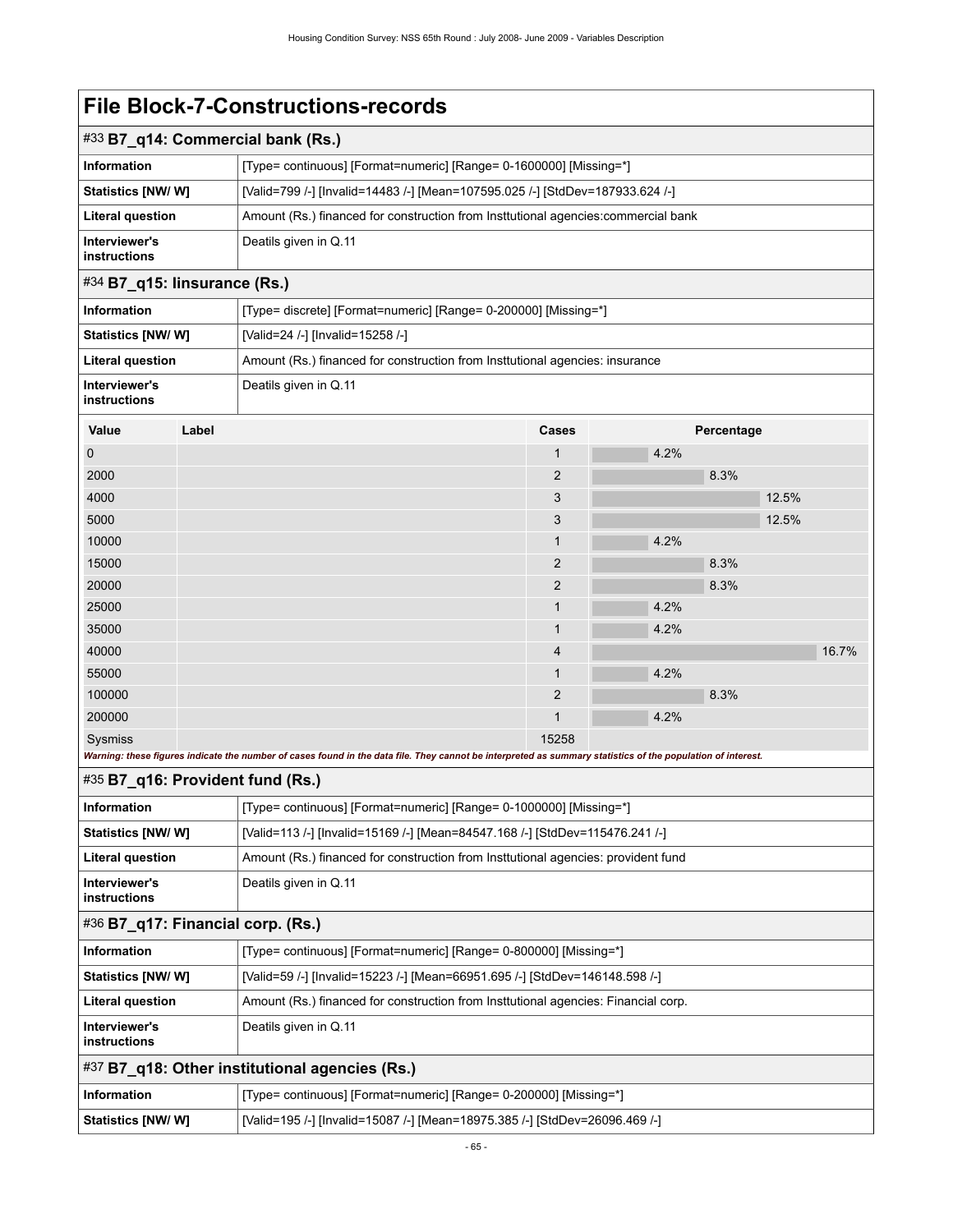# File Block-7-Constructions-records

## #33 B7_q14: Commercial bank (Rs.)

| | |
|---|---|
| **Information** | [Type= continuous] [Format=numeric] [Range= 0-1600000] [Missing=*] |
| **Statistics [NW/ W]** | [Valid=799 /-] [Invalid=14483 /-] [Mean=107595.025 /-] [StdDev=187933.624 /-] |
| **Literal question** | Amount (Rs.) financed for construction from Insttutional agencies:commercial bank |
| **Interviewer's instructions** | Deatils given in Q.11 |

## #34 B7_q15: Iinsurance (Rs.)

| | |
|---|---|
| **Information** | [Type= discrete] [Format=numeric] [Range= 0-200000] [Missing=*] |
| **Statistics [NW/ W]** | [Valid=24 /-] [Invalid=15258 /-] |
| **Literal question** | Amount (Rs.) financed for construction from Insttutional agencies: insurance |
| **Interviewer's instructions** | Deatils given in Q.11 |

| Value | Label | Cases | Percentage |
|---|---|---|---|
| 0 | | 1 | 4.2% |
| 2000 | | 2 | 8.3% |
| 4000 | | 3 | 12.5% |
| 5000 | | 3 | 12.5% |
| 10000 | | 1 | 4.2% |
| 15000 | | 2 | 8.3% |
| 20000 | | 2 | 8.3% |
| 25000 | | 1 | 4.2% |
| 35000 | | 1 | 4.2% |
| 40000 | | 4 | 16.7% |
| 55000 | | 1 | 4.2% |
| 100000 | | 2 | 8.3% |
| 200000 | | 1 | 4.2% |
| Sysmiss | | 15258 | |

*Warning: these figures indicate the number of cases found in the data file. They cannot be interpreted as summary statistics of the population of interest.*

## #35 B7_q16: Provident fund (Rs.)

| | |
|---|---|
| **Information** | [Type= continuous] [Format=numeric] [Range= 0-1000000] [Missing=*] |
| **Statistics [NW/ W]** | [Valid=113 /-] [Invalid=15169 /-] [Mean=84547.168 /-] [StdDev=115476.241 /-] |
| **Literal question** | Amount (Rs.) financed for construction from Insttutional agencies: provident fund |
| **Interviewer's instructions** | Deatils given in Q.11 |

## #36 B7_q17: Financial corp. (Rs.)

| | |
|---|---|
| **Information** | [Type= continuous] [Format=numeric] [Range= 0-800000] [Missing=*] |
| **Statistics [NW/ W]** | [Valid=59 /-] [Invalid=15223 /-] [Mean=66951.695 /-] [StdDev=146148.598 /-] |
| **Literal question** | Amount (Rs.) financed for construction from Insttutional agencies: Financial corp. |
| **Interviewer's instructions** | Deatils given in Q.11 |

## #37 B7_q18: Other institutional agencies (Rs.)

| | |
|---|---|
| **Information** | [Type= continuous] [Format=numeric] [Range= 0-200000] [Missing=*] |
| **Statistics [NW/ W]** | [Valid=195 /-] [Invalid=15087 /-] [Mean=18975.385 /-] [StdDev=26096.469 /-] |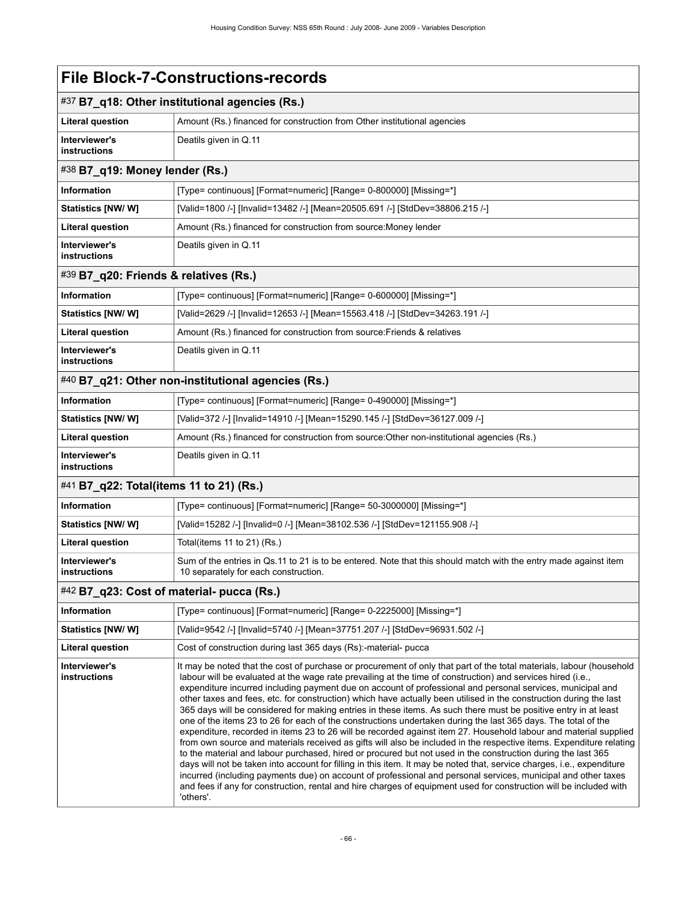# File Block-7-Constructions-records

## #37 B7_q18: Other institutional agencies (Rs.)

| | |
|---|---|
| **Literal question** | Amount (Rs.) financed for construction from Other institutional agencies |
| **Interviewer's instructions** | Deatils given in Q.11 |

## #38 B7_q19: Money lender (Rs.)

| | |
|---|---|
| **Information** | [Type= continuous] [Format=numeric] [Range= 0-800000] [Missing=*] |
| **Statistics [NW/ W]** | [Valid=1800 /-] [Invalid=13482 /-] [Mean=20505.691 /-] [StdDev=38806.215 /-] |
| **Literal question** | Amount (Rs.) financed for construction from source:Money lender |
| **Interviewer's instructions** | Deatils given in Q.11 |

## #39 B7_q20: Friends & relatives (Rs.)

| | |
|---|---|
| **Information** | [Type= continuous] [Format=numeric] [Range= 0-600000] [Missing=*] |
| **Statistics [NW/ W]** | [Valid=2629 /-] [Invalid=12653 /-] [Mean=15563.418 /-] [StdDev=34263.191 /-] |
| **Literal question** | Amount (Rs.) financed for construction from source:Friends & relatives |
| **Interviewer's instructions** | Deatils given in Q.11 |

## #40 B7_q21: Other non-institutional agencies (Rs.)

| | |
|---|---|
| **Information** | [Type= continuous] [Format=numeric] [Range= 0-490000] [Missing=*] |
| **Statistics [NW/ W]** | [Valid=372 /-] [Invalid=14910 /-] [Mean=15290.145 /-] [StdDev=36127.009 /-] |
| **Literal question** | Amount (Rs.) financed for construction from source:Other non-institutional agencies (Rs.) |
| **Interviewer's instructions** | Deatils given in Q.11 |

## #41 B7_q22: Total(items 11 to 21) (Rs.)

| | |
|---|---|
| **Information** | [Type= continuous] [Format=numeric] [Range= 50-3000000] [Missing=*] |
| **Statistics [NW/ W]** | [Valid=15282 /-] [Invalid=0 /-] [Mean=38102.536 /-] [StdDev=121155.908 /-] |
| **Literal question** | Total(items 11 to 21) (Rs.) |
| **Interviewer's instructions** | Sum of the entries in Qs.11 to 21 is to be entered. Note that this should match with the entry made against item 10 separately for each construction. |

## #42 B7_q23: Cost of material- pucca (Rs.)

| | |
|---|---|
| **Information** | [Type= continuous] [Format=numeric] [Range= 0-2225000] [Missing=*] |
| **Statistics [NW/ W]** | [Valid=9542 /-] [Invalid=5740 /-] [Mean=37751.207 /-] [StdDev=96931.502 /-] |
| **Literal question** | Cost of construction during last 365 days (Rs):-material- pucca |
| **Interviewer's instructions** | It may be noted that the cost of purchase or procurement of only that part of the total materials, labour (household labour will be evaluated at the wage rate prevailing at the time of construction) and services hired (i.e., expenditure incurred including payment due on account of professional and personal services, municipal and other taxes and fees, etc. for construction) which have actually been utilised in the construction during the last 365 days will be considered for making entries in these items. As such there must be positive entry in at least one of the items 23 to 26 for each of the constructions undertaken during the last 365 days. The total of the expenditure, recorded in items 23 to 26 will be recorded against item 27. Household labour and material supplied from own source and materials received as gifts will also be included in the respective items. Expenditure relating to the material and labour purchased, hired or procured but not used in the construction during the last 365 days will not be taken into account for filling in this item. It may be noted that, service charges, i.e., expenditure incurred (including payments due) on account of professional and personal services, municipal and other taxes and fees if any for construction, rental and hire charges of equipment used for construction will be included with 'others'. |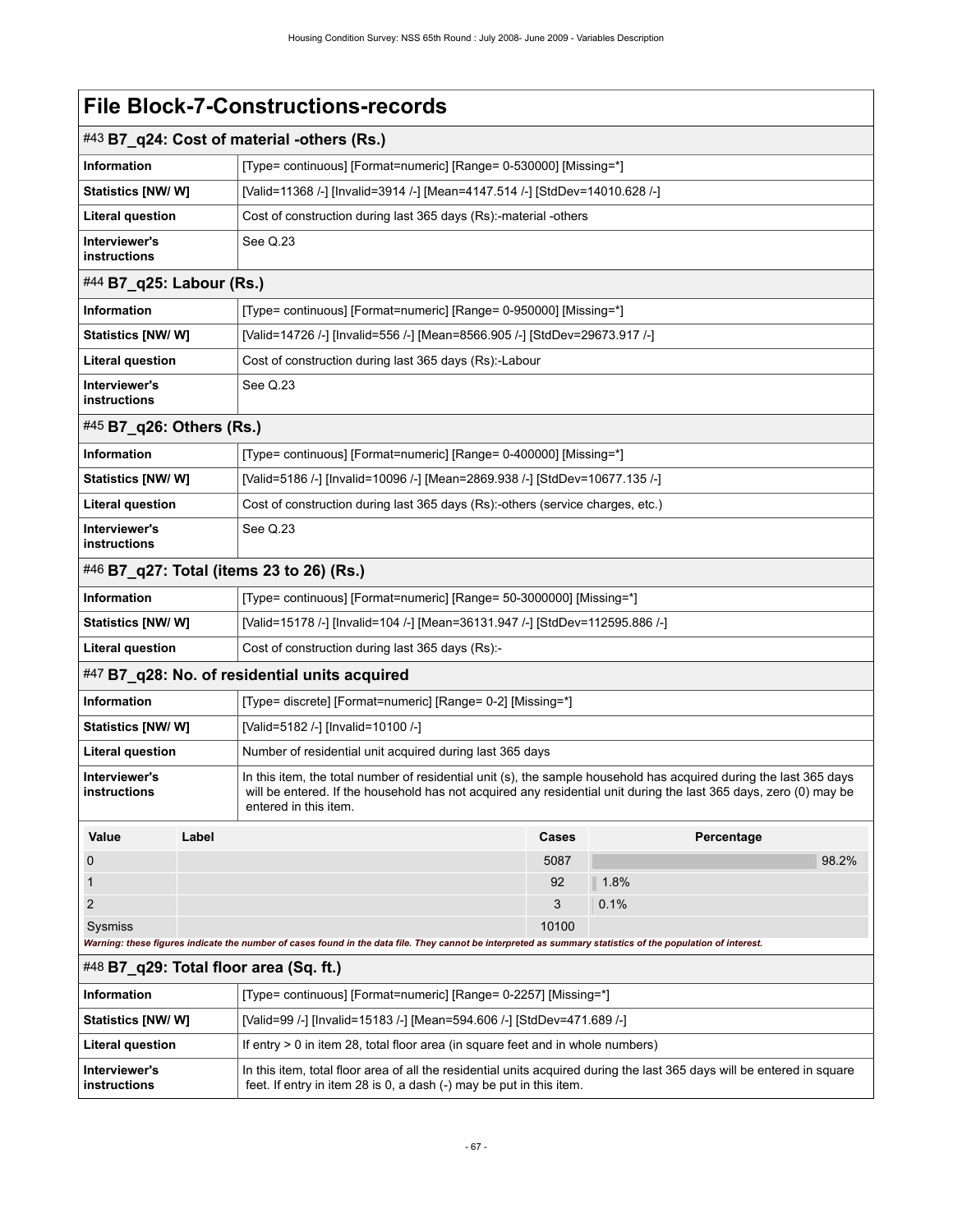# File Block-7-Constructions-records

## #43 B7_q24: Cost of material -others (Rs.)

| | |
|---|---|
| **Information** | [Type= continuous] [Format=numeric] [Range= 0-530000] [Missing=*] |
| **Statistics [NW/ W]** | [Valid=11368 /-] [Invalid=3914 /-] [Mean=4147.514 /-] [StdDev=14010.628 /-] |
| **Literal question** | Cost of construction during last 365 days (Rs):-material -others |
| **Interviewer's instructions** | See Q.23 |

## #44 B7_q25: Labour (Rs.)

| | |
|---|---|
| **Information** | [Type= continuous] [Format=numeric] [Range= 0-950000] [Missing=*] |
| **Statistics [NW/ W]** | [Valid=14726 /-] [Invalid=556 /-] [Mean=8566.905 /-] [StdDev=29673.917 /-] |
| **Literal question** | Cost of construction during last 365 days (Rs):-Labour |
| **Interviewer's instructions** | See Q.23 |

## #45 B7_q26: Others (Rs.)

| | |
|---|---|
| **Information** | [Type= continuous] [Format=numeric] [Range= 0-400000] [Missing=*] |
| **Statistics [NW/ W]** | [Valid=5186 /-] [Invalid=10096 /-] [Mean=2869.938 /-] [StdDev=10677.135 /-] |
| **Literal question** | Cost of construction during last 365 days (Rs):-others (service charges, etc.) |
| **Interviewer's instructions** | See Q.23 |

## #46 B7_q27: Total (items 23 to 26) (Rs.)

| | |
|---|---|
| **Information** | [Type= continuous] [Format=numeric] [Range= 50-3000000] [Missing=*] |
| **Statistics [NW/ W]** | [Valid=15178 /-] [Invalid=104 /-] [Mean=36131.947 /-] [StdDev=112595.886 /-] |
| **Literal question** | Cost of construction during last 365 days (Rs):- |

## #47 B7_q28: No. of residential units acquired

| | |
|---|---|
| **Information** | [Type= discrete] [Format=numeric] [Range= 0-2] [Missing=*] |
| **Statistics [NW/ W]** | [Valid=5182 /-] [Invalid=10100 /-] |
| **Literal question** | Number of residential unit acquired during last 365 days |
| **Interviewer's instructions** | In this item, the total number of residential unit (s), the sample household has acquired during the last 365 days will be entered. If the household has not acquired any residential unit during the last 365 days, zero (0) may be entered in this item. |

| Value | Label | Cases | Percentage |
|---|---|---|---|
| 0 | | 5087 | 98.2% |
| 1 | | 92 | 1.8% |
| 2 | | 3 | 0.1% |
| Sysmiss | | 10100 | |

*Warning: these figures indicate the number of cases found in the data file. They cannot be interpreted as summary statistics of the population of interest.*

## #48 B7_q29: Total floor area (Sq. ft.)

| | |
|---|---|
| **Information** | [Type= continuous] [Format=numeric] [Range= 0-2257] [Missing=*] |
| **Statistics [NW/ W]** | [Valid=99 /-] [Invalid=15183 /-] [Mean=594.606 /-] [StdDev=471.689 /-] |
| **Literal question** | If entry > 0 in item 28, total floor area (in square feet and in whole numbers) |
| **Interviewer's instructions** | In this item, total floor area of all the residential units acquired during the last 365 days will be entered in square feet. If entry in item 28 is 0, a dash (-) may be put in this item. |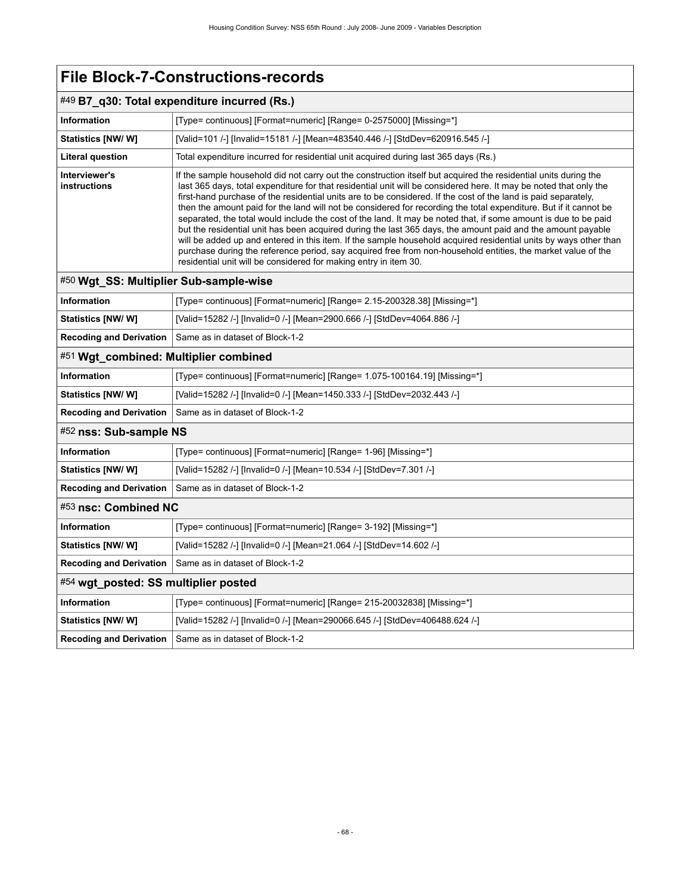# File Block-7-Constructions-records

## #49 B7_q30: Total expenditure incurred (Rs.)

| | |
|---|---|
| **Information** | [Type= continuous] [Format=numeric] [Range= 0-2575000] [Missing=*] |
| **Statistics [NW/ W]** | [Valid=101 /-] [Invalid=15181 /-] [Mean=483540.446 /-] [StdDev=620916.545 /-] |
| **Literal question** | Total expenditure incurred for residential unit acquired during last 365 days (Rs.) |
| **Interviewer's instructions** | If the sample household did not carry out the construction itself but acquired the residential units during the last 365 days, total expenditure for that residential unit will be considered here. It may be noted that only the first-hand purchase of the residential units are to be considered. If the cost of the land is paid separately, then the amount paid for the land will not be considered for recording the total expenditure. But if it cannot be separated, the total would include the cost of the land. It may be noted that, if some amount is due to be paid but the residential unit has been acquired during the last 365 days, the amount paid and the amount payable will be added up and entered in this item. If the sample household acquired residential units by ways other than purchase during the reference period, say acquired free from non-household entities, the market value of the residential unit will be considered for making entry in item 30. |

## #50 Wgt_SS: Multiplier Sub-sample-wise

| | |
|---|---|
| **Information** | [Type= continuous] [Format=numeric] [Range= 2.15-200328.38] [Missing=*] |
| **Statistics [NW/ W]** | [Valid=15282 /-] [Invalid=0 /-] [Mean=2900.666 /-] [StdDev=4064.886 /-] |
| **Recoding and Derivation** | Same as in dataset of Block-1-2 |

## #51 Wgt_combined: Multiplier combined

| | |
|---|---|
| **Information** | [Type= continuous] [Format=numeric] [Range= 1.075-100164.19] [Missing=*] |
| **Statistics [NW/ W]** | [Valid=15282 /-] [Invalid=0 /-] [Mean=1450.333 /-] [StdDev=2032.443 /-] |
| **Recoding and Derivation** | Same as in dataset of Block-1-2 |

## #52 nss: Sub-sample NS

| | |
|---|---|
| **Information** | [Type= continuous] [Format=numeric] [Range= 1-96] [Missing=*] |
| **Statistics [NW/ W]** | [Valid=15282 /-] [Invalid=0 /-] [Mean=10.534 /-] [StdDev=7.301 /-] |
| **Recoding and Derivation** | Same as in dataset of Block-1-2 |

## #53 nsc: Combined NC

| | |
|---|---|
| **Information** | [Type= continuous] [Format=numeric] [Range= 3-192] [Missing=*] |
| **Statistics [NW/ W]** | [Valid=15282 /-] [Invalid=0 /-] [Mean=21.064 /-] [StdDev=14.602 /-] |
| **Recoding and Derivation** | Same as in dataset of Block-1-2 |

## #54 wgt_posted: SS multiplier posted

| | |
|---|---|
| **Information** | [Type= continuous] [Format=numeric] [Range= 215-20032838] [Missing=*] |
| **Statistics [NW/ W]** | [Valid=15282 /-] [Invalid=0 /-] [Mean=290066.645 /-] [StdDev=406488.624 /-] |
| **Recoding and Derivation** | Same as in dataset of Block-1-2 |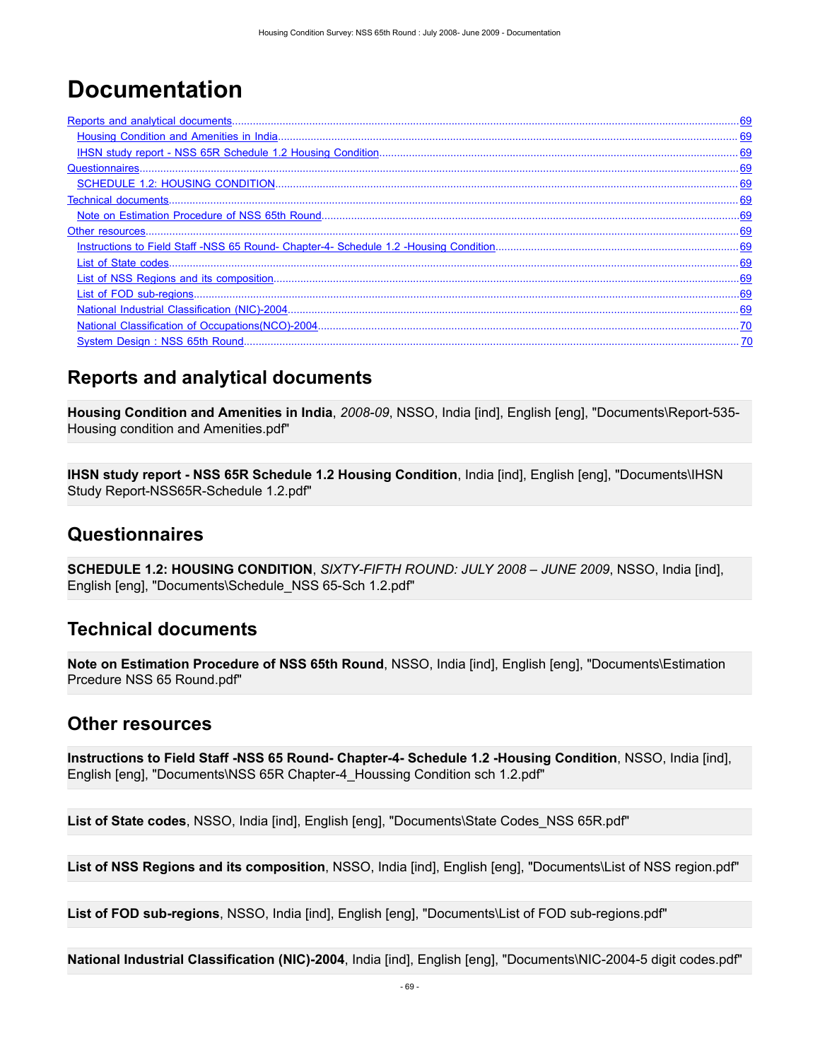# Documentation

[Reports and analytical documents](#) .................................................................................................................................................. 69
  [Housing Condition and Amenities in India](#) .................................................................................................................................. 69
  [IHSN study report - NSS 65R Schedule 1.2 Housing Condition](#) ........................................................................................... 69
[Questionnaires](#) .................................................................................................................................................................................. 69
  [SCHEDULE 1.2: HOUSING CONDITION](#) ......................................................................................................................................... 69
[Technical documents](#) .......................................................................................................................................................................... 69
  [Note on Estimation Procedure of NSS 65th Round](#) ......................................................................................................................... 69
[Other resources](#) ................................................................................................................................................................................ 69
  [Instructions to Field Staff -NSS 65 Round- Chapter-4- Schedule 1.2 -Housing Condition](#) ............................................................. 69
  [List of State codes](#) ......................................................................................................................................................................... 69
  [List of NSS Regions and its composition](#) ...................................................................................................................................... 69
  [List of FOD sub-regions](#) .................................................................................................................................................................. 69
  [National Industrial Classification (NIC)-2004](#) ................................................................................................................................... 69
  [National Classification of Occupations(NCO)-2004](#) ........................................................................................................................... 70
  [System Design : NSS 65th Round](#) ................................................................................................................................................. 70

## Reports and analytical documents

**Housing Condition and Amenities in India**, *2008-09*, NSSO, India [ind], English [eng], "Documents\Report-535-Housing condition and Amenities.pdf"

**IHSN study report - NSS 65R Schedule 1.2 Housing Condition**, India [ind], English [eng], "Documents\IHSN Study Report-NSS65R-Schedule 1.2.pdf"

## Questionnaires

**SCHEDULE 1.2: HOUSING CONDITION**, *SIXTY-FIFTH ROUND: JULY 2008 – JUNE 2009*, NSSO, India [ind], English [eng], "Documents\Schedule_NSS 65-Sch 1.2.pdf"

## Technical documents

**Note on Estimation Procedure of NSS 65th Round**, NSSO, India [ind], English [eng], "Documents\Estimation Prcedure NSS 65 Round.pdf"

## Other resources

**Instructions to Field Staff -NSS 65 Round- Chapter-4- Schedule 1.2 -Housing Condition**, NSSO, India [ind], English [eng], "Documents\NSS 65R Chapter-4_Houssing Condition sch 1.2.pdf"

**List of State codes**, NSSO, India [ind], English [eng], "Documents\State Codes_NSS 65R.pdf"

**List of NSS Regions and its composition**, NSSO, India [ind], English [eng], "Documents\List of NSS region.pdf"

**List of FOD sub-regions**, NSSO, India [ind], English [eng], "Documents\List of FOD sub-regions.pdf"

**National Industrial Classification (NIC)-2004**, India [ind], English [eng], "Documents\NIC-2004-5 digit codes.pdf"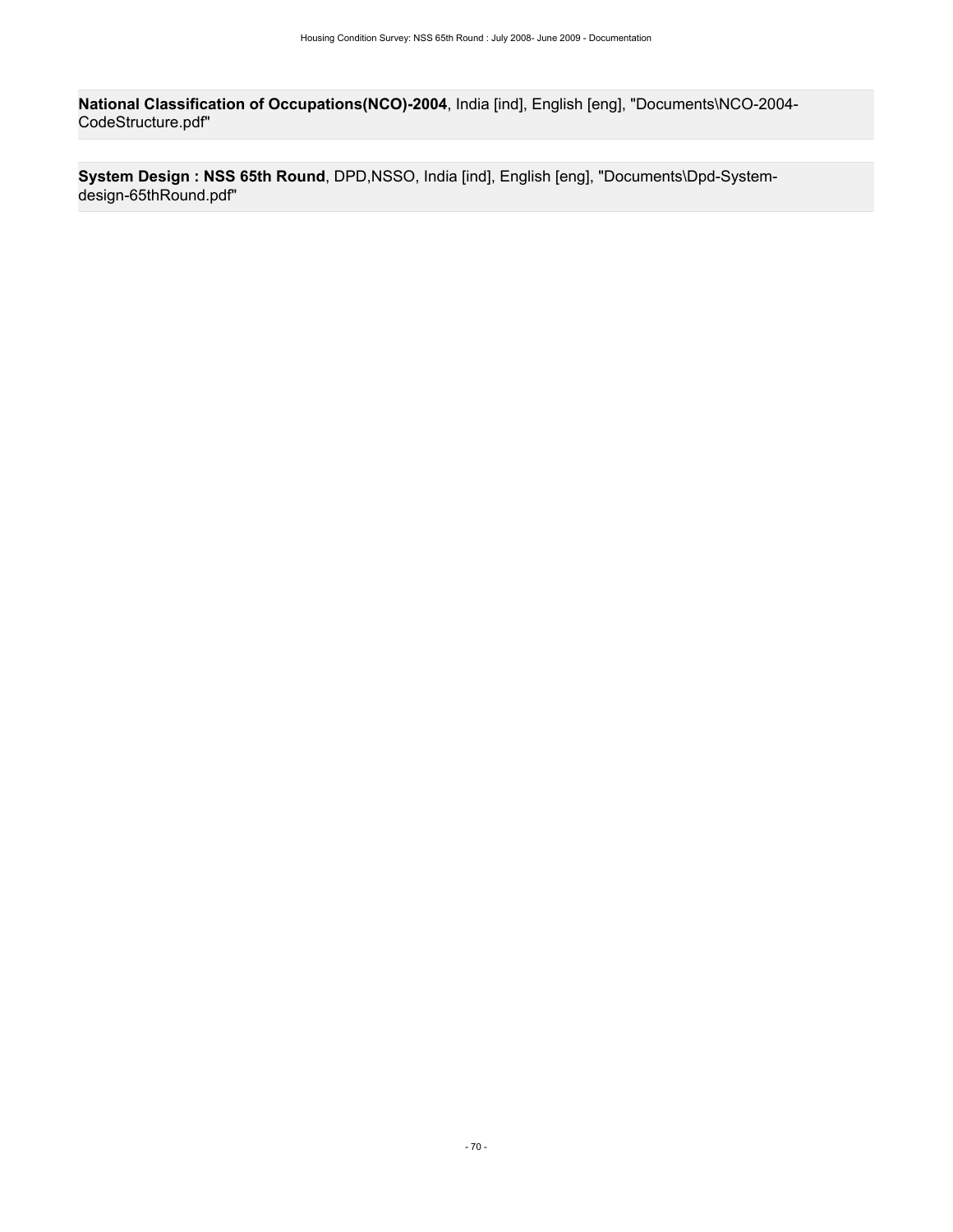**National Classification of Occupations(NCO)-2004**, India [ind], English [eng], "Documents\NCO-2004-CodeStructure.pdf"

**System Design : NSS 65th Round**, DPD,NSSO, India [ind], English [eng], "Documents\Dpd-System-design-65thRound.pdf"